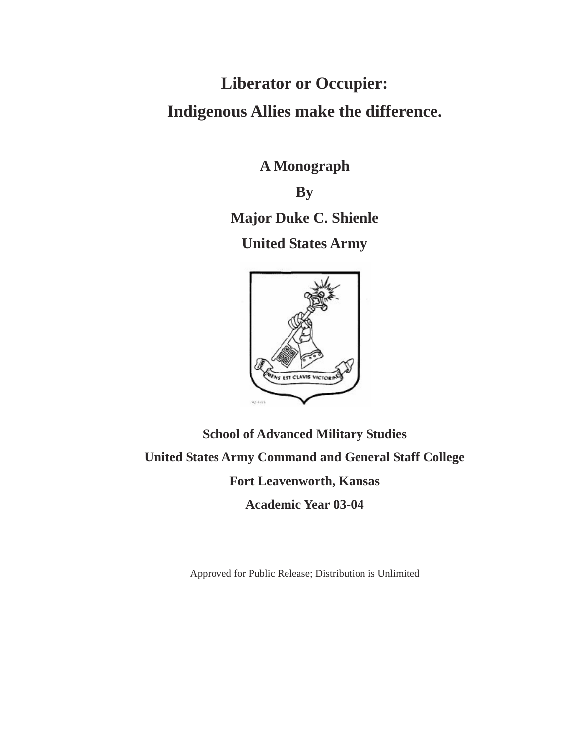# Liberator or Occupier:
# Indigenous Allies make the difference.

**A Monograph**

**By**

**Major Duke C. Shienle**

**United States Army**

**School of Advanced Military Studies**

**United States Army Command and General Staff College**

**Fort Leavenworth, Kansas**

**Academic Year 03-04**

Approved for Public Release; Distribution is Unlimited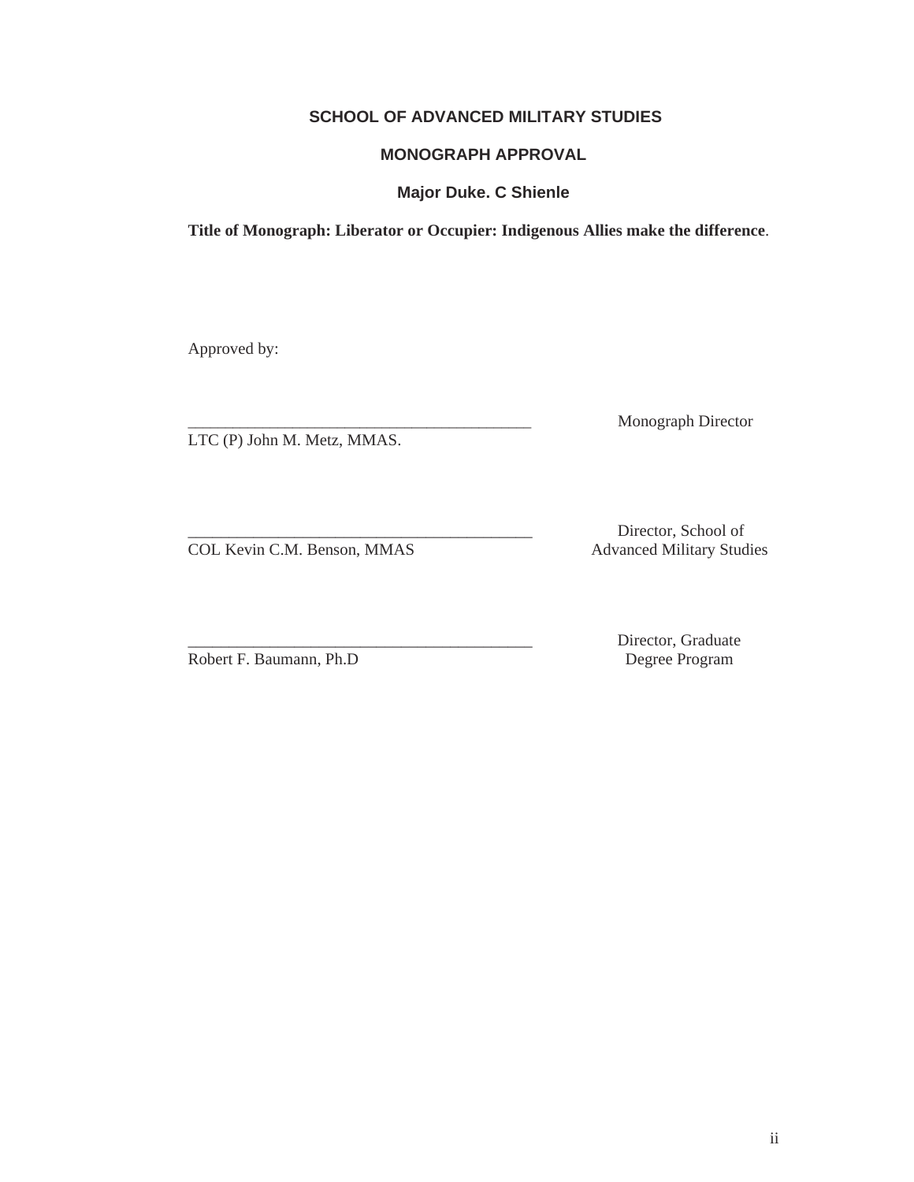**SCHOOL OF ADVANCED MILITARY STUDIES**

**MONOGRAPH APPROVAL**

**Major Duke. C Shienle**

**Title of Monograph: Liberator or Occupier: Indigenous Allies make the difference**.

Approved by:

__________________________________________ Monograph Director
LTC (P) John M. Metz, MMAS.

__________________________________________ Director, School of Advanced Military Studies
COL Kevin C.M. Benson, MMAS

__________________________________________ Director, Graduate Degree Program
Robert F. Baumann, Ph.D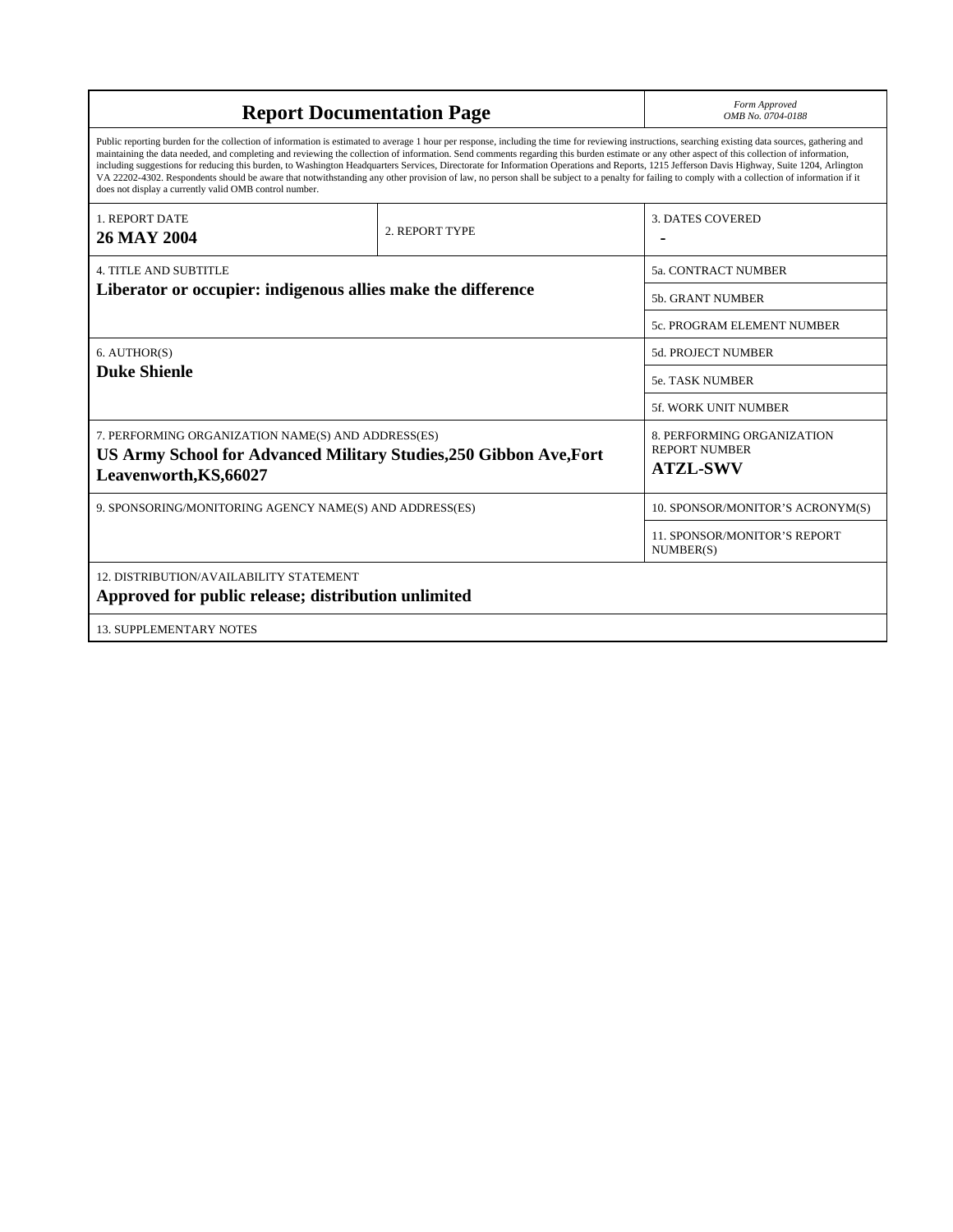# Report Documentation Page

*Form Approved*
*OMB No. 0704-0188*

Public reporting burden for the collection of information is estimated to average 1 hour per response, including the time for reviewing instructions, searching existing data sources, gathering and maintaining the data needed, and completing and reviewing the collection of information. Send comments regarding this burden estimate or any other aspect of this collection of information, including suggestions for reducing this burden, to Washington Headquarters Services, Directorate for Information Operations and Reports, 1215 Jefferson Davis Highway, Suite 1204, Arlington VA 22202-4302. Respondents should be aware that notwithstanding any other provision of law, no person shall be subject to a penalty for failing to comply with a collection of information if it does not display a currently valid OMB control number.

| | | |
|---|---|---|
| 1. REPORT DATE<br>**26 MAY 2004** | 2. REPORT TYPE | 3. DATES COVERED<br>**-** |
| 4. TITLE AND SUBTITLE<br>**Liberator or occupier: indigenous allies make the difference** | | 5a. CONTRACT NUMBER |
| | | 5b. GRANT NUMBER |
| | | 5c. PROGRAM ELEMENT NUMBER |
| 6. AUTHOR(S)<br>**Duke Shienle** | | 5d. PROJECT NUMBER |
| | | 5e. TASK NUMBER |
| | | 5f. WORK UNIT NUMBER |
| 7. PERFORMING ORGANIZATION NAME(S) AND ADDRESS(ES)<br>**US Army School for Advanced Military Studies,250 Gibbon Ave,Fort Leavenworth,KS,66027** | | 8. PERFORMING ORGANIZATION REPORT NUMBER<br>**ATZL-SWV** |
| 9. SPONSORING/MONITORING AGENCY NAME(S) AND ADDRESS(ES) | | 10. SPONSOR/MONITOR'S ACRONYM(S) |
| | | 11. SPONSOR/MONITOR'S REPORT NUMBER(S) |
| 12. DISTRIBUTION/AVAILABILITY STATEMENT<br>**Approved for public release; distribution unlimited** | | |
| 13. SUPPLEMENTARY NOTES | | |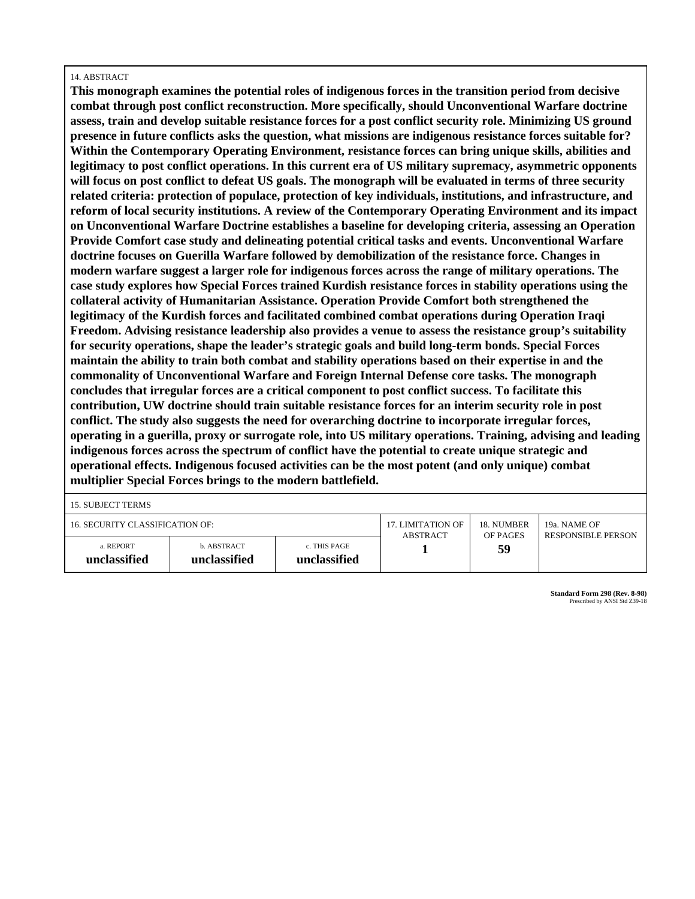14. ABSTRACT

**This monograph examines the potential roles of indigenous forces in the transition period from decisive combat through post conflict reconstruction. More specifically, should Unconventional Warfare doctrine assess, train and develop suitable resistance forces for a post conflict security role. Minimizing US ground presence in future conflicts asks the question, what missions are indigenous resistance forces suitable for? Within the Contemporary Operating Environment, resistance forces can bring unique skills, abilities and legitimacy to post conflict operations. In this current era of US military supremacy, asymmetric opponents will focus on post conflict to defeat US goals. The monograph will be evaluated in terms of three security related criteria: protection of populace, protection of key individuals, institutions, and infrastructure, and reform of local security institutions. A review of the Contemporary Operating Environment and its impact on Unconventional Warfare Doctrine establishes a baseline for developing criteria, assessing an Operation Provide Comfort case study and delineating potential critical tasks and events. Unconventional Warfare doctrine focuses on Guerilla Warfare followed by demobilization of the resistance force. Changes in modern warfare suggest a larger role for indigenous forces across the range of military operations. The case study explores how Special Forces trained Kurdish resistance forces in stability operations using the collateral activity of Humanitarian Assistance. Operation Provide Comfort both strengthened the legitimacy of the Kurdish forces and facilitated combined combat operations during Operation Iraqi Freedom. Advising resistance leadership also provides a venue to assess the resistance group's suitability for security operations, shape the leader's strategic goals and build long-term bonds. Special Forces maintain the ability to train both combat and stability operations based on their expertise in and the commonality of Unconventional Warfare and Foreign Internal Defense core tasks. The monograph concludes that irregular forces are a critical component to post conflict success. To facilitate this contribution, UW doctrine should train suitable resistance forces for an interim security role in post conflict. The study also suggests the need for overarching doctrine to incorporate irregular forces, operating in a guerilla, proxy or surrogate role, into US military operations. Training, advising and leading indigenous forces across the spectrum of conflict have the potential to create unique strategic and operational effects. Indigenous focused activities can be the most potent (and only unique) combat multiplier Special Forces brings to the modern battlefield.**

15. SUBJECT TERMS

| 16. SECURITY CLASSIFICATION OF: | | | 17. LIMITATION OF ABSTRACT | 18. NUMBER OF PAGES | 19a. NAME OF RESPONSIBLE PERSON |
|---|---|---|---|---|---|
| a. REPORT **unclassified** | b. ABSTRACT **unclassified** | c. THIS PAGE **unclassified** | **1** | **59** | |

**Standard Form 298 (Rev. 8-98)**
Prescribed by ANSI Std Z39-18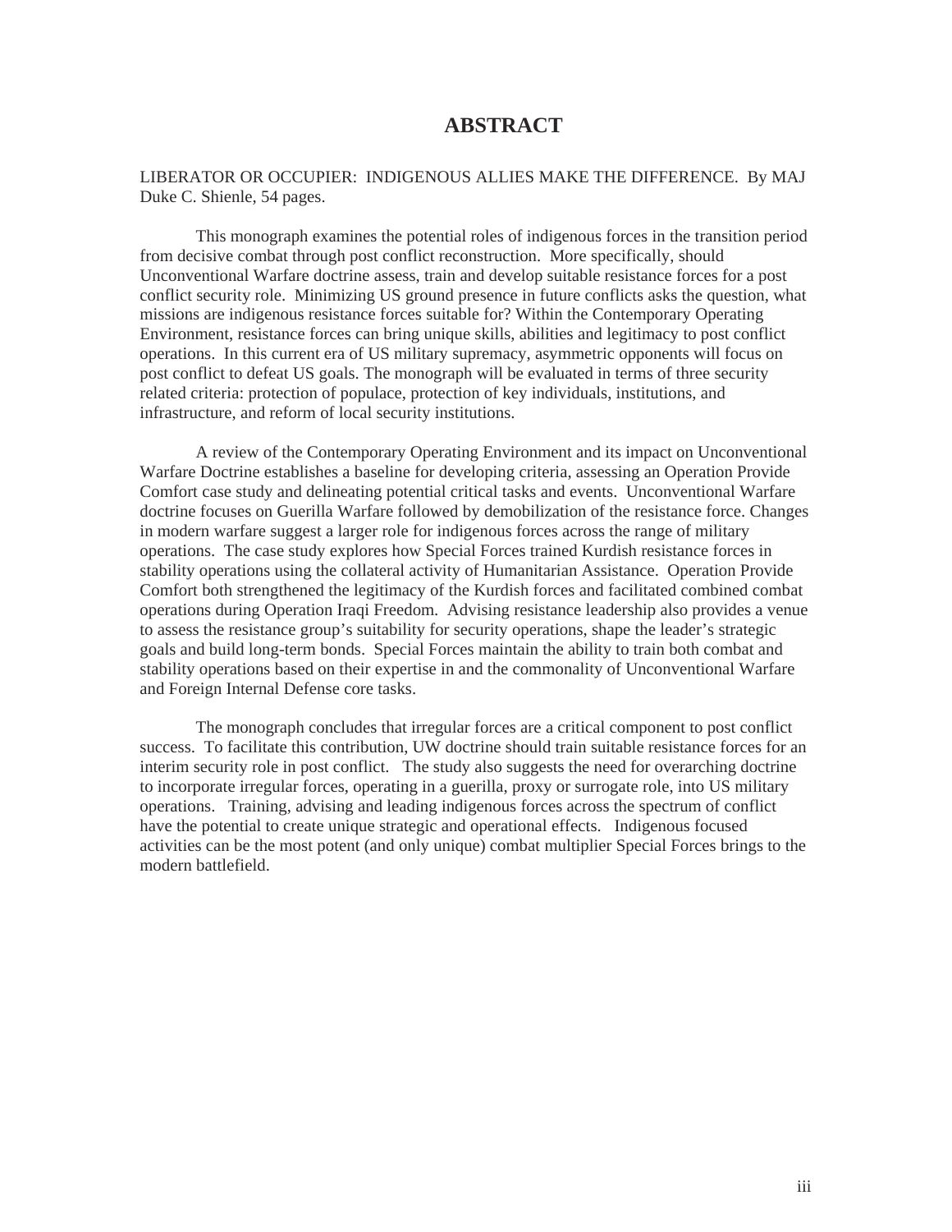# ABSTRACT

LIBERATOR OR OCCUPIER: INDIGENOUS ALLIES MAKE THE DIFFERENCE. By MAJ Duke C. Shienle, 54 pages.

This monograph examines the potential roles of indigenous forces in the transition period from decisive combat through post conflict reconstruction. More specifically, should Unconventional Warfare doctrine assess, train and develop suitable resistance forces for a post conflict security role. Minimizing US ground presence in future conflicts asks the question, what missions are indigenous resistance forces suitable for? Within the Contemporary Operating Environment, resistance forces can bring unique skills, abilities and legitimacy to post conflict operations. In this current era of US military supremacy, asymmetric opponents will focus on post conflict to defeat US goals. The monograph will be evaluated in terms of three security related criteria: protection of populace, protection of key individuals, institutions, and infrastructure, and reform of local security institutions.

A review of the Contemporary Operating Environment and its impact on Unconventional Warfare Doctrine establishes a baseline for developing criteria, assessing an Operation Provide Comfort case study and delineating potential critical tasks and events. Unconventional Warfare doctrine focuses on Guerilla Warfare followed by demobilization of the resistance force. Changes in modern warfare suggest a larger role for indigenous forces across the range of military operations. The case study explores how Special Forces trained Kurdish resistance forces in stability operations using the collateral activity of Humanitarian Assistance. Operation Provide Comfort both strengthened the legitimacy of the Kurdish forces and facilitated combined combat operations during Operation Iraqi Freedom. Advising resistance leadership also provides a venue to assess the resistance group's suitability for security operations, shape the leader's strategic goals and build long-term bonds. Special Forces maintain the ability to train both combat and stability operations based on their expertise in and the commonality of Unconventional Warfare and Foreign Internal Defense core tasks.

The monograph concludes that irregular forces are a critical component to post conflict success. To facilitate this contribution, UW doctrine should train suitable resistance forces for an interim security role in post conflict. The study also suggests the need for overarching doctrine to incorporate irregular forces, operating in a guerilla, proxy or surrogate role, into US military operations. Training, advising and leading indigenous forces across the spectrum of conflict have the potential to create unique strategic and operational effects. Indigenous focused activities can be the most potent (and only unique) combat multiplier Special Forces brings to the modern battlefield.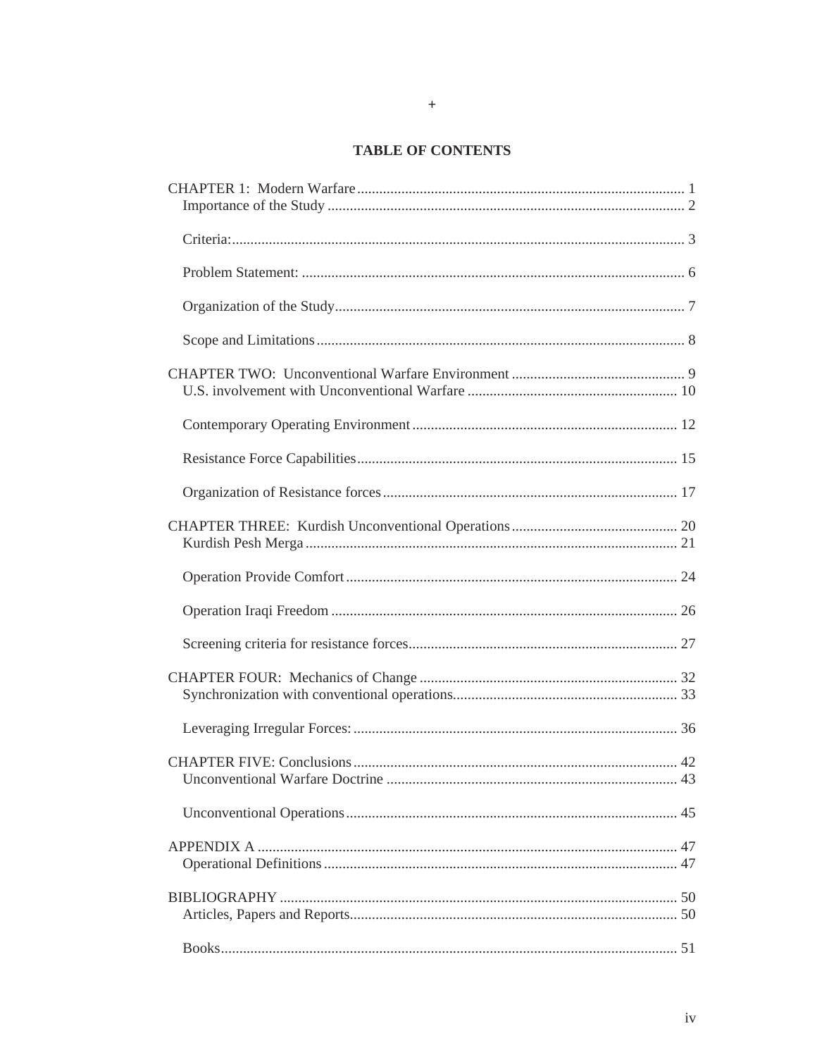+

# TABLE OF CONTENTS

CHAPTER 1: Modern Warfare ........ 1
- Importance of the Study ........ 2
- Criteria: ........ 3
- Problem Statement: ........ 6
- Organization of the Study ........ 7
- Scope and Limitations ........ 8

CHAPTER TWO: Unconventional Warfare Environment ........ 9
- U.S. involvement with Unconventional Warfare ........ 10
- Contemporary Operating Environment ........ 12
- Resistance Force Capabilities ........ 15
- Organization of Resistance forces ........ 17

CHAPTER THREE: Kurdish Unconventional Operations ........ 20
- Kurdish Pesh Merga ........ 21
- Operation Provide Comfort ........ 24
- Operation Iraqi Freedom ........ 26
- Screening criteria for resistance forces ........ 27

CHAPTER FOUR: Mechanics of Change ........ 32
- Synchronization with conventional operations ........ 33
- Leveraging Irregular Forces: ........ 36

CHAPTER FIVE: Conclusions ........ 42
- Unconventional Warfare Doctrine ........ 43
- Unconventional Operations ........ 45

APPENDIX A ........ 47
- Operational Definitions ........ 47

BIBLIOGRAPHY ........ 50
- Articles, Papers and Reports ........ 50
- Books ........ 51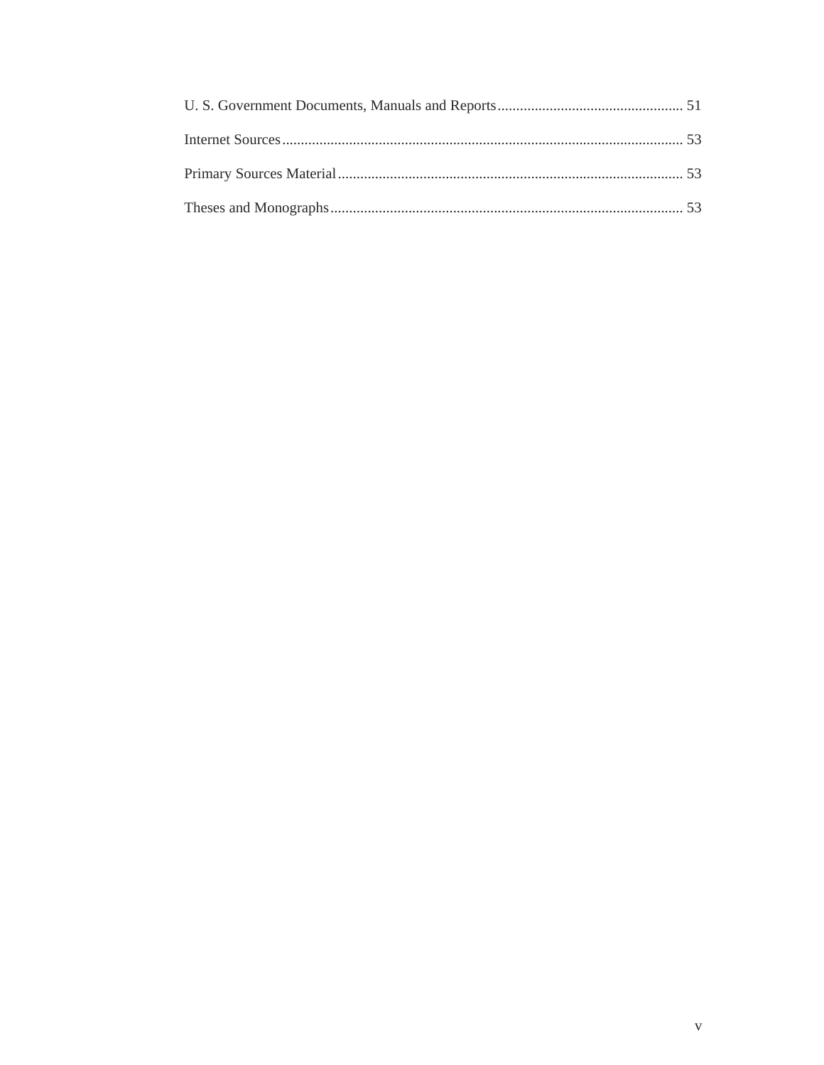U. S. Government Documents, Manuals and Reports .................................................. 51

Internet Sources ........................................................................................................... 53

Primary Sources Material ............................................................................................ 53

Theses and Monographs .............................................................................................. 53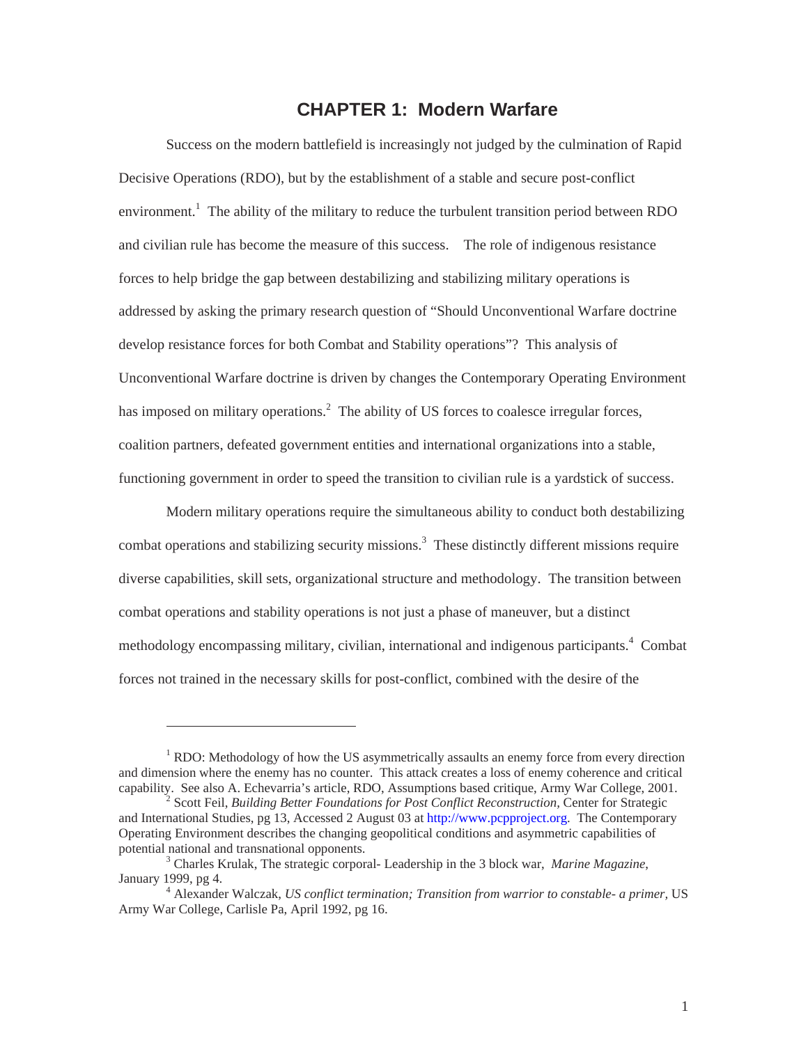# CHAPTER 1: Modern Warfare

Success on the modern battlefield is increasingly not judged by the culmination of Rapid Decisive Operations (RDO), but by the establishment of a stable and secure post-conflict environment.[1] The ability of the military to reduce the turbulent transition period between RDO and civilian rule has become the measure of this success. The role of indigenous resistance forces to help bridge the gap between destabilizing and stabilizing military operations is addressed by asking the primary research question of "Should Unconventional Warfare doctrine develop resistance forces for both Combat and Stability operations"? This analysis of Unconventional Warfare doctrine is driven by changes the Contemporary Operating Environment has imposed on military operations.[2] The ability of US forces to coalesce irregular forces, coalition partners, defeated government entities and international organizations into a stable, functioning government in order to speed the transition to civilian rule is a yardstick of success.

Modern military operations require the simultaneous ability to conduct both destabilizing combat operations and stabilizing security missions.[3] These distinctly different missions require diverse capabilities, skill sets, organizational structure and methodology. The transition between combat operations and stability operations is not just a phase of maneuver, but a distinct methodology encompassing military, civilian, international and indigenous participants.[4] Combat forces not trained in the necessary skills for post-conflict, combined with the desire of the

---

[1] RDO: Methodology of how the US asymmetrically assaults an enemy force from every direction and dimension where the enemy has no counter. This attack creates a loss of enemy coherence and critical capability. See also A. Echevarria's article, RDO, Assumptions based critique, Army War College, 2001.

[2] Scott Feil, *Building Better Foundations for Post Conflict Reconstruction,* Center for Strategic and International Studies, pg 13, Accessed 2 August 03 at http://www.pcpproject.org. The Contemporary Operating Environment describes the changing geopolitical conditions and asymmetric capabilities of potential national and transnational opponents.

[3] Charles Krulak, The strategic corporal- Leadership in the 3 block war, *Marine Magazine*, January 1999, pg 4.

[4] Alexander Walczak, *US conflict termination; Transition from warrior to constable- a primer,* US Army War College, Carlisle Pa, April 1992, pg 16.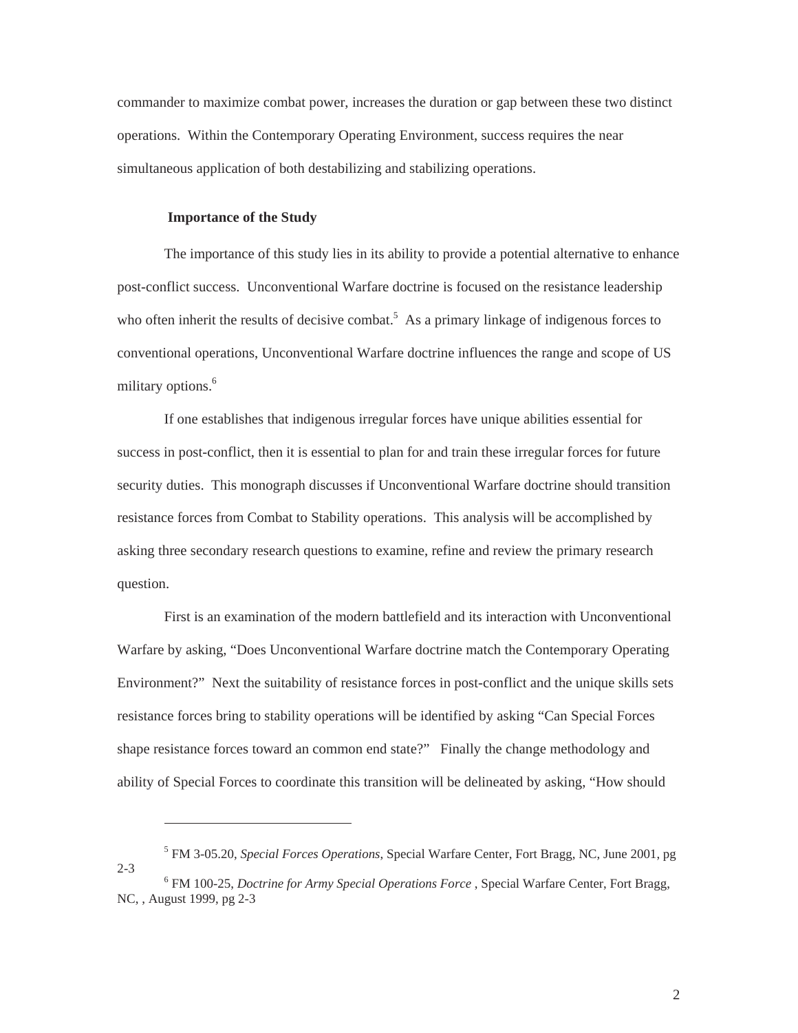commander to maximize combat power, increases the duration or gap between these two distinct operations. Within the Contemporary Operating Environment, success requires the near simultaneous application of both destabilizing and stabilizing operations.

### Importance of the Study

The importance of this study lies in its ability to provide a potential alternative to enhance post-conflict success. Unconventional Warfare doctrine is focused on the resistance leadership who often inherit the results of decisive combat.[5] As a primary linkage of indigenous forces to conventional operations, Unconventional Warfare doctrine influences the range and scope of US military options.[6]

If one establishes that indigenous irregular forces have unique abilities essential for success in post-conflict, then it is essential to plan for and train these irregular forces for future security duties. This monograph discusses if Unconventional Warfare doctrine should transition resistance forces from Combat to Stability operations. This analysis will be accomplished by asking three secondary research questions to examine, refine and review the primary research question.

First is an examination of the modern battlefield and its interaction with Unconventional Warfare by asking, "Does Unconventional Warfare doctrine match the Contemporary Operating Environment?" Next the suitability of resistance forces in post-conflict and the unique skills sets resistance forces bring to stability operations will be identified by asking "Can Special Forces shape resistance forces toward an common end state?" Finally the change methodology and ability of Special Forces to coordinate this transition will be delineated by asking, "How should

---

[5] FM 3-05.20, *Special Forces Operations*, Special Warfare Center, Fort Bragg, NC, June 2001, pg 2-3

[6] FM 100-25, *Doctrine for Army Special Operations Force* , Special Warfare Center, Fort Bragg, NC, , August 1999, pg 2-3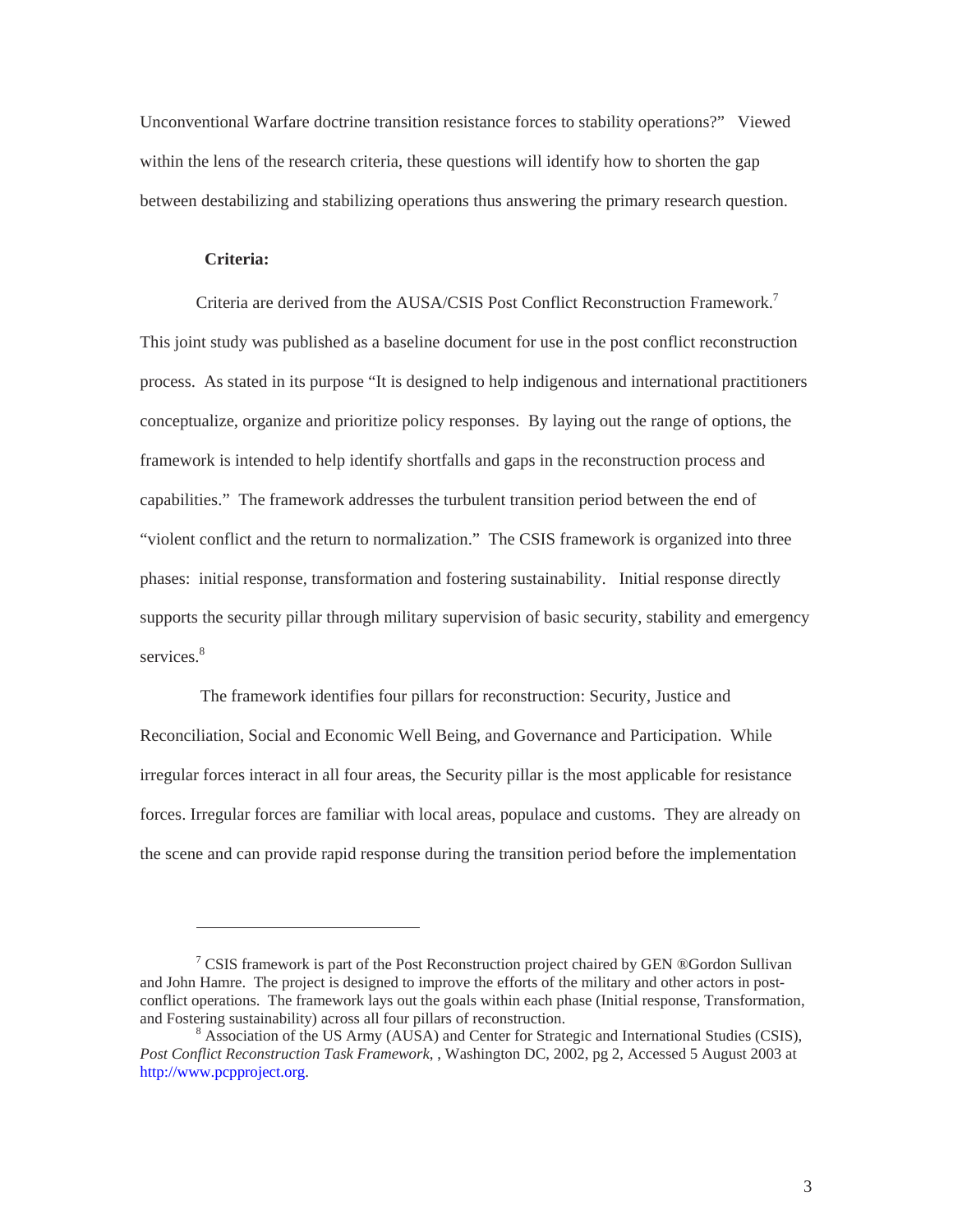Unconventional Warfare doctrine transition resistance forces to stability operations?" Viewed within the lens of the research criteria, these questions will identify how to shorten the gap between destabilizing and stabilizing operations thus answering the primary research question.

**Criteria:**

Criteria are derived from the AUSA/CSIS Post Conflict Reconstruction Framework.[7] This joint study was published as a baseline document for use in the post conflict reconstruction process. As stated in its purpose "It is designed to help indigenous and international practitioners conceptualize, organize and prioritize policy responses. By laying out the range of options, the framework is intended to help identify shortfalls and gaps in the reconstruction process and capabilities." The framework addresses the turbulent transition period between the end of "violent conflict and the return to normalization." The CSIS framework is organized into three phases: initial response, transformation and fostering sustainability. Initial response directly supports the security pillar through military supervision of basic security, stability and emergency services.[8]

The framework identifies four pillars for reconstruction: Security, Justice and Reconciliation, Social and Economic Well Being, and Governance and Participation. While irregular forces interact in all four areas, the Security pillar is the most applicable for resistance forces. Irregular forces are familiar with local areas, populace and customs. They are already on the scene and can provide rapid response during the transition period before the implementation

---

[7] CSIS framework is part of the Post Reconstruction project chaired by GEN ®Gordon Sullivan and John Hamre. The project is designed to improve the efforts of the military and other actors in post-conflict operations. The framework lays out the goals within each phase (Initial response, Transformation, and Fostering sustainability) across all four pillars of reconstruction.

[8] Association of the US Army (AUSA) and Center for Strategic and International Studies (CSIS), *Post Conflict Reconstruction Task Framework*, , Washington DC, 2002, pg 2, Accessed 5 August 2003 at http://www.pcpproject.org.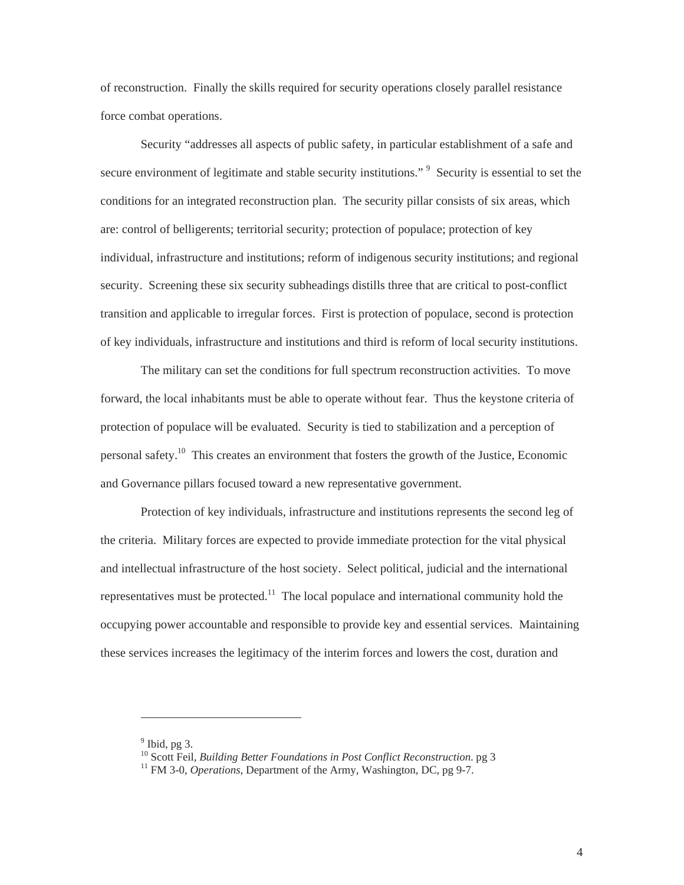of reconstruction. Finally the skills required for security operations closely parallel resistance force combat operations.

Security "addresses all aspects of public safety, in particular establishment of a safe and secure environment of legitimate and stable security institutions." [9] Security is essential to set the conditions for an integrated reconstruction plan. The security pillar consists of six areas, which are: control of belligerents; territorial security; protection of populace; protection of key individual, infrastructure and institutions; reform of indigenous security institutions; and regional security. Screening these six security subheadings distills three that are critical to post-conflict transition and applicable to irregular forces. First is protection of populace, second is protection of key individuals, infrastructure and institutions and third is reform of local security institutions.

The military can set the conditions for full spectrum reconstruction activities. To move forward, the local inhabitants must be able to operate without fear. Thus the keystone criteria of protection of populace will be evaluated. Security is tied to stabilization and a perception of personal safety.[10] This creates an environment that fosters the growth of the Justice, Economic and Governance pillars focused toward a new representative government.

Protection of key individuals, infrastructure and institutions represents the second leg of the criteria. Military forces are expected to provide immediate protection for the vital physical and intellectual infrastructure of the host society. Select political, judicial and the international representatives must be protected.[11] The local populace and international community hold the occupying power accountable and responsible to provide key and essential services. Maintaining these services increases the legitimacy of the interim forces and lowers the cost, duration and

---

[9] Ibid, pg 3.

[10] Scott Feil, *Building Better Foundations in Post Conflict Reconstruction*. pg 3

[11] FM 3-0, *Operations*, Department of the Army, Washington, DC, pg 9-7.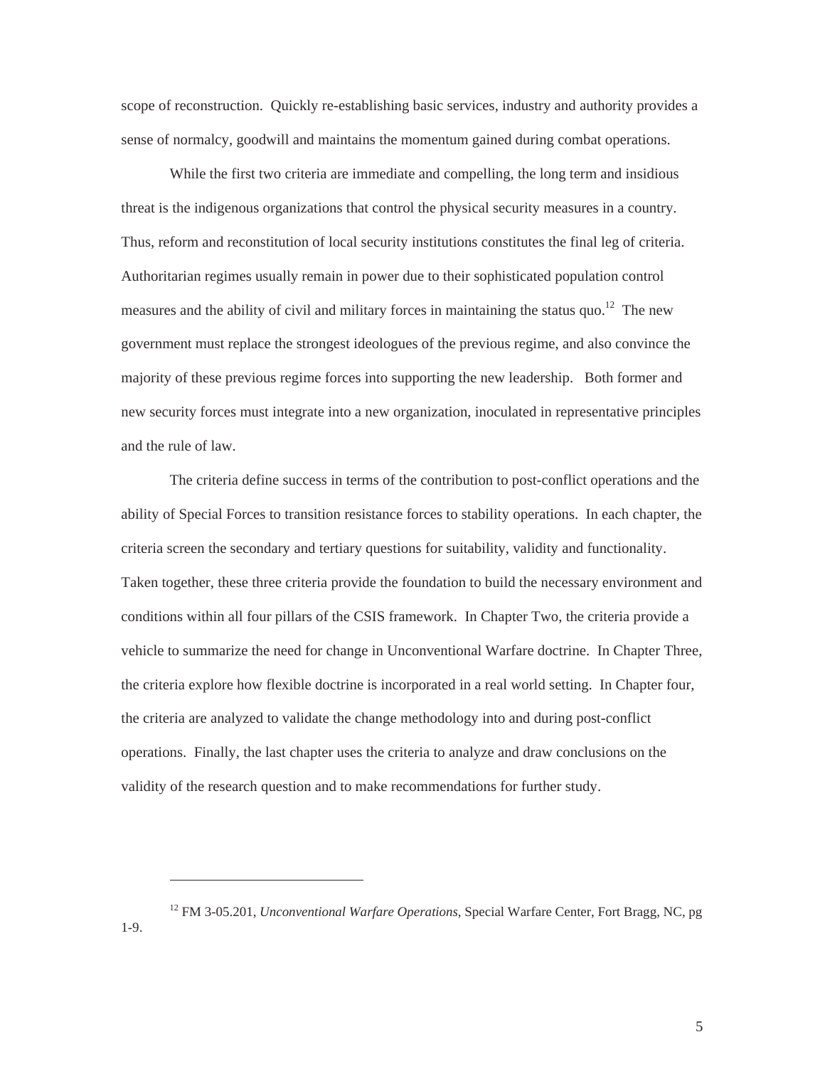scope of reconstruction. Quickly re-establishing basic services, industry and authority provides a sense of normalcy, goodwill and maintains the momentum gained during combat operations.

While the first two criteria are immediate and compelling, the long term and insidious threat is the indigenous organizations that control the physical security measures in a country. Thus, reform and reconstitution of local security institutions constitutes the final leg of criteria. Authoritarian regimes usually remain in power due to their sophisticated population control measures and the ability of civil and military forces in maintaining the status quo.[12] The new government must replace the strongest ideologues of the previous regime, and also convince the majority of these previous regime forces into supporting the new leadership. Both former and new security forces must integrate into a new organization, inoculated in representative principles and the rule of law.

The criteria define success in terms of the contribution to post-conflict operations and the ability of Special Forces to transition resistance forces to stability operations. In each chapter, the criteria screen the secondary and tertiary questions for suitability, validity and functionality. Taken together, these three criteria provide the foundation to build the necessary environment and conditions within all four pillars of the CSIS framework. In Chapter Two, the criteria provide a vehicle to summarize the need for change in Unconventional Warfare doctrine. In Chapter Three, the criteria explore how flexible doctrine is incorporated in a real world setting. In Chapter four, the criteria are analyzed to validate the change methodology into and during post-conflict operations. Finally, the last chapter uses the criteria to analyze and draw conclusions on the validity of the research question and to make recommendations for further study.

---

[12] FM 3-05.201, *Unconventional Warfare Operations*, Special Warfare Center, Fort Bragg, NC, pg 1-9.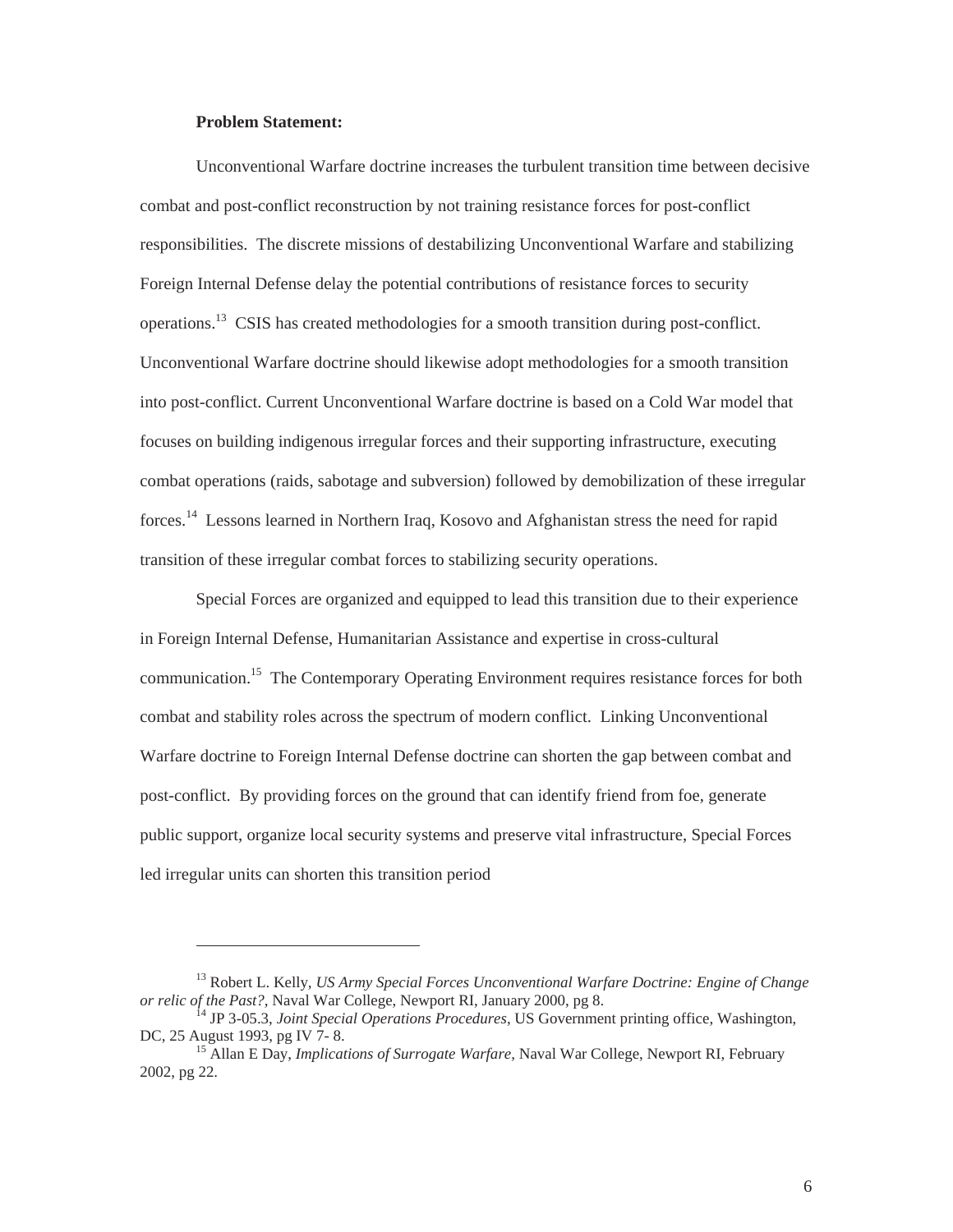**Problem Statement:**

Unconventional Warfare doctrine increases the turbulent transition time between decisive combat and post-conflict reconstruction by not training resistance forces for post-conflict responsibilities. The discrete missions of destabilizing Unconventional Warfare and stabilizing Foreign Internal Defense delay the potential contributions of resistance forces to security operations.[13] CSIS has created methodologies for a smooth transition during post-conflict. Unconventional Warfare doctrine should likewise adopt methodologies for a smooth transition into post-conflict. Current Unconventional Warfare doctrine is based on a Cold War model that focuses on building indigenous irregular forces and their supporting infrastructure, executing combat operations (raids, sabotage and subversion) followed by demobilization of these irregular forces.[14] Lessons learned in Northern Iraq, Kosovo and Afghanistan stress the need for rapid transition of these irregular combat forces to stabilizing security operations.

Special Forces are organized and equipped to lead this transition due to their experience in Foreign Internal Defense, Humanitarian Assistance and expertise in cross-cultural communication.[15] The Contemporary Operating Environment requires resistance forces for both combat and stability roles across the spectrum of modern conflict. Linking Unconventional Warfare doctrine to Foreign Internal Defense doctrine can shorten the gap between combat and post-conflict. By providing forces on the ground that can identify friend from foe, generate public support, organize local security systems and preserve vital infrastructure, Special Forces led irregular units can shorten this transition period

---

[13] Robert L. Kelly, *US Army Special Forces Unconventional Warfare Doctrine: Engine of Change or relic of the Past?*, Naval War College, Newport RI, January 2000, pg 8.

[14] JP 3-05.3, *Joint Special Operations Procedures*, US Government printing office, Washington, DC, 25 August 1993, pg IV 7- 8.

[15] Allan E Day, *Implications of Surrogate Warfare*, Naval War College, Newport RI, February 2002, pg 22.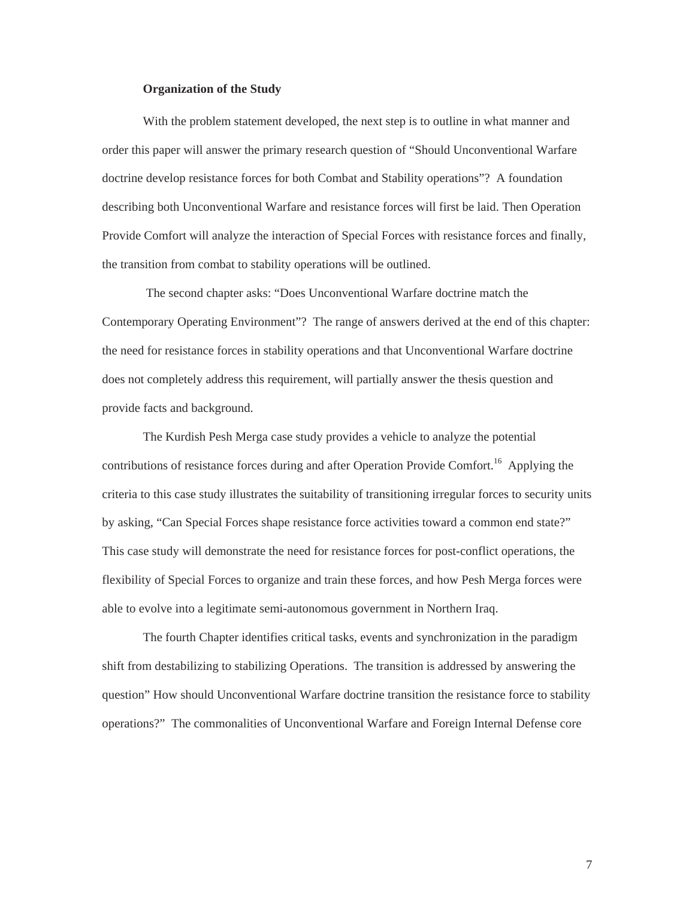**Organization of the Study**

With the problem statement developed, the next step is to outline in what manner and order this paper will answer the primary research question of "Should Unconventional Warfare doctrine develop resistance forces for both Combat and Stability operations"? A foundation describing both Unconventional Warfare and resistance forces will first be laid. Then Operation Provide Comfort will analyze the interaction of Special Forces with resistance forces and finally, the transition from combat to stability operations will be outlined.

The second chapter asks: "Does Unconventional Warfare doctrine match the Contemporary Operating Environment"? The range of answers derived at the end of this chapter: the need for resistance forces in stability operations and that Unconventional Warfare doctrine does not completely address this requirement, will partially answer the thesis question and provide facts and background.

The Kurdish Pesh Merga case study provides a vehicle to analyze the potential contributions of resistance forces during and after Operation Provide Comfort.[16] Applying the criteria to this case study illustrates the suitability of transitioning irregular forces to security units by asking, "Can Special Forces shape resistance force activities toward a common end state?" This case study will demonstrate the need for resistance forces for post-conflict operations, the flexibility of Special Forces to organize and train these forces, and how Pesh Merga forces were able to evolve into a legitimate semi-autonomous government in Northern Iraq.

The fourth Chapter identifies critical tasks, events and synchronization in the paradigm shift from destabilizing to stabilizing Operations. The transition is addressed by answering the question" How should Unconventional Warfare doctrine transition the resistance force to stability operations?" The commonalities of Unconventional Warfare and Foreign Internal Defense core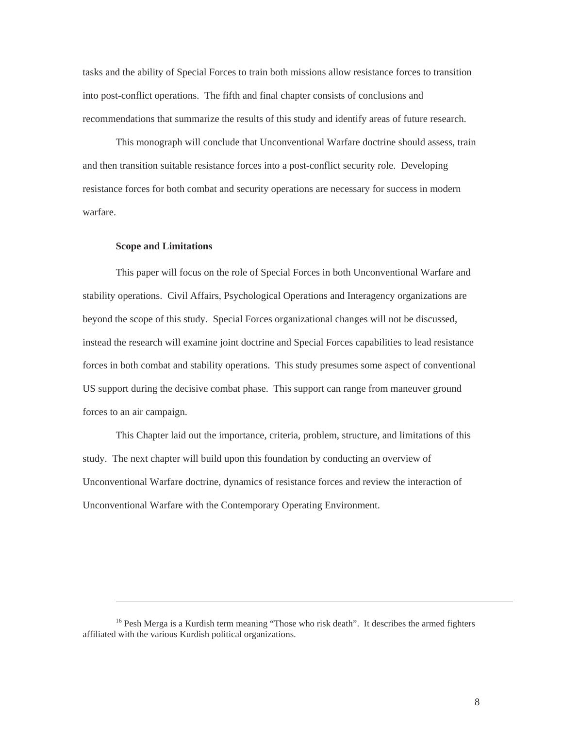tasks and the ability of Special Forces to train both missions allow resistance forces to transition into post-conflict operations. The fifth and final chapter consists of conclusions and recommendations that summarize the results of this study and identify areas of future research.

This monograph will conclude that Unconventional Warfare doctrine should assess, train and then transition suitable resistance forces into a post-conflict security role. Developing resistance forces for both combat and security operations are necessary for success in modern warfare.

**Scope and Limitations**

This paper will focus on the role of Special Forces in both Unconventional Warfare and stability operations. Civil Affairs, Psychological Operations and Interagency organizations are beyond the scope of this study. Special Forces organizational changes will not be discussed, instead the research will examine joint doctrine and Special Forces capabilities to lead resistance forces in both combat and stability operations. This study presumes some aspect of conventional US support during the decisive combat phase. This support can range from maneuver ground forces to an air campaign.

This Chapter laid out the importance, criteria, problem, structure, and limitations of this study. The next chapter will build upon this foundation by conducting an overview of Unconventional Warfare doctrine, dynamics of resistance forces and review the interaction of Unconventional Warfare with the Contemporary Operating Environment.

---

[16] Pesh Merga is a Kurdish term meaning "Those who risk death". It describes the armed fighters affiliated with the various Kurdish political organizations.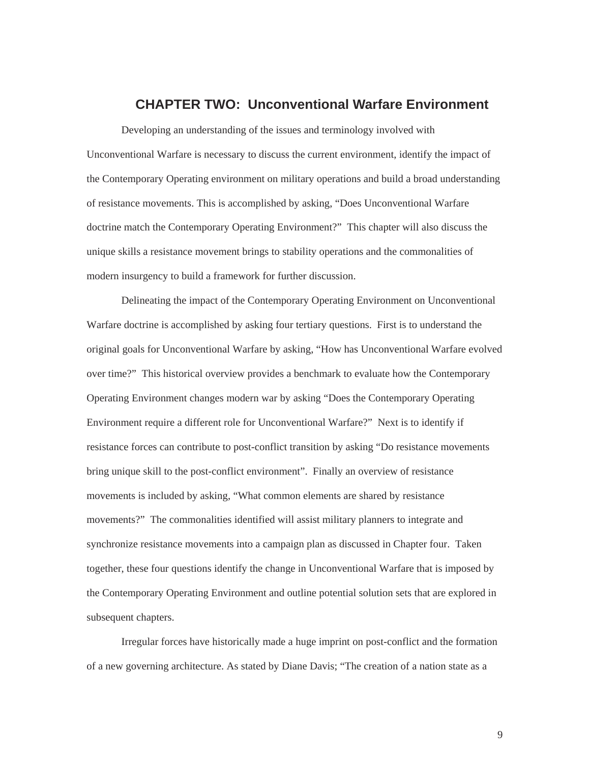## CHAPTER TWO: Unconventional Warfare Environment

Developing an understanding of the issues and terminology involved with Unconventional Warfare is necessary to discuss the current environment, identify the impact of the Contemporary Operating environment on military operations and build a broad understanding of resistance movements. This is accomplished by asking, "Does Unconventional Warfare doctrine match the Contemporary Operating Environment?" This chapter will also discuss the unique skills a resistance movement brings to stability operations and the commonalities of modern insurgency to build a framework for further discussion.

Delineating the impact of the Contemporary Operating Environment on Unconventional Warfare doctrine is accomplished by asking four tertiary questions. First is to understand the original goals for Unconventional Warfare by asking, "How has Unconventional Warfare evolved over time?" This historical overview provides a benchmark to evaluate how the Contemporary Operating Environment changes modern war by asking "Does the Contemporary Operating Environment require a different role for Unconventional Warfare?" Next is to identify if resistance forces can contribute to post-conflict transition by asking "Do resistance movements bring unique skill to the post-conflict environment". Finally an overview of resistance movements is included by asking, "What common elements are shared by resistance movements?" The commonalities identified will assist military planners to integrate and synchronize resistance movements into a campaign plan as discussed in Chapter four. Taken together, these four questions identify the change in Unconventional Warfare that is imposed by the Contemporary Operating Environment and outline potential solution sets that are explored in subsequent chapters.

Irregular forces have historically made a huge imprint on post-conflict and the formation of a new governing architecture. As stated by Diane Davis; "The creation of a nation state as a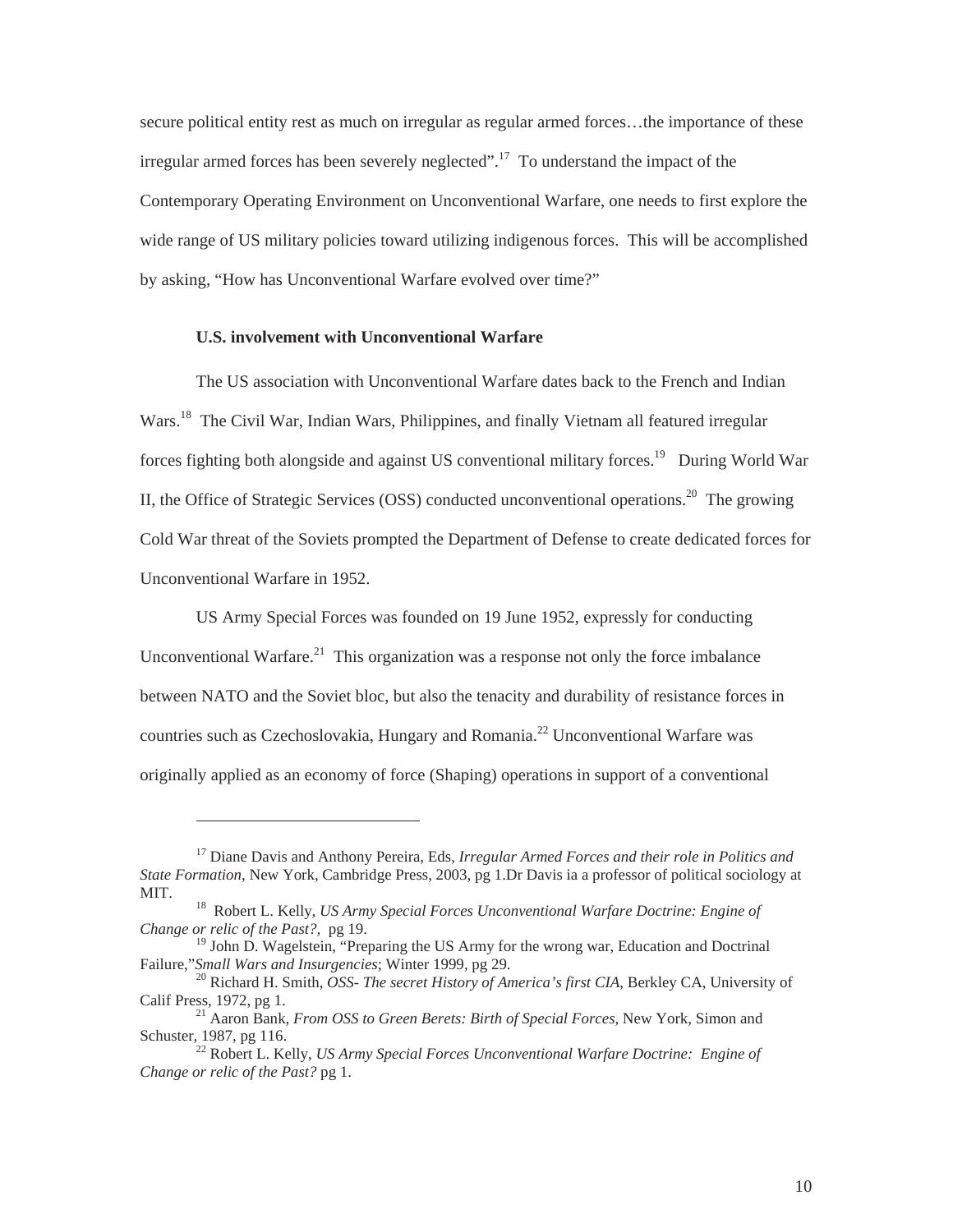secure political entity rest as much on irregular as regular armed forces…the importance of these irregular armed forces has been severely neglected".[17] To understand the impact of the Contemporary Operating Environment on Unconventional Warfare, one needs to first explore the wide range of US military policies toward utilizing indigenous forces. This will be accomplished by asking, "How has Unconventional Warfare evolved over time?"

**U.S. involvement with Unconventional Warfare**

The US association with Unconventional Warfare dates back to the French and Indian Wars.[18] The Civil War, Indian Wars, Philippines, and finally Vietnam all featured irregular forces fighting both alongside and against US conventional military forces.[19] During World War II, the Office of Strategic Services (OSS) conducted unconventional operations.[20] The growing Cold War threat of the Soviets prompted the Department of Defense to create dedicated forces for Unconventional Warfare in 1952.

US Army Special Forces was founded on 19 June 1952, expressly for conducting Unconventional Warfare.[21] This organization was a response not only the force imbalance between NATO and the Soviet bloc, but also the tenacity and durability of resistance forces in countries such as Czechoslovakia, Hungary and Romania.[22] Unconventional Warfare was originally applied as an economy of force (Shaping) operations in support of a conventional

---

[17] Diane Davis and Anthony Pereira, Eds, *Irregular Armed Forces and their role in Politics and State Formation*, New York, Cambridge Press, 2003, pg 1.Dr Davis ia a professor of political sociology at MIT.

[18] Robert L. Kelly*, US Army Special Forces Unconventional Warfare Doctrine: Engine of Change or relic of the Past?,* pg 19.

[19] John D. Wagelstein, "Preparing the US Army for the wrong war, Education and Doctrinal Failure,"*Small Wars and Insurgencies*; Winter 1999, pg 29.

[20] Richard H. Smith, *OSS- The secret History of America's first CIA*, Berkley CA, University of Calif Press, 1972, pg 1.

[21] Aaron Bank, *From OSS to Green Berets: Birth of Special Forces*, New York, Simon and Schuster, 1987, pg 116.

[22] Robert L. Kelly, *US Army Special Forces Unconventional Warfare Doctrine: Engine of Change or relic of the Past?* pg 1.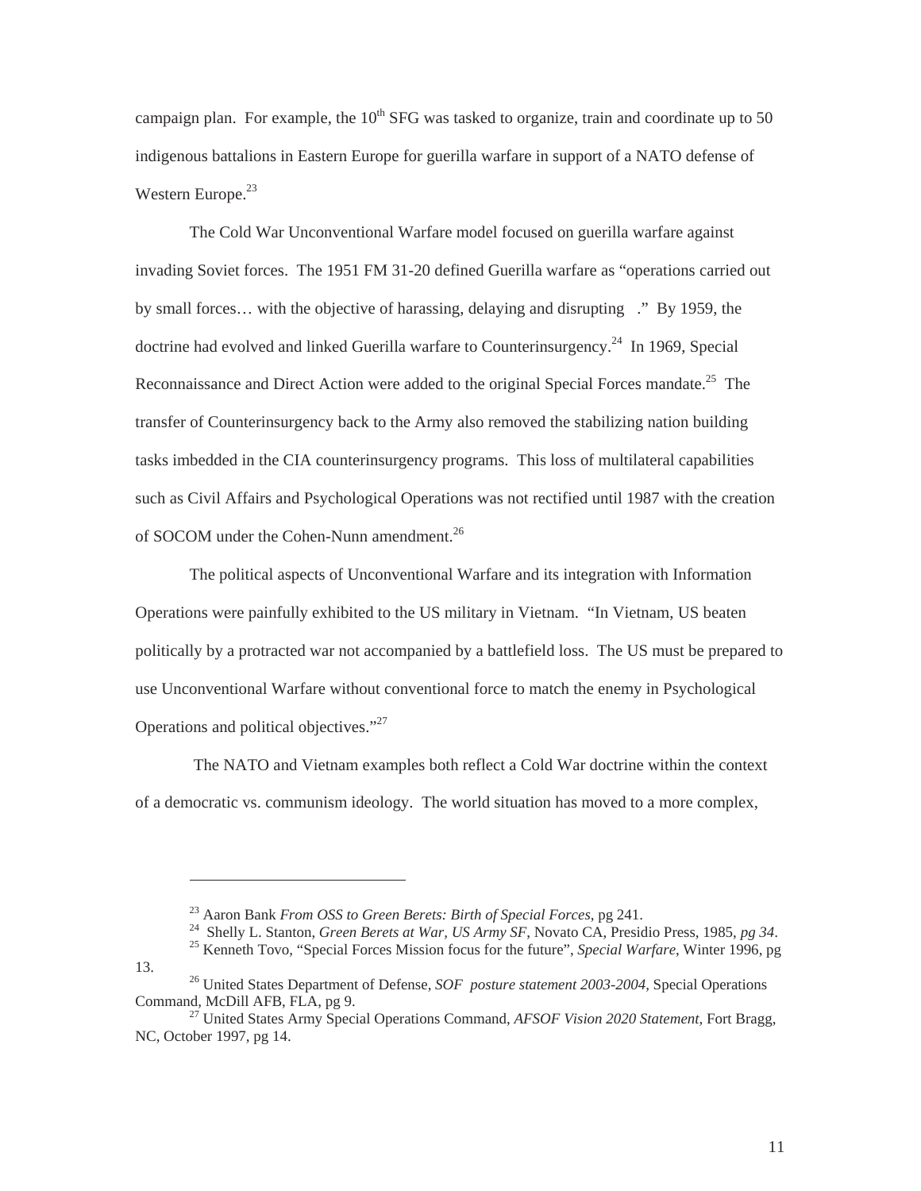campaign plan. For example, the 10th SFG was tasked to organize, train and coordinate up to 50 indigenous battalions in Eastern Europe for guerilla warfare in support of a NATO defense of Western Europe.[23]

The Cold War Unconventional Warfare model focused on guerilla warfare against invading Soviet forces. The 1951 FM 31-20 defined Guerilla warfare as "operations carried out by small forces… with the objective of harassing, delaying and disrupting ." By 1959, the doctrine had evolved and linked Guerilla warfare to Counterinsurgency.[24] In 1969, Special Reconnaissance and Direct Action were added to the original Special Forces mandate.[25] The transfer of Counterinsurgency back to the Army also removed the stabilizing nation building tasks imbedded in the CIA counterinsurgency programs. This loss of multilateral capabilities such as Civil Affairs and Psychological Operations was not rectified until 1987 with the creation of SOCOM under the Cohen-Nunn amendment.[26]

The political aspects of Unconventional Warfare and its integration with Information Operations were painfully exhibited to the US military in Vietnam. "In Vietnam, US beaten politically by a protracted war not accompanied by a battlefield loss. The US must be prepared to use Unconventional Warfare without conventional force to match the enemy in Psychological Operations and political objectives."[27]

The NATO and Vietnam examples both reflect a Cold War doctrine within the context of a democratic vs. communism ideology. The world situation has moved to a more complex,

---

[23] Aaron Bank *From OSS to Green Berets: Birth of Special Forces*, pg 241.

[24] Shelly L. Stanton, *Green Berets at War, US Army SF*, Novato CA, Presidio Press, 1985, *pg 34*.

[25] Kenneth Tovo, "Special Forces Mission focus for the future", *Special Warfare*, Winter 1996, pg 13.

[26] United States Department of Defense, *SOF posture statement 2003-2004*, Special Operations Command, McDill AFB, FLA, pg 9.

[27] United States Army Special Operations Command, *AFSOF Vision 2020 Statement*, Fort Bragg, NC, October 1997, pg 14.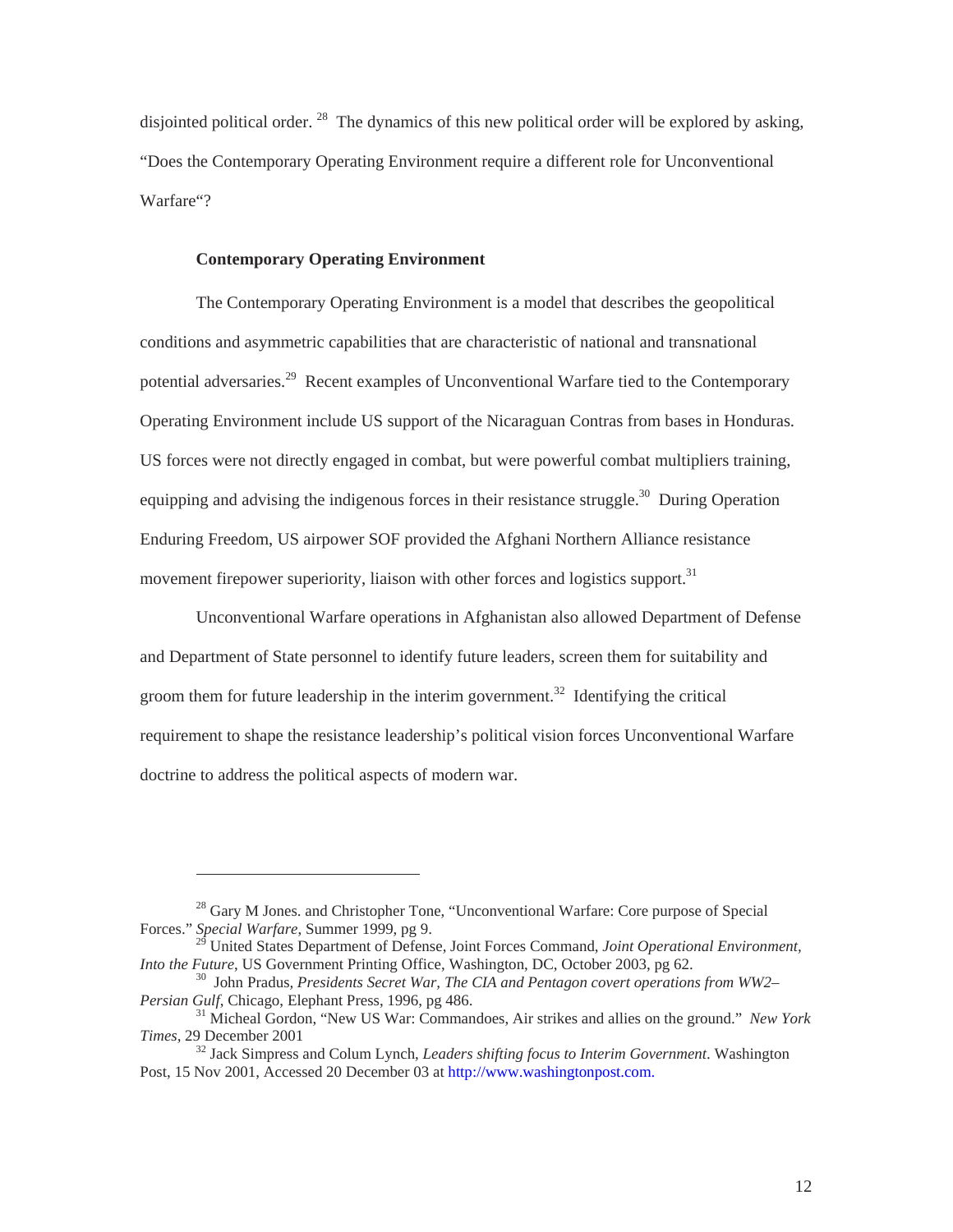disjointed political order.[28] The dynamics of this new political order will be explored by asking, "Does the Contemporary Operating Environment require a different role for Unconventional Warfare"?

**Contemporary Operating Environment**

The Contemporary Operating Environment is a model that describes the geopolitical conditions and asymmetric capabilities that are characteristic of national and transnational potential adversaries.[29] Recent examples of Unconventional Warfare tied to the Contemporary Operating Environment include US support of the Nicaraguan Contras from bases in Honduras. US forces were not directly engaged in combat, but were powerful combat multipliers training, equipping and advising the indigenous forces in their resistance struggle.[30] During Operation Enduring Freedom, US airpower SOF provided the Afghani Northern Alliance resistance movement firepower superiority, liaison with other forces and logistics support.[31]

Unconventional Warfare operations in Afghanistan also allowed Department of Defense and Department of State personnel to identify future leaders, screen them for suitability and groom them for future leadership in the interim government.[32] Identifying the critical requirement to shape the resistance leadership's political vision forces Unconventional Warfare doctrine to address the political aspects of modern war.

---

[28] Gary M Jones. and Christopher Tone, "Unconventional Warfare: Core purpose of Special Forces." *Special Warfare*, Summer 1999, pg 9.

[29] United States Department of Defense, Joint Forces Command, *Joint Operational Environment, Into the Future*, US Government Printing Office, Washington, DC, October 2003, pg 62.

[30] John Pradus, *Presidents Secret War, The CIA and Pentagon covert operations from WW2–Persian Gulf*, Chicago, Elephant Press, 1996, pg 486.

[31] Micheal Gordon, "New US War: Commandoes, Air strikes and allies on the ground." *New York Times*, 29 December 2001

[32] Jack Simpress and Colum Lynch, *Leaders shifting focus to Interim Government*. Washington Post, 15 Nov 2001, Accessed 20 December 03 at http://www.washingtonpost.com.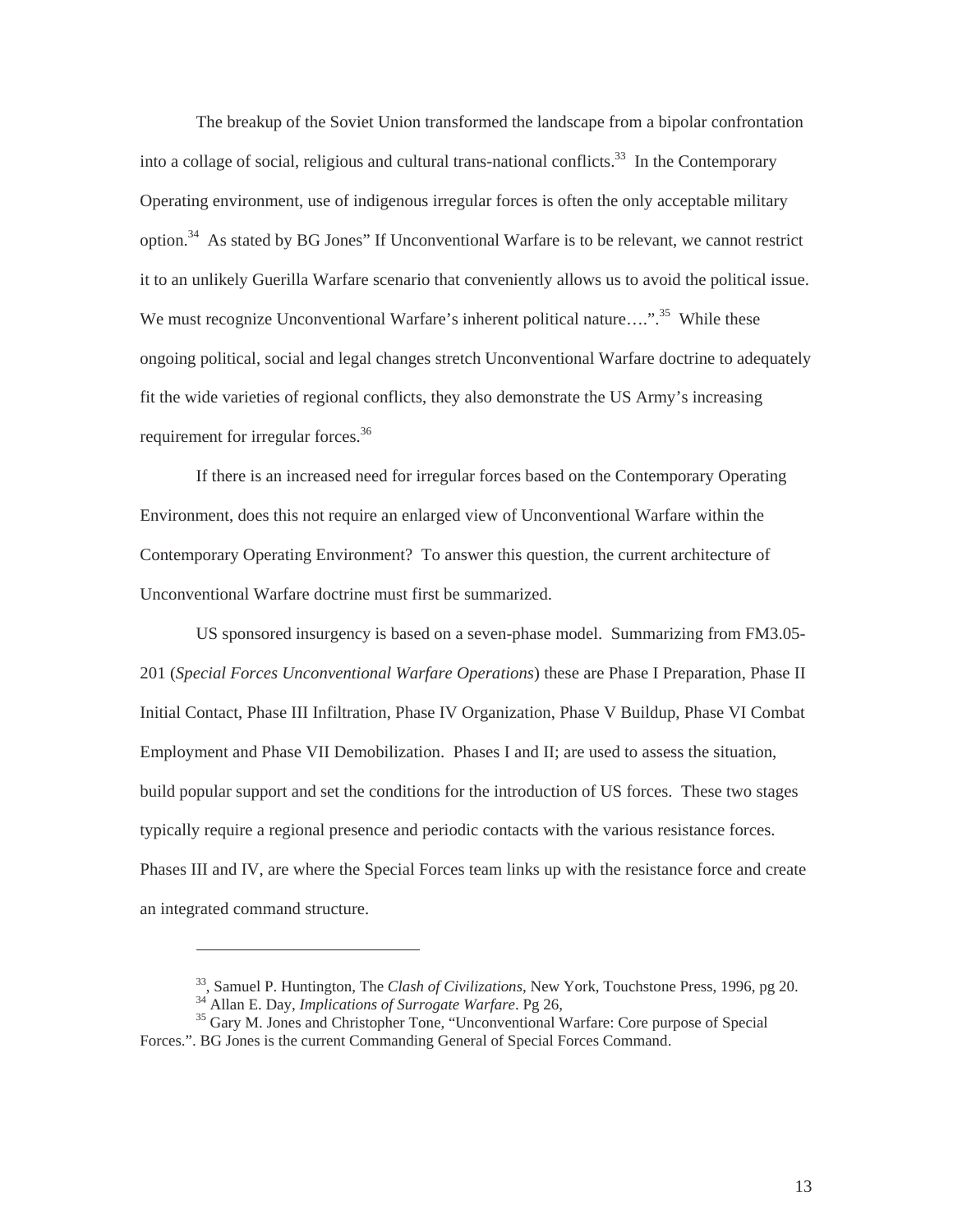The breakup of the Soviet Union transformed the landscape from a bipolar confrontation into a collage of social, religious and cultural trans-national conflicts.[33] In the Contemporary Operating environment, use of indigenous irregular forces is often the only acceptable military option.[34] As stated by BG Jones" If Unconventional Warfare is to be relevant, we cannot restrict it to an unlikely Guerilla Warfare scenario that conveniently allows us to avoid the political issue. We must recognize Unconventional Warfare's inherent political nature….".[35] While these ongoing political, social and legal changes stretch Unconventional Warfare doctrine to adequately fit the wide varieties of regional conflicts, they also demonstrate the US Army's increasing requirement for irregular forces.[36]

If there is an increased need for irregular forces based on the Contemporary Operating Environment, does this not require an enlarged view of Unconventional Warfare within the Contemporary Operating Environment? To answer this question, the current architecture of Unconventional Warfare doctrine must first be summarized.

US sponsored insurgency is based on a seven-phase model. Summarizing from FM3.05-201 (*Special Forces Unconventional Warfare Operations*) these are Phase I Preparation, Phase II Initial Contact, Phase III Infiltration, Phase IV Organization, Phase V Buildup, Phase VI Combat Employment and Phase VII Demobilization. Phases I and II; are used to assess the situation, build popular support and set the conditions for the introduction of US forces. These two stages typically require a regional presence and periodic contacts with the various resistance forces. Phases III and IV, are where the Special Forces team links up with the resistance force and create an integrated command structure.

---

[33], Samuel P. Huntington, The *Clash of Civilizations*, New York, Touchstone Press, 1996, pg 20.

[34] Allan E. Day, *Implications of Surrogate Warfare*. Pg 26,

[35] Gary M. Jones and Christopher Tone, "Unconventional Warfare: Core purpose of Special Forces.". BG Jones is the current Commanding General of Special Forces Command.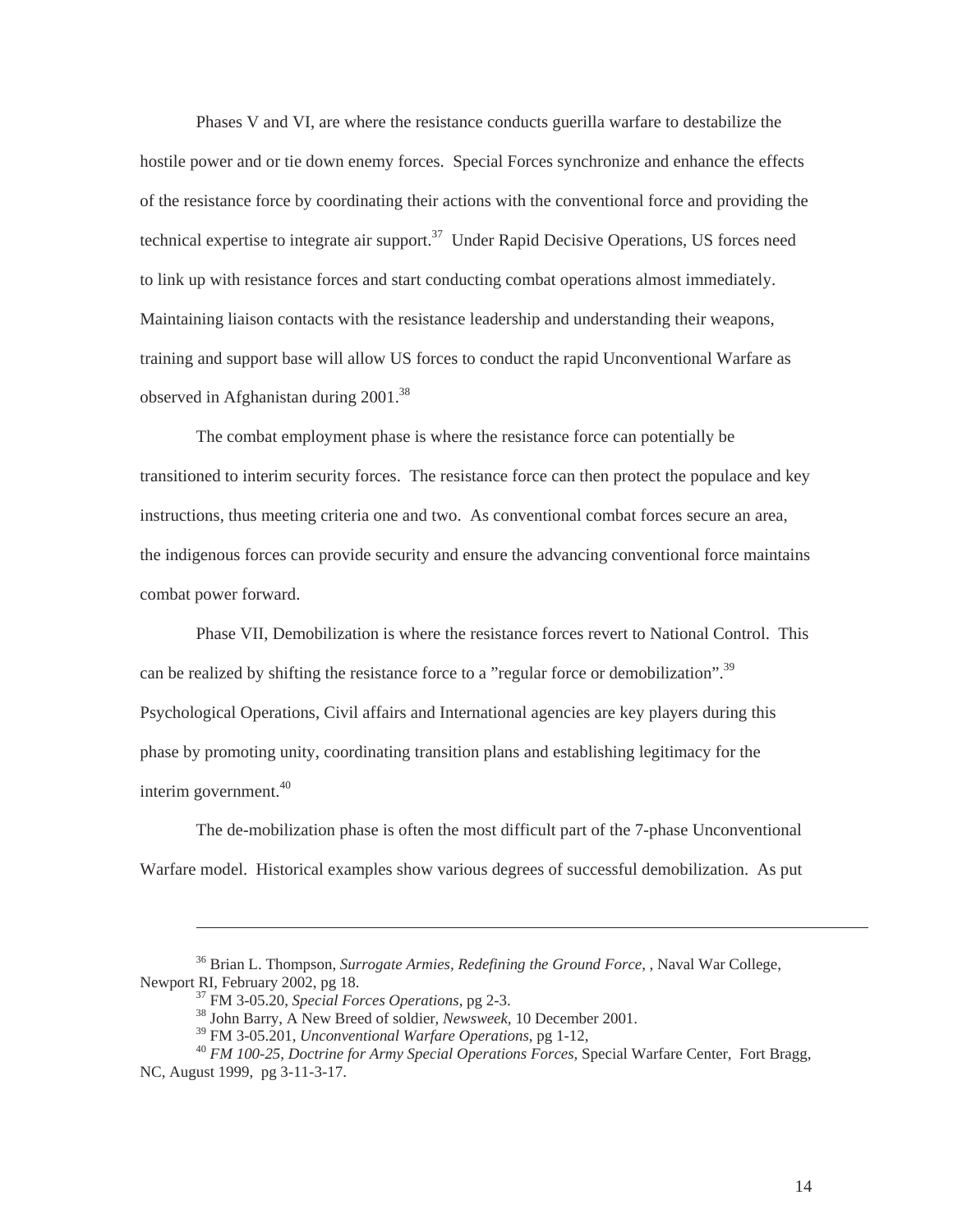Phases V and VI, are where the resistance conducts guerilla warfare to destabilize the hostile power and or tie down enemy forces. Special Forces synchronize and enhance the effects of the resistance force by coordinating their actions with the conventional force and providing the technical expertise to integrate air support.[37] Under Rapid Decisive Operations, US forces need to link up with resistance forces and start conducting combat operations almost immediately. Maintaining liaison contacts with the resistance leadership and understanding their weapons, training and support base will allow US forces to conduct the rapid Unconventional Warfare as observed in Afghanistan during 2001.[38]

The combat employment phase is where the resistance force can potentially be transitioned to interim security forces. The resistance force can then protect the populace and key instructions, thus meeting criteria one and two. As conventional combat forces secure an area, the indigenous forces can provide security and ensure the advancing conventional force maintains combat power forward.

Phase VII, Demobilization is where the resistance forces revert to National Control. This can be realized by shifting the resistance force to a "regular force or demobilization".[39] Psychological Operations, Civil affairs and International agencies are key players during this phase by promoting unity, coordinating transition plans and establishing legitimacy for the interim government.[40]

The de-mobilization phase is often the most difficult part of the 7-phase Unconventional Warfare model. Historical examples show various degrees of successful demobilization. As put

---

[36] Brian L. Thompson, *Surrogate Armies, Redefining the Ground Force*, , Naval War College, Newport RI, February 2002, pg 18.

[37] FM 3-05.20, *Special Forces Operations*, pg 2-3.

[38] John Barry, A New Breed of soldier, *Newsweek*, 10 December 2001.

[39] FM 3-05.201, *Unconventional Warfare Operations*, pg 1-12,

[40] *FM 100-25, Doctrine for Army Special Operations Forces*, Special Warfare Center, Fort Bragg, NC, August 1999, pg 3-11-3-17.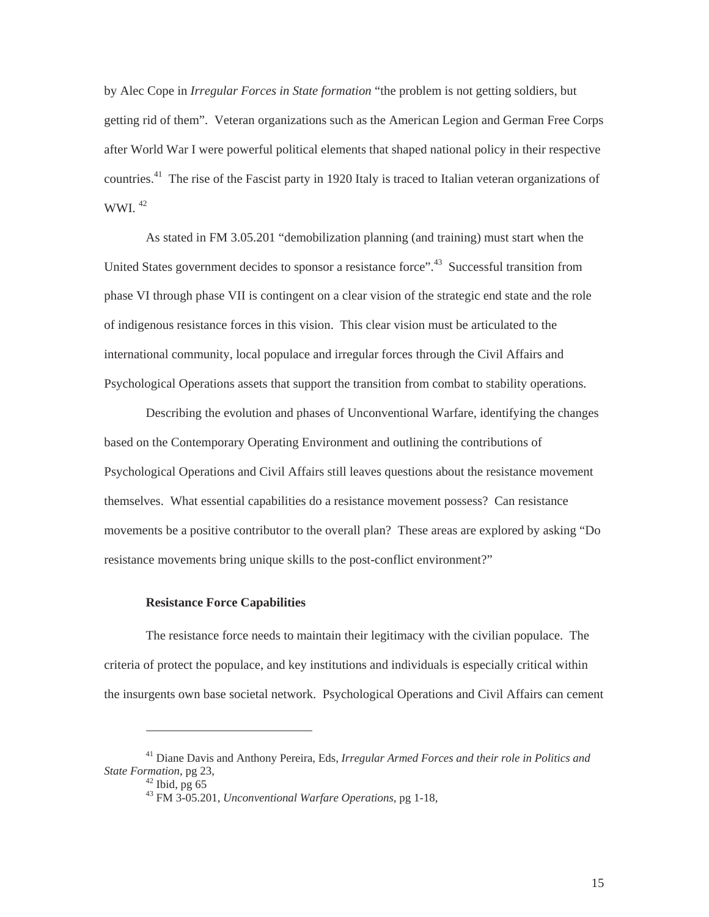by Alec Cope in *Irregular Forces in State formation* "the problem is not getting soldiers, but getting rid of them". Veteran organizations such as the American Legion and German Free Corps after World War I were powerful political elements that shaped national policy in their respective countries.[41] The rise of the Fascist party in 1920 Italy is traced to Italian veteran organizations of WWI.[42]

As stated in FM 3.05.201 "demobilization planning (and training) must start when the United States government decides to sponsor a resistance force".[43] Successful transition from phase VI through phase VII is contingent on a clear vision of the strategic end state and the role of indigenous resistance forces in this vision. This clear vision must be articulated to the international community, local populace and irregular forces through the Civil Affairs and Psychological Operations assets that support the transition from combat to stability operations.

Describing the evolution and phases of Unconventional Warfare, identifying the changes based on the Contemporary Operating Environment and outlining the contributions of Psychological Operations and Civil Affairs still leaves questions about the resistance movement themselves. What essential capabilities do a resistance movement possess? Can resistance movements be a positive contributor to the overall plan? These areas are explored by asking "Do resistance movements bring unique skills to the post-conflict environment?"

**Resistance Force Capabilities**

The resistance force needs to maintain their legitimacy with the civilian populace. The criteria of protect the populace, and key institutions and individuals is especially critical within the insurgents own base societal network. Psychological Operations and Civil Affairs can cement

---

[41] Diane Davis and Anthony Pereira, Eds, *Irregular Armed Forces and their role in Politics and State Formation*, pg 23,

[42] Ibid, pg 65

[43] FM 3-05.201, *Unconventional Warfare Operations*, pg 1-18,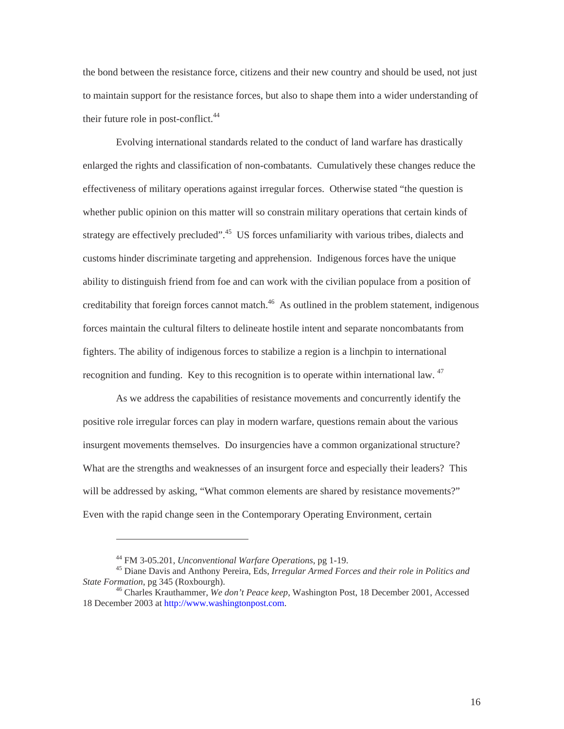the bond between the resistance force, citizens and their new country and should be used, not just to maintain support for the resistance forces, but also to shape them into a wider understanding of their future role in post-conflict.[44]

Evolving international standards related to the conduct of land warfare has drastically enlarged the rights and classification of non-combatants. Cumulatively these changes reduce the effectiveness of military operations against irregular forces. Otherwise stated "the question is whether public opinion on this matter will so constrain military operations that certain kinds of strategy are effectively precluded".[45] US forces unfamiliarity with various tribes, dialects and customs hinder discriminate targeting and apprehension. Indigenous forces have the unique ability to distinguish friend from foe and can work with the civilian populace from a position of creditability that foreign forces cannot match.[46] As outlined in the problem statement, indigenous forces maintain the cultural filters to delineate hostile intent and separate noncombatants from fighters. The ability of indigenous forces to stabilize a region is a linchpin to international recognition and funding. Key to this recognition is to operate within international law.[47]

As we address the capabilities of resistance movements and concurrently identify the positive role irregular forces can play in modern warfare, questions remain about the various insurgent movements themselves. Do insurgencies have a common organizational structure? What are the strengths and weaknesses of an insurgent force and especially their leaders? This will be addressed by asking, "What common elements are shared by resistance movements?" Even with the rapid change seen in the Contemporary Operating Environment, certain

---

[44] FM 3-05.201, *Unconventional Warfare Operations*, pg 1-19.

[45] Diane Davis and Anthony Pereira, Eds, *Irregular Armed Forces and their role in Politics and State Formation*, pg 345 (Roxbourgh).

[46] Charles Krauthammer, *We don't Peace keep*, Washington Post, 18 December 2001, Accessed 18 December 2003 at http://www.washingtonpost.com.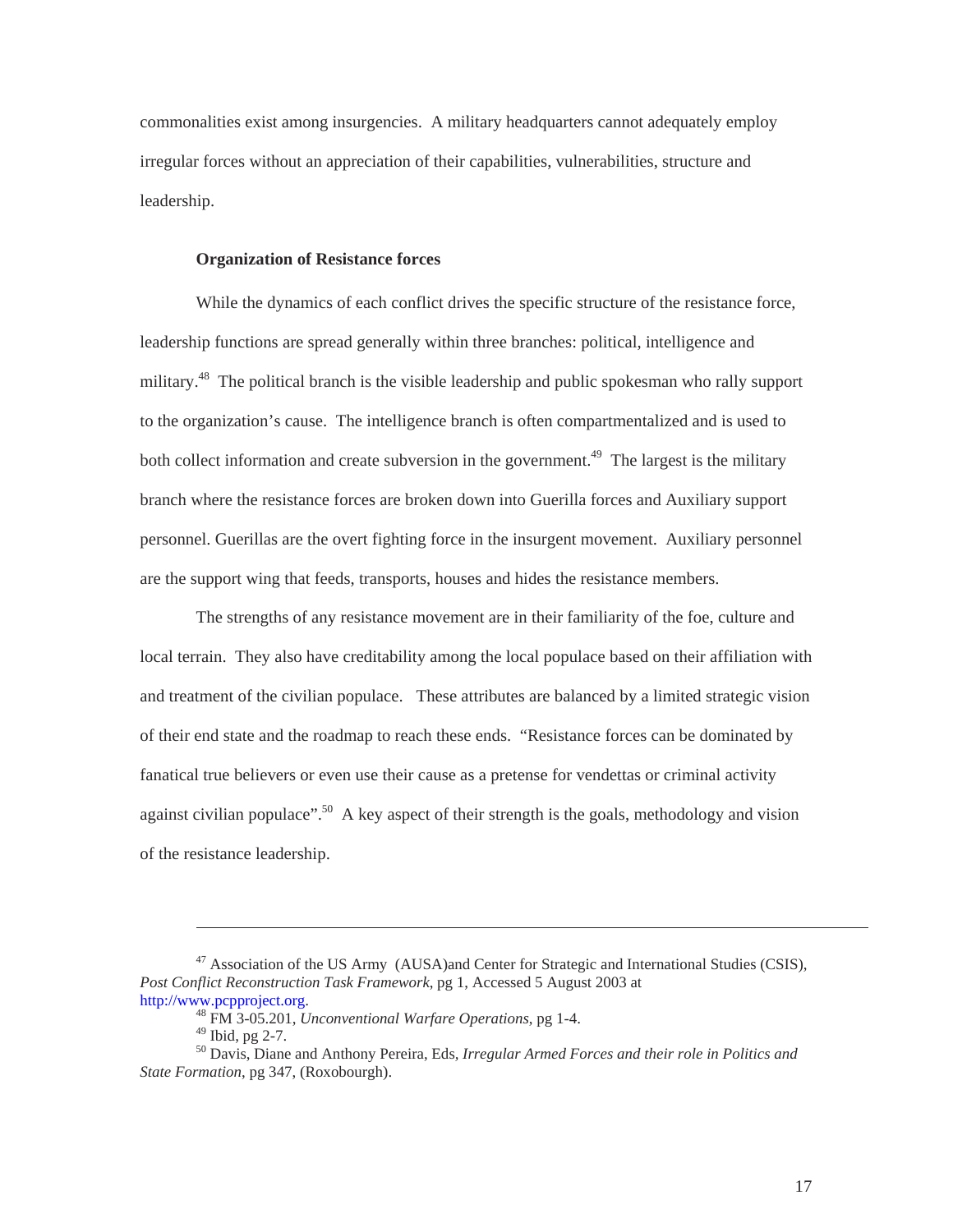commonalities exist among insurgencies. A military headquarters cannot adequately employ irregular forces without an appreciation of their capabilities, vulnerabilities, structure and leadership.

**Organization of Resistance forces**

While the dynamics of each conflict drives the specific structure of the resistance force, leadership functions are spread generally within three branches: political, intelligence and military.[48] The political branch is the visible leadership and public spokesman who rally support to the organization's cause. The intelligence branch is often compartmentalized and is used to both collect information and create subversion in the government.[49] The largest is the military branch where the resistance forces are broken down into Guerilla forces and Auxiliary support personnel. Guerillas are the overt fighting force in the insurgent movement. Auxiliary personnel are the support wing that feeds, transports, houses and hides the resistance members.

The strengths of any resistance movement are in their familiarity of the foe, culture and local terrain. They also have creditability among the local populace based on their affiliation with and treatment of the civilian populace. These attributes are balanced by a limited strategic vision of their end state and the roadmap to reach these ends. "Resistance forces can be dominated by fanatical true believers or even use their cause as a pretense for vendettas or criminal activity against civilian populace".[50] A key aspect of their strength is the goals, methodology and vision of the resistance leadership.

---

[47] Association of the US Army (AUSA)and Center for Strategic and International Studies (CSIS), *Post Conflict Reconstruction Task Framework*, pg 1, Accessed 5 August 2003 at http://www.pcpproject.org.

[48] FM 3-05.201, *Unconventional Warfare Operations*, pg 1-4.

[49] Ibid, pg 2-7.

[50] Davis, Diane and Anthony Pereira, Eds, *Irregular Armed Forces and their role in Politics and State Formation*, pg 347, (Roxobourgh).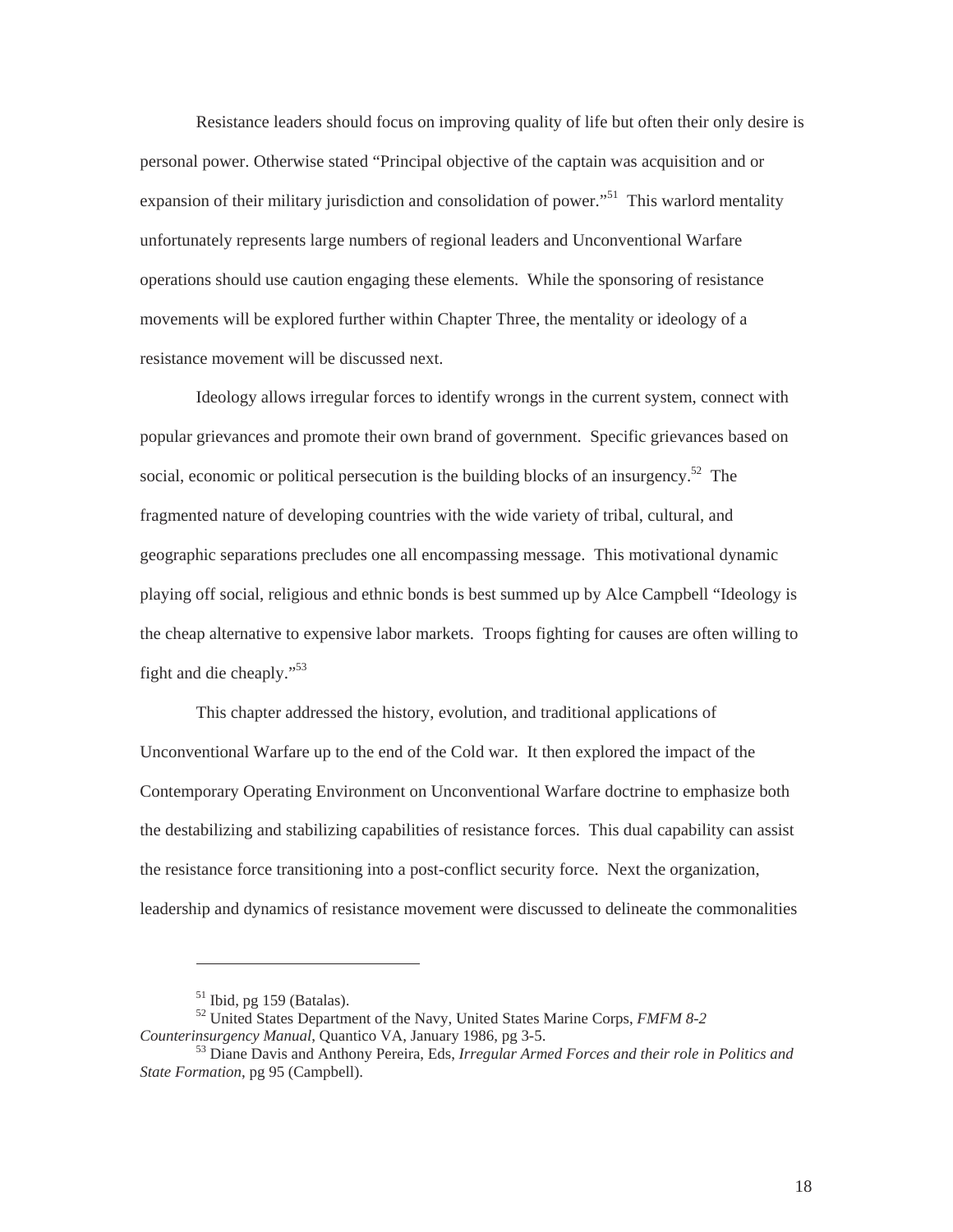Resistance leaders should focus on improving quality of life but often their only desire is personal power. Otherwise stated "Principal objective of the captain was acquisition and or expansion of their military jurisdiction and consolidation of power."[51] This warlord mentality unfortunately represents large numbers of regional leaders and Unconventional Warfare operations should use caution engaging these elements. While the sponsoring of resistance movements will be explored further within Chapter Three, the mentality or ideology of a resistance movement will be discussed next.

Ideology allows irregular forces to identify wrongs in the current system, connect with popular grievances and promote their own brand of government. Specific grievances based on social, economic or political persecution is the building blocks of an insurgency.[52] The fragmented nature of developing countries with the wide variety of tribal, cultural, and geographic separations precludes one all encompassing message. This motivational dynamic playing off social, religious and ethnic bonds is best summed up by Alce Campbell "Ideology is the cheap alternative to expensive labor markets. Troops fighting for causes are often willing to fight and die cheaply."[53]

This chapter addressed the history, evolution, and traditional applications of Unconventional Warfare up to the end of the Cold war. It then explored the impact of the Contemporary Operating Environment on Unconventional Warfare doctrine to emphasize both the destabilizing and stabilizing capabilities of resistance forces. This dual capability can assist the resistance force transitioning into a post-conflict security force. Next the organization, leadership and dynamics of resistance movement were discussed to delineate the commonalities

---

[51] Ibid, pg 159 (Batalas).

[52] United States Department of the Navy, United States Marine Corps, *FMFM 8-2 Counterinsurgency Manual*, Quantico VA, January 1986, pg 3-5.

[53] Diane Davis and Anthony Pereira, Eds, *Irregular Armed Forces and their role in Politics and State Formation*, pg 95 (Campbell).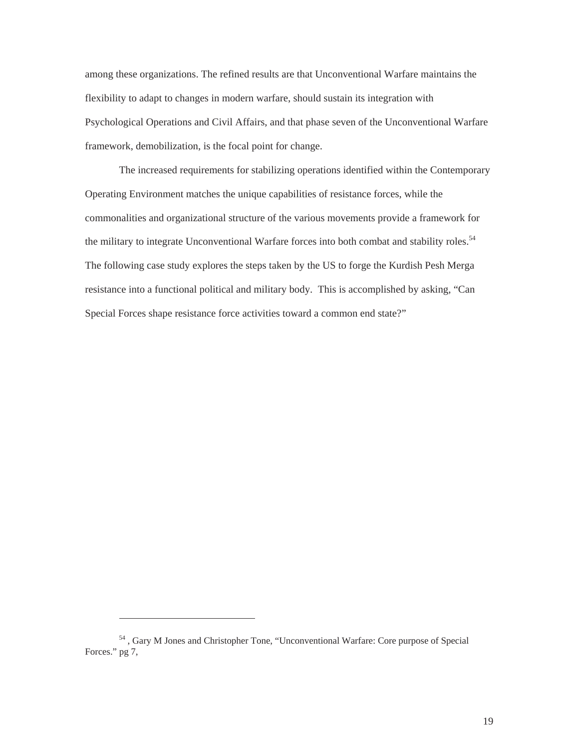among these organizations. The refined results are that Unconventional Warfare maintains the flexibility to adapt to changes in modern warfare, should sustain its integration with Psychological Operations and Civil Affairs, and that phase seven of the Unconventional Warfare framework, demobilization, is the focal point for change.

The increased requirements for stabilizing operations identified within the Contemporary Operating Environment matches the unique capabilities of resistance forces, while the commonalities and organizational structure of the various movements provide a framework for the military to integrate Unconventional Warfare forces into both combat and stability roles.[54] The following case study explores the steps taken by the US to forge the Kurdish Pesh Merga resistance into a functional political and military body. This is accomplished by asking, "Can Special Forces shape resistance force activities toward a common end state?"

---

[54] , Gary M Jones and Christopher Tone, "Unconventional Warfare: Core purpose of Special Forces." pg 7,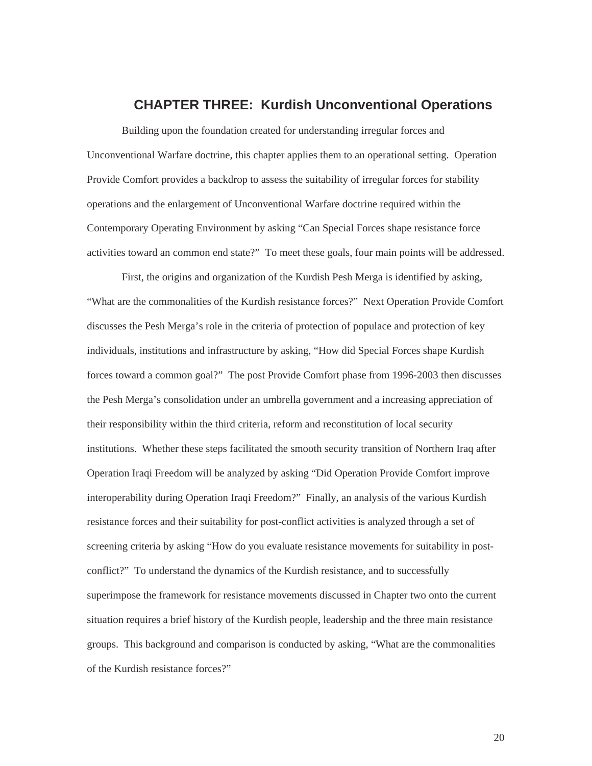# CHAPTER THREE: Kurdish Unconventional Operations

Building upon the foundation created for understanding irregular forces and Unconventional Warfare doctrine, this chapter applies them to an operational setting. Operation Provide Comfort provides a backdrop to assess the suitability of irregular forces for stability operations and the enlargement of Unconventional Warfare doctrine required within the Contemporary Operating Environment by asking "Can Special Forces shape resistance force activities toward an common end state?" To meet these goals, four main points will be addressed.

First, the origins and organization of the Kurdish Pesh Merga is identified by asking, "What are the commonalities of the Kurdish resistance forces?" Next Operation Provide Comfort discusses the Pesh Merga's role in the criteria of protection of populace and protection of key individuals, institutions and infrastructure by asking, "How did Special Forces shape Kurdish forces toward a common goal?" The post Provide Comfort phase from 1996-2003 then discusses the Pesh Merga's consolidation under an umbrella government and a increasing appreciation of their responsibility within the third criteria, reform and reconstitution of local security institutions. Whether these steps facilitated the smooth security transition of Northern Iraq after Operation Iraqi Freedom will be analyzed by asking "Did Operation Provide Comfort improve interoperability during Operation Iraqi Freedom?" Finally, an analysis of the various Kurdish resistance forces and their suitability for post-conflict activities is analyzed through a set of screening criteria by asking "How do you evaluate resistance movements for suitability in post-conflict?" To understand the dynamics of the Kurdish resistance, and to successfully superimpose the framework for resistance movements discussed in Chapter two onto the current situation requires a brief history of the Kurdish people, leadership and the three main resistance groups. This background and comparison is conducted by asking, "What are the commonalities of the Kurdish resistance forces?"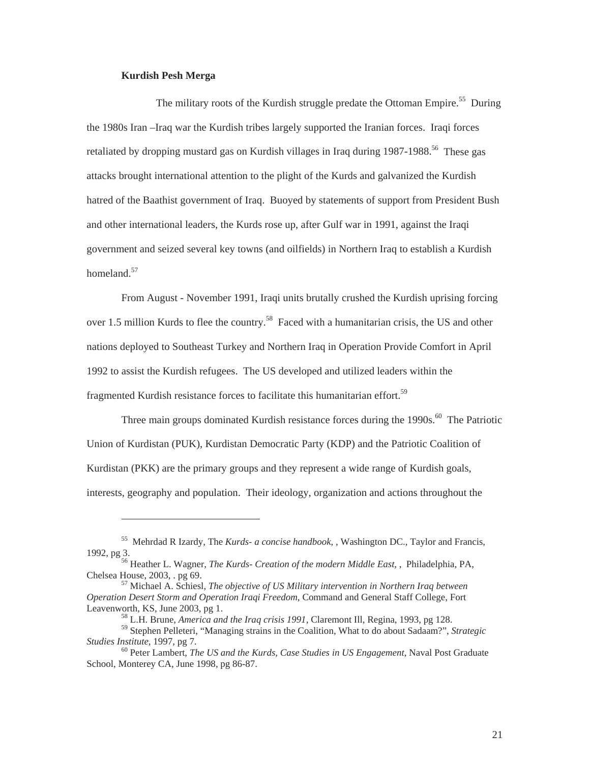**Kurdish Pesh Merga**

The military roots of the Kurdish struggle predate the Ottoman Empire.[55] During the 1980s Iran –Iraq war the Kurdish tribes largely supported the Iranian forces. Iraqi forces retaliated by dropping mustard gas on Kurdish villages in Iraq during 1987-1988.[56] These gas attacks brought international attention to the plight of the Kurds and galvanized the Kurdish hatred of the Baathist government of Iraq. Buoyed by statements of support from President Bush and other international leaders, the Kurds rose up, after Gulf war in 1991, against the Iraqi government and seized several key towns (and oilfields) in Northern Iraq to establish a Kurdish homeland.[57]

From August - November 1991, Iraqi units brutally crushed the Kurdish uprising forcing over 1.5 million Kurds to flee the country.[58] Faced with a humanitarian crisis, the US and other nations deployed to Southeast Turkey and Northern Iraq in Operation Provide Comfort in April 1992 to assist the Kurdish refugees. The US developed and utilized leaders within the fragmented Kurdish resistance forces to facilitate this humanitarian effort.[59]

Three main groups dominated Kurdish resistance forces during the 1990s.[60] The Patriotic Union of Kurdistan (PUK), Kurdistan Democratic Party (KDP) and the Patriotic Coalition of Kurdistan (PKK) are the primary groups and they represent a wide range of Kurdish goals, interests, geography and population. Their ideology, organization and actions throughout the

---

[55] Mehrdad R Izardy, The *Kurds- a concise handbook*, , Washington DC., Taylor and Francis, 1992, pg 3.

[56] Heather L. Wagner, *The Kurds- Creation of the modern Middle East*, , Philadelphia, PA, Chelsea House, 2003, . pg 69.

[57] Michael A. Schiesl, *The objective of US Military intervention in Northern Iraq between Operation Desert Storm and Operation Iraqi Freedom*, Command and General Staff College, Fort Leavenworth, KS, June 2003, pg 1.

[58] L.H. Brune, *America and the Iraq crisis 1991*, Claremont Ill, Regina, 1993, pg 128.

[59] Stephen Pelleteri, "Managing strains in the Coalition, What to do about Sadaam?", *Strategic Studies Institute*, 1997, pg 7.

[60] Peter Lambert, *The US and the Kurds, Case Studies in US Engagement*, Naval Post Graduate School, Monterey CA, June 1998, pg 86-87.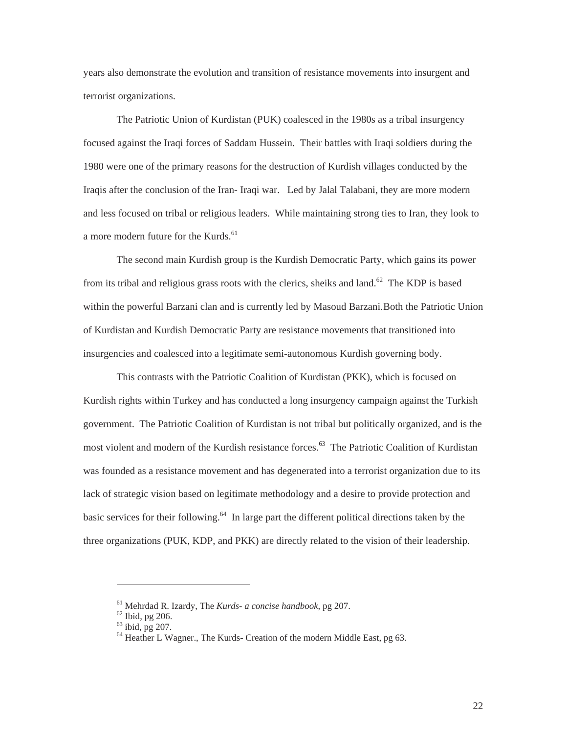years also demonstrate the evolution and transition of resistance movements into insurgent and terrorist organizations.

The Patriotic Union of Kurdistan (PUK) coalesced in the 1980s as a tribal insurgency focused against the Iraqi forces of Saddam Hussein. Their battles with Iraqi soldiers during the 1980 were one of the primary reasons for the destruction of Kurdish villages conducted by the Iraqis after the conclusion of the Iran- Iraqi war. Led by Jalal Talabani, they are more modern and less focused on tribal or religious leaders. While maintaining strong ties to Iran, they look to a more modern future for the Kurds.[61]

The second main Kurdish group is the Kurdish Democratic Party, which gains its power from its tribal and religious grass roots with the clerics, sheiks and land.[62] The KDP is based within the powerful Barzani clan and is currently led by Masoud Barzani.Both the Patriotic Union of Kurdistan and Kurdish Democratic Party are resistance movements that transitioned into insurgencies and coalesced into a legitimate semi-autonomous Kurdish governing body.

This contrasts with the Patriotic Coalition of Kurdistan (PKK), which is focused on Kurdish rights within Turkey and has conducted a long insurgency campaign against the Turkish government. The Patriotic Coalition of Kurdistan is not tribal but politically organized, and is the most violent and modern of the Kurdish resistance forces.[63] The Patriotic Coalition of Kurdistan was founded as a resistance movement and has degenerated into a terrorist organization due to its lack of strategic vision based on legitimate methodology and a desire to provide protection and basic services for their following.[64] In large part the different political directions taken by the three organizations (PUK, KDP, and PKK) are directly related to the vision of their leadership.

---

[61] Mehrdad R. Izardy, The *Kurds- a concise handbook,* pg 207.
[62] Ibid, pg 206.
[63] ibid, pg 207.
[64] Heather L Wagner., The Kurds- Creation of the modern Middle East, pg 63.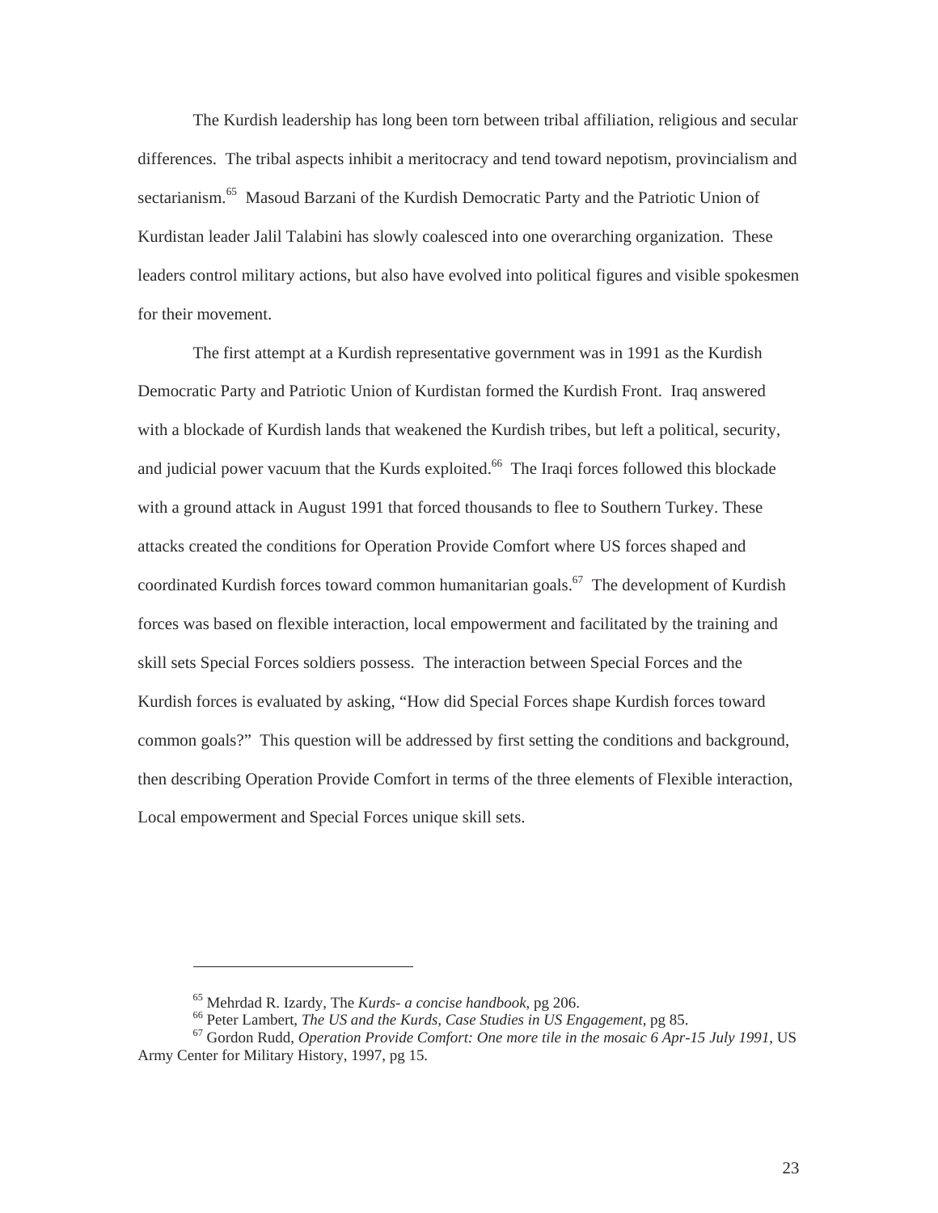The Kurdish leadership has long been torn between tribal affiliation, religious and secular differences. The tribal aspects inhibit a meritocracy and tend toward nepotism, provincialism and sectarianism.[65] Masoud Barzani of the Kurdish Democratic Party and the Patriotic Union of Kurdistan leader Jalil Talabini has slowly coalesced into one overarching organization. These leaders control military actions, but also have evolved into political figures and visible spokesmen for their movement.

The first attempt at a Kurdish representative government was in 1991 as the Kurdish Democratic Party and Patriotic Union of Kurdistan formed the Kurdish Front. Iraq answered with a blockade of Kurdish lands that weakened the Kurdish tribes, but left a political, security, and judicial power vacuum that the Kurds exploited.[66] The Iraqi forces followed this blockade with a ground attack in August 1991 that forced thousands to flee to Southern Turkey. These attacks created the conditions for Operation Provide Comfort where US forces shaped and coordinated Kurdish forces toward common humanitarian goals.[67] The development of Kurdish forces was based on flexible interaction, local empowerment and facilitated by the training and skill sets Special Forces soldiers possess. The interaction between Special Forces and the Kurdish forces is evaluated by asking, "How did Special Forces shape Kurdish forces toward common goals?" This question will be addressed by first setting the conditions and background, then describing Operation Provide Comfort in terms of the three elements of Flexible interaction, Local empowerment and Special Forces unique skill sets.

---

[65] Mehrdad R. Izardy, The *Kurds- a concise handbook*, pg 206.

[66] Peter Lambert, *The US and the Kurds, Case Studies in US Engagement*, pg 85.

[67] Gordon Rudd, *Operation Provide Comfort: One more tile in the mosaic 6 Apr-15 July 1991*, US Army Center for Military History, 1997, pg 15.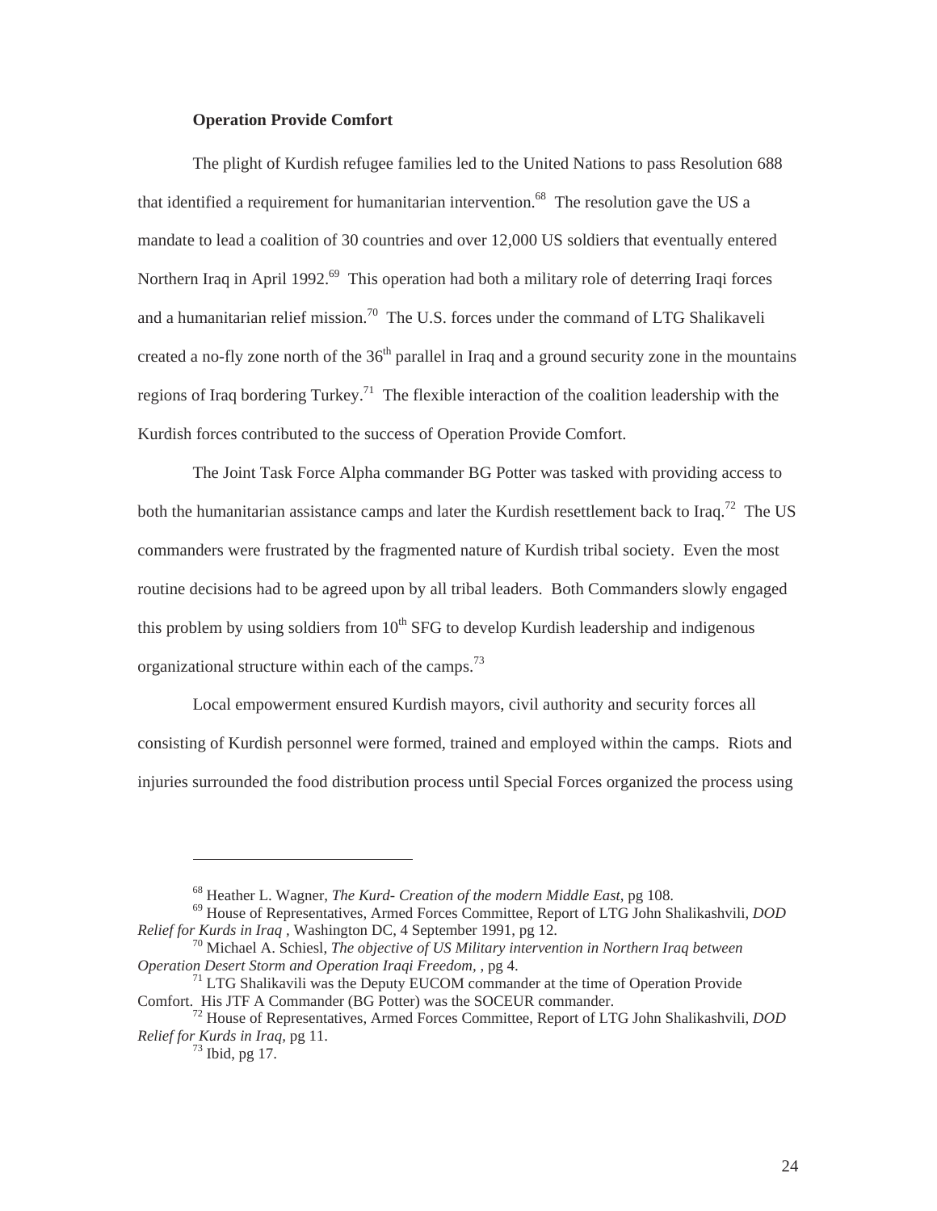**Operation Provide Comfort**

The plight of Kurdish refugee families led to the United Nations to pass Resolution 688 that identified a requirement for humanitarian intervention.[68] The resolution gave the US a mandate to lead a coalition of 30 countries and over 12,000 US soldiers that eventually entered Northern Iraq in April 1992.[69] This operation had both a military role of deterring Iraqi forces and a humanitarian relief mission.[70] The U.S. forces under the command of LTG Shalikaveli created a no-fly zone north of the 36th parallel in Iraq and a ground security zone in the mountains regions of Iraq bordering Turkey.[71] The flexible interaction of the coalition leadership with the Kurdish forces contributed to the success of Operation Provide Comfort.

The Joint Task Force Alpha commander BG Potter was tasked with providing access to both the humanitarian assistance camps and later the Kurdish resettlement back to Iraq.[72] The US commanders were frustrated by the fragmented nature of Kurdish tribal society. Even the most routine decisions had to be agreed upon by all tribal leaders. Both Commanders slowly engaged this problem by using soldiers from 10th SFG to develop Kurdish leadership and indigenous organizational structure within each of the camps.[73]

Local empowerment ensured Kurdish mayors, civil authority and security forces all consisting of Kurdish personnel were formed, trained and employed within the camps. Riots and injuries surrounded the food distribution process until Special Forces organized the process using

---

[68] Heather L. Wagner, *The Kurd- Creation of the modern Middle East*, pg 108.

[69] House of Representatives, Armed Forces Committee, Report of LTG John Shalikashvili, *DOD Relief for Kurds in Iraq* , Washington DC, 4 September 1991, pg 12.

[70] Michael A. Schiesl, *The objective of US Military intervention in Northern Iraq between Operation Desert Storm and Operation Iraqi Freedom*, , pg 4.

[71] LTG Shalikavili was the Deputy EUCOM commander at the time of Operation Provide Comfort. His JTF A Commander (BG Potter) was the SOCEUR commander.

[72] House of Representatives, Armed Forces Committee, Report of LTG John Shalikashvili, *DOD Relief for Kurds in Iraq*, pg 11.

[73] Ibid, pg 17.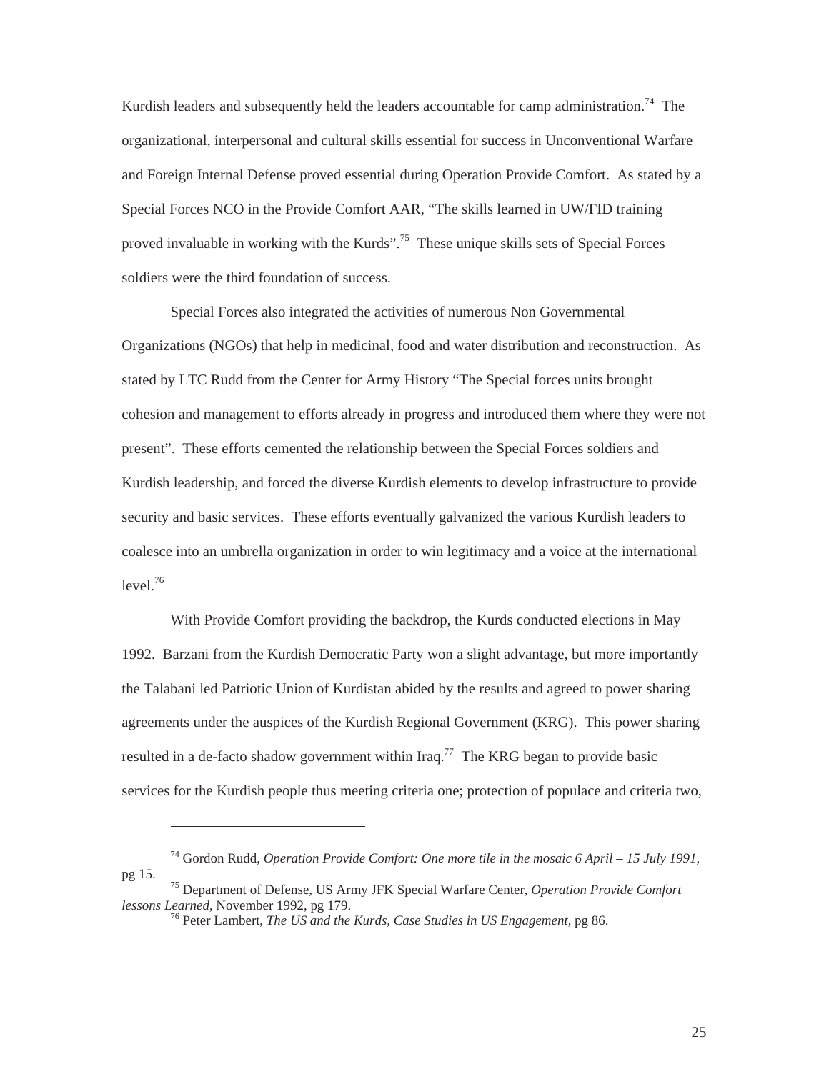Kurdish leaders and subsequently held the leaders accountable for camp administration.[74] The organizational, interpersonal and cultural skills essential for success in Unconventional Warfare and Foreign Internal Defense proved essential during Operation Provide Comfort. As stated by a Special Forces NCO in the Provide Comfort AAR, "The skills learned in UW/FID training proved invaluable in working with the Kurds".[75] These unique skills sets of Special Forces soldiers were the third foundation of success.

Special Forces also integrated the activities of numerous Non Governmental Organizations (NGOs) that help in medicinal, food and water distribution and reconstruction. As stated by LTC Rudd from the Center for Army History "The Special forces units brought cohesion and management to efforts already in progress and introduced them where they were not present". These efforts cemented the relationship between the Special Forces soldiers and Kurdish leadership, and forced the diverse Kurdish elements to develop infrastructure to provide security and basic services. These efforts eventually galvanized the various Kurdish leaders to coalesce into an umbrella organization in order to win legitimacy and a voice at the international level.[76]

With Provide Comfort providing the backdrop, the Kurds conducted elections in May 1992. Barzani from the Kurdish Democratic Party won a slight advantage, but more importantly the Talabani led Patriotic Union of Kurdistan abided by the results and agreed to power sharing agreements under the auspices of the Kurdish Regional Government (KRG). This power sharing resulted in a de-facto shadow government within Iraq.[77] The KRG began to provide basic services for the Kurdish people thus meeting criteria one; protection of populace and criteria two,

---

[74] Gordon Rudd, *Operation Provide Comfort: One more tile in the mosaic 6 April – 15 July 1991*, pg 15.

[75] Department of Defense, US Army JFK Special Warfare Center, *Operation Provide Comfort lessons Learned*, November 1992, pg 179.

[76] Peter Lambert, *The US and the Kurds, Case Studies in US Engagement*, pg 86.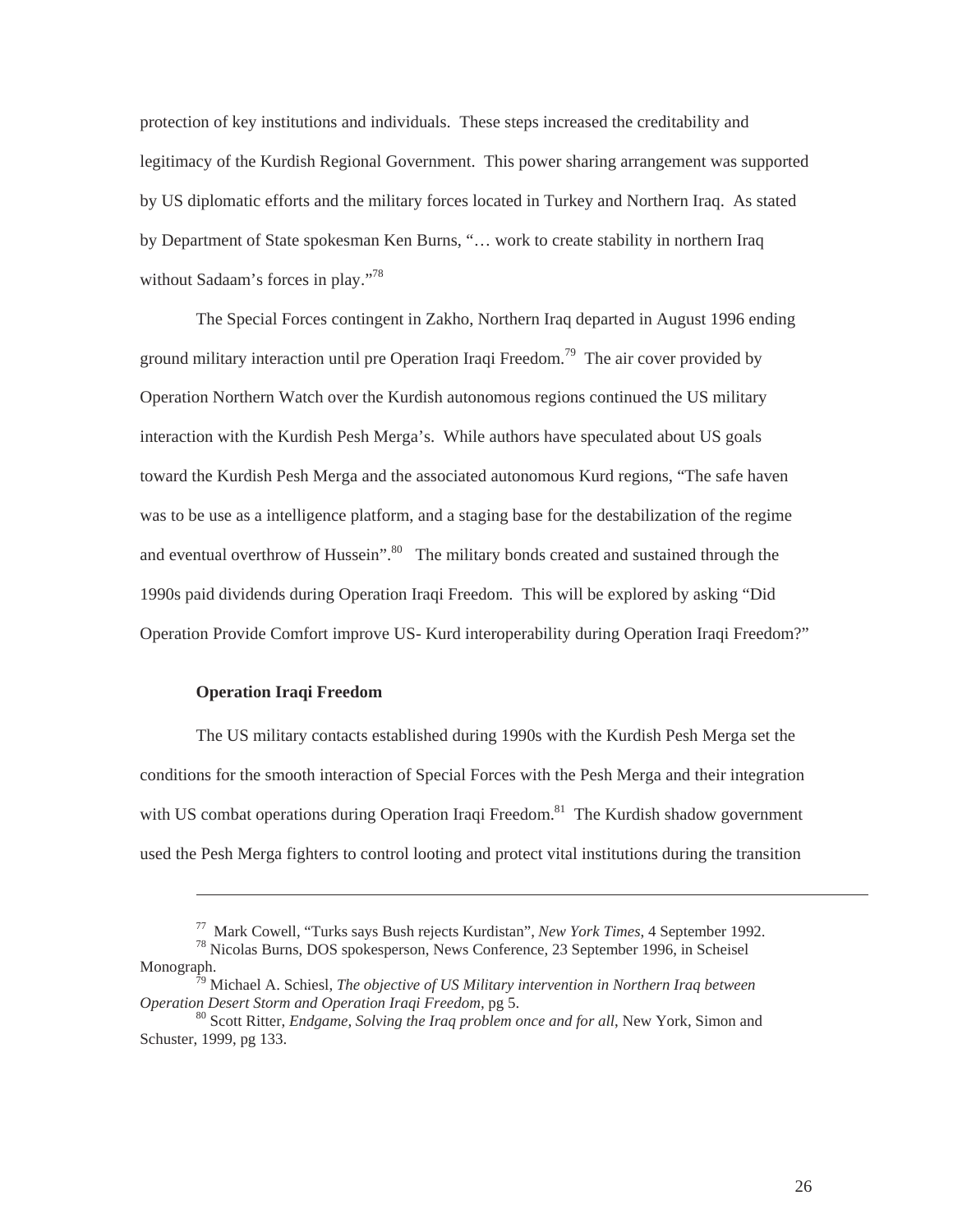protection of key institutions and individuals. These steps increased the creditability and legitimacy of the Kurdish Regional Government. This power sharing arrangement was supported by US diplomatic efforts and the military forces located in Turkey and Northern Iraq. As stated by Department of State spokesman Ken Burns, "… work to create stability in northern Iraq without Sadaam's forces in play."[78]

The Special Forces contingent in Zakho, Northern Iraq departed in August 1996 ending ground military interaction until pre Operation Iraqi Freedom.[79] The air cover provided by Operation Northern Watch over the Kurdish autonomous regions continued the US military interaction with the Kurdish Pesh Merga's. While authors have speculated about US goals toward the Kurdish Pesh Merga and the associated autonomous Kurd regions, "The safe haven was to be use as a intelligence platform, and a staging base for the destabilization of the regime and eventual overthrow of Hussein".[80] The military bonds created and sustained through the 1990s paid dividends during Operation Iraqi Freedom. This will be explored by asking "Did Operation Provide Comfort improve US- Kurd interoperability during Operation Iraqi Freedom?"

**Operation Iraqi Freedom**

The US military contacts established during 1990s with the Kurdish Pesh Merga set the conditions for the smooth interaction of Special Forces with the Pesh Merga and their integration with US combat operations during Operation Iraqi Freedom.[81] The Kurdish shadow government used the Pesh Merga fighters to control looting and protect vital institutions during the transition

---

[77] Mark Cowell, "Turks says Bush rejects Kurdistan", *New York Times*, 4 September 1992.

[78] Nicolas Burns, DOS spokesperson, News Conference, 23 September 1996, in Scheisel Monograph.

[79] Michael A. Schiesl, *The objective of US Military intervention in Northern Iraq between Operation Desert Storm and Operation Iraqi Freedom*, pg 5.

[80] Scott Ritter, *Endgame, Solving the Iraq problem once and for all*, New York, Simon and Schuster, 1999, pg 133.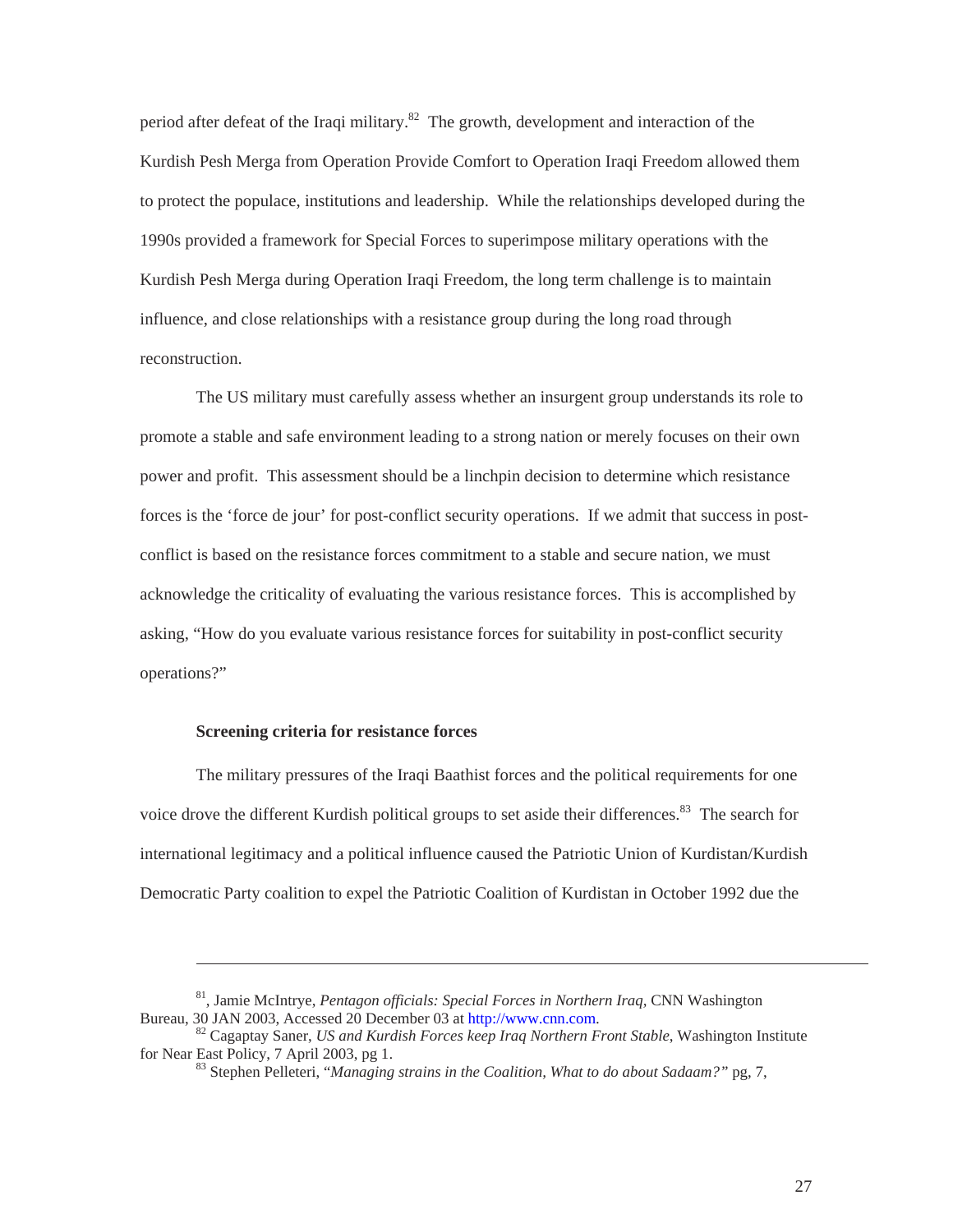period after defeat of the Iraqi military.[82] The growth, development and interaction of the Kurdish Pesh Merga from Operation Provide Comfort to Operation Iraqi Freedom allowed them to protect the populace, institutions and leadership. While the relationships developed during the 1990s provided a framework for Special Forces to superimpose military operations with the Kurdish Pesh Merga during Operation Iraqi Freedom, the long term challenge is to maintain influence, and close relationships with a resistance group during the long road through reconstruction.

The US military must carefully assess whether an insurgent group understands its role to promote a stable and safe environment leading to a strong nation or merely focuses on their own power and profit. This assessment should be a linchpin decision to determine which resistance forces is the 'force de jour' for post-conflict security operations. If we admit that success in post-conflict is based on the resistance forces commitment to a stable and secure nation, we must acknowledge the criticality of evaluating the various resistance forces. This is accomplished by asking, "How do you evaluate various resistance forces for suitability in post-conflict security operations?"

**Screening criteria for resistance forces**

The military pressures of the Iraqi Baathist forces and the political requirements for one voice drove the different Kurdish political groups to set aside their differences.[83] The search for international legitimacy and a political influence caused the Patriotic Union of Kurdistan/Kurdish Democratic Party coalition to expel the Patriotic Coalition of Kurdistan in October 1992 due the

---

[81], Jamie McIntrye, *Pentagon officials: Special Forces in Northern Iraq*, CNN Washington Bureau, 30 JAN 2003, Accessed 20 December 03 at http://www.cnn.com.

[82] Cagaptay Saner, *US and Kurdish Forces keep Iraq Northern Front Stable*, Washington Institute for Near East Policy, 7 April 2003, pg 1.

[83] Stephen Pelleteri, "*Managing strains in the Coalition, What to do about Sadaam?"* pg, 7,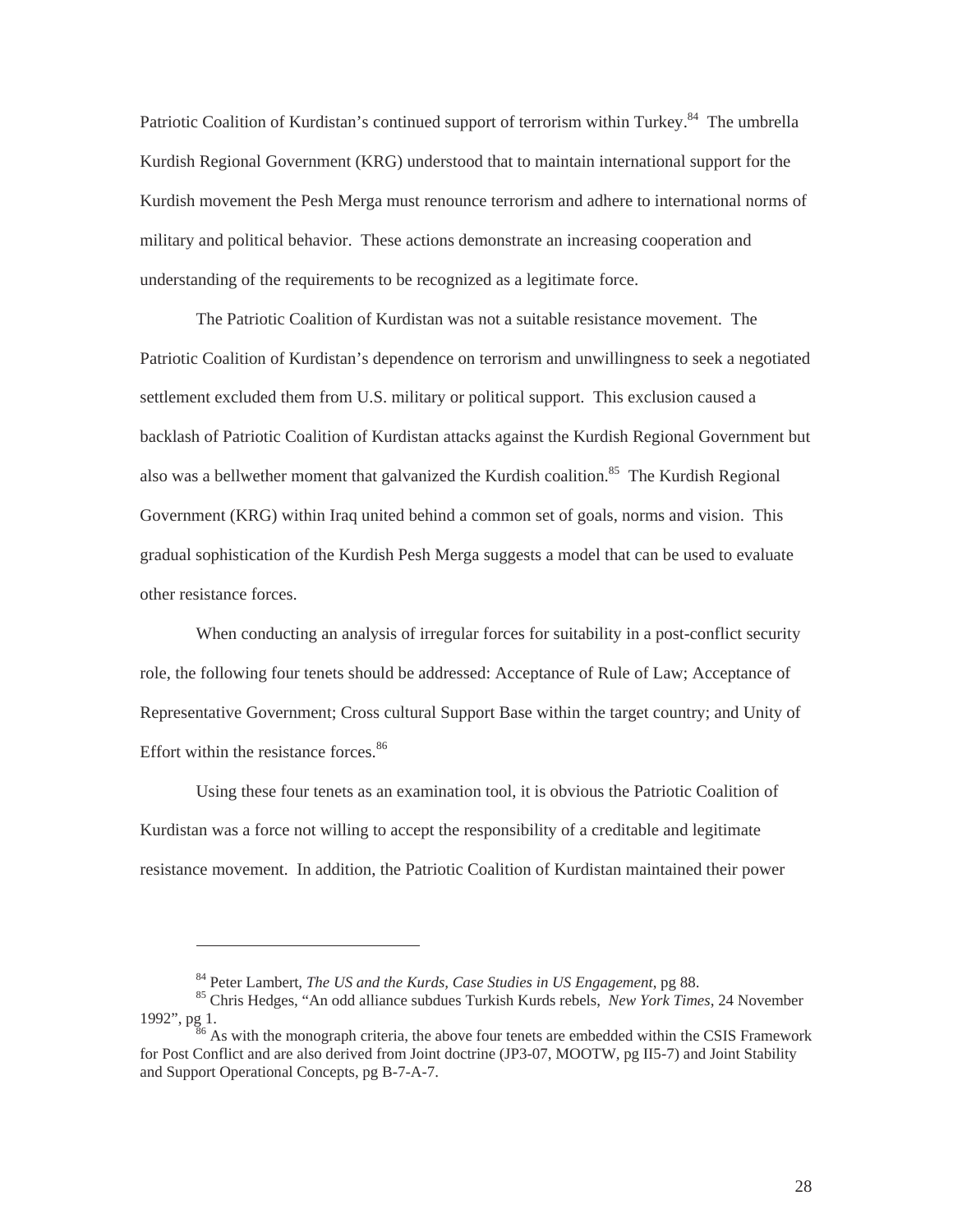Patriotic Coalition of Kurdistan's continued support of terrorism within Turkey.[84] The umbrella Kurdish Regional Government (KRG) understood that to maintain international support for the Kurdish movement the Pesh Merga must renounce terrorism and adhere to international norms of military and political behavior. These actions demonstrate an increasing cooperation and understanding of the requirements to be recognized as a legitimate force.

The Patriotic Coalition of Kurdistan was not a suitable resistance movement. The Patriotic Coalition of Kurdistan's dependence on terrorism and unwillingness to seek a negotiated settlement excluded them from U.S. military or political support. This exclusion caused a backlash of Patriotic Coalition of Kurdistan attacks against the Kurdish Regional Government but also was a bellwether moment that galvanized the Kurdish coalition.[85] The Kurdish Regional Government (KRG) within Iraq united behind a common set of goals, norms and vision. This gradual sophistication of the Kurdish Pesh Merga suggests a model that can be used to evaluate other resistance forces.

When conducting an analysis of irregular forces for suitability in a post-conflict security role, the following four tenets should be addressed: Acceptance of Rule of Law; Acceptance of Representative Government; Cross cultural Support Base within the target country; and Unity of Effort within the resistance forces.[86]

Using these four tenets as an examination tool, it is obvious the Patriotic Coalition of Kurdistan was a force not willing to accept the responsibility of a creditable and legitimate resistance movement. In addition, the Patriotic Coalition of Kurdistan maintained their power

---

[84] Peter Lambert, *The US and the Kurds, Case Studies in US Engagement*, pg 88.

[85] Chris Hedges, "An odd alliance subdues Turkish Kurds rebels, *New York Times*, 24 November 1992", pg 1.

[86] As with the monograph criteria, the above four tenets are embedded within the CSIS Framework for Post Conflict and are also derived from Joint doctrine (JP3-07, MOOTW, pg II5-7) and Joint Stability and Support Operational Concepts, pg B-7-A-7.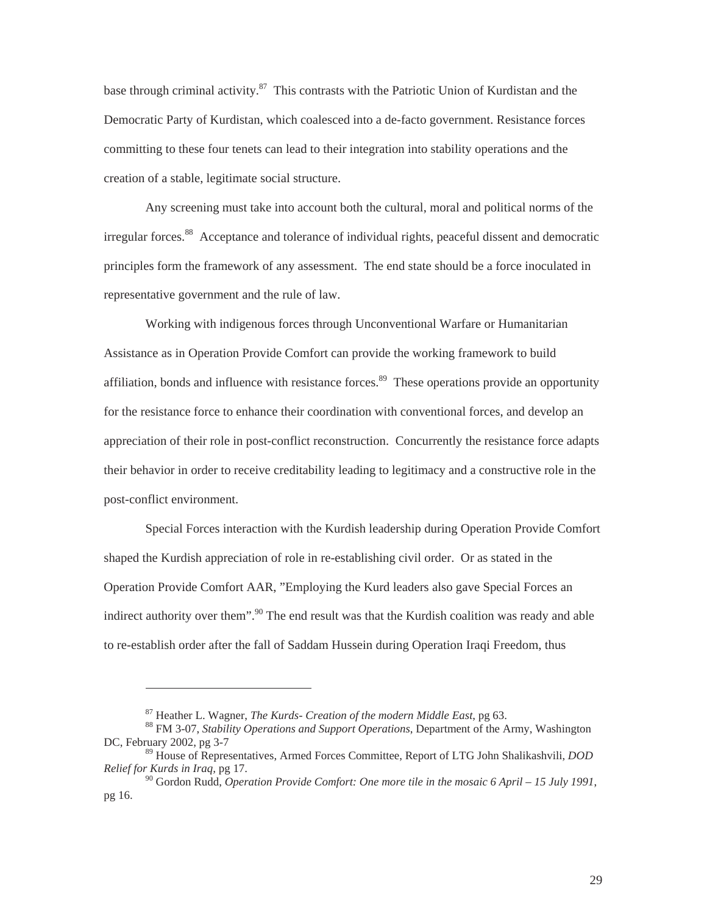base through criminal activity.[87] This contrasts with the Patriotic Union of Kurdistan and the Democratic Party of Kurdistan, which coalesced into a de-facto government. Resistance forces committing to these four tenets can lead to their integration into stability operations and the creation of a stable, legitimate social structure.

Any screening must take into account both the cultural, moral and political norms of the irregular forces.[88] Acceptance and tolerance of individual rights, peaceful dissent and democratic principles form the framework of any assessment. The end state should be a force inoculated in representative government and the rule of law.

Working with indigenous forces through Unconventional Warfare or Humanitarian Assistance as in Operation Provide Comfort can provide the working framework to build affiliation, bonds and influence with resistance forces.[89] These operations provide an opportunity for the resistance force to enhance their coordination with conventional forces, and develop an appreciation of their role in post-conflict reconstruction. Concurrently the resistance force adapts their behavior in order to receive creditability leading to legitimacy and a constructive role in the post-conflict environment.

Special Forces interaction with the Kurdish leadership during Operation Provide Comfort shaped the Kurdish appreciation of role in re-establishing civil order. Or as stated in the Operation Provide Comfort AAR, "Employing the Kurd leaders also gave Special Forces an indirect authority over them".[90] The end result was that the Kurdish coalition was ready and able to re-establish order after the fall of Saddam Hussein during Operation Iraqi Freedom, thus

---

[87] Heather L. Wagner, *The Kurds- Creation of the modern Middle East*, pg 63.

[88] FM 3-07, *Stability Operations and Support Operations*, Department of the Army, Washington DC, February 2002, pg 3-7

[89] House of Representatives, Armed Forces Committee, Report of LTG John Shalikashvili, *DOD Relief for Kurds in Iraq*, pg 17.

[90] Gordon Rudd, *Operation Provide Comfort: One more tile in the mosaic 6 April – 15 July 1991*, pg 16.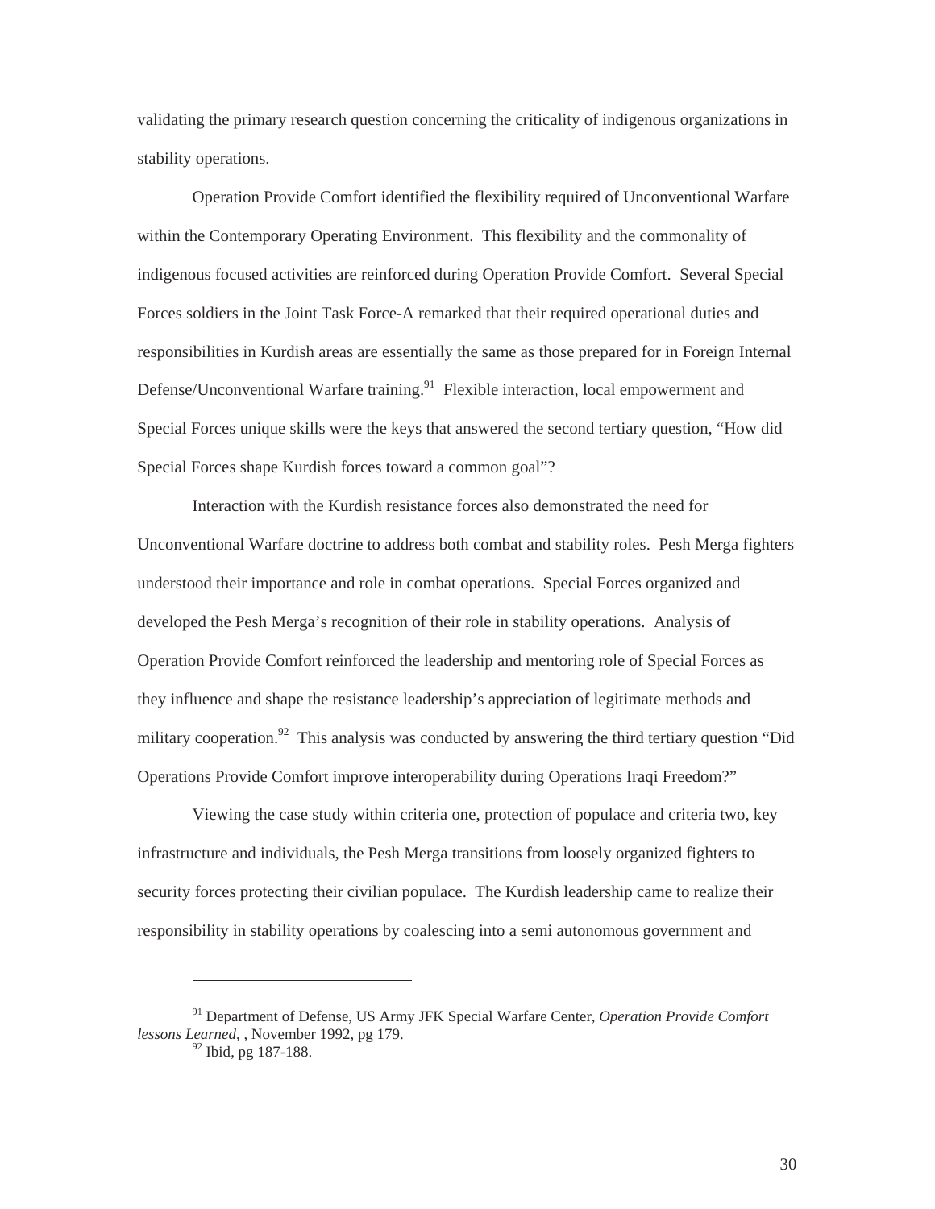validating the primary research question concerning the criticality of indigenous organizations in stability operations.

Operation Provide Comfort identified the flexibility required of Unconventional Warfare within the Contemporary Operating Environment. This flexibility and the commonality of indigenous focused activities are reinforced during Operation Provide Comfort. Several Special Forces soldiers in the Joint Task Force-A remarked that their required operational duties and responsibilities in Kurdish areas are essentially the same as those prepared for in Foreign Internal Defense/Unconventional Warfare training.[91] Flexible interaction, local empowerment and Special Forces unique skills were the keys that answered the second tertiary question, "How did Special Forces shape Kurdish forces toward a common goal"?

Interaction with the Kurdish resistance forces also demonstrated the need for Unconventional Warfare doctrine to address both combat and stability roles. Pesh Merga fighters understood their importance and role in combat operations. Special Forces organized and developed the Pesh Merga's recognition of their role in stability operations. Analysis of Operation Provide Comfort reinforced the leadership and mentoring role of Special Forces as they influence and shape the resistance leadership's appreciation of legitimate methods and military cooperation.[92] This analysis was conducted by answering the third tertiary question "Did Operations Provide Comfort improve interoperability during Operations Iraqi Freedom?"

Viewing the case study within criteria one, protection of populace and criteria two, key infrastructure and individuals, the Pesh Merga transitions from loosely organized fighters to security forces protecting their civilian populace. The Kurdish leadership came to realize their responsibility in stability operations by coalescing into a semi autonomous government and

---

[91] Department of Defense, US Army JFK Special Warfare Center, *Operation Provide Comfort lessons Learned*, , November 1992, pg 179.

[92] Ibid, pg 187-188.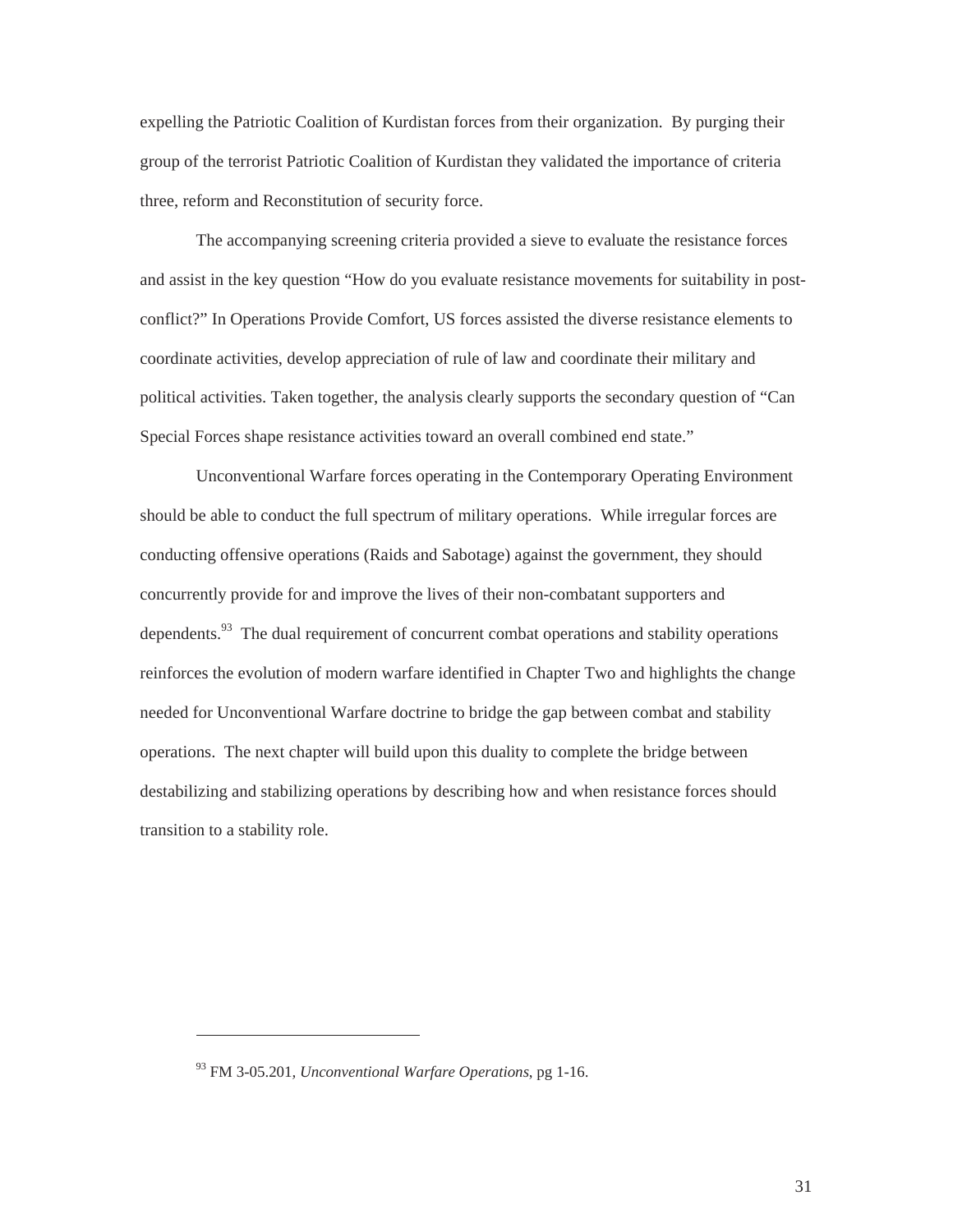expelling the Patriotic Coalition of Kurdistan forces from their organization.  By purging their group of the terrorist Patriotic Coalition of Kurdistan they validated the importance of criteria three, reform and Reconstitution of security force.

The accompanying screening criteria provided a sieve to evaluate the resistance forces and assist in the key question "How do you evaluate resistance movements for suitability in post-conflict?" In Operations Provide Comfort, US forces assisted the diverse resistance elements to coordinate activities, develop appreciation of rule of law and coordinate their military and political activities. Taken together, the analysis clearly supports the secondary question of "Can Special Forces shape resistance activities toward an overall combined end state."

Unconventional Warfare forces operating in the Contemporary Operating Environment should be able to conduct the full spectrum of military operations.  While irregular forces are conducting offensive operations (Raids and Sabotage) against the government, they should concurrently provide for and improve the lives of their non-combatant supporters and dependents.[93]  The dual requirement of concurrent combat operations and stability operations reinforces the evolution of modern warfare identified in Chapter Two and highlights the change needed for Unconventional Warfare doctrine to bridge the gap between combat and stability operations.  The next chapter will build upon this duality to complete the bridge between destabilizing and stabilizing operations by describing how and when resistance forces should transition to a stability role.

---

[93] FM 3-05.201, *Unconventional Warfare Operations*, pg 1-16.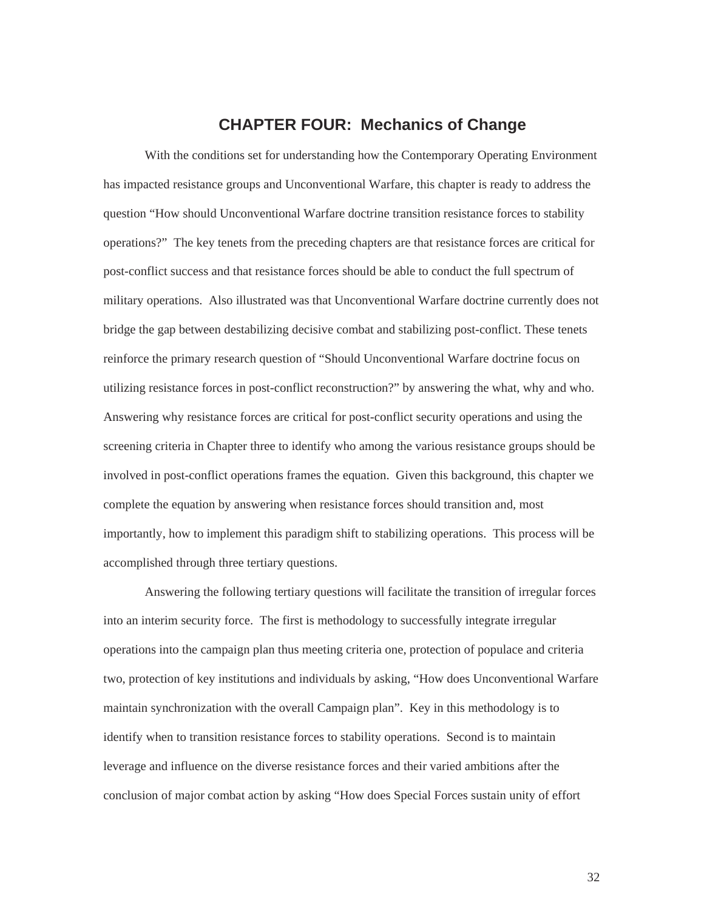# CHAPTER FOUR: Mechanics of Change

With the conditions set for understanding how the Contemporary Operating Environment has impacted resistance groups and Unconventional Warfare, this chapter is ready to address the question "How should Unconventional Warfare doctrine transition resistance forces to stability operations?" The key tenets from the preceding chapters are that resistance forces are critical for post-conflict success and that resistance forces should be able to conduct the full spectrum of military operations. Also illustrated was that Unconventional Warfare doctrine currently does not bridge the gap between destabilizing decisive combat and stabilizing post-conflict. These tenets reinforce the primary research question of "Should Unconventional Warfare doctrine focus on utilizing resistance forces in post-conflict reconstruction?" by answering the what, why and who. Answering why resistance forces are critical for post-conflict security operations and using the screening criteria in Chapter three to identify who among the various resistance groups should be involved in post-conflict operations frames the equation. Given this background, this chapter we complete the equation by answering when resistance forces should transition and, most importantly, how to implement this paradigm shift to stabilizing operations. This process will be accomplished through three tertiary questions.

Answering the following tertiary questions will facilitate the transition of irregular forces into an interim security force. The first is methodology to successfully integrate irregular operations into the campaign plan thus meeting criteria one, protection of populace and criteria two, protection of key institutions and individuals by asking, "How does Unconventional Warfare maintain synchronization with the overall Campaign plan". Key in this methodology is to identify when to transition resistance forces to stability operations. Second is to maintain leverage and influence on the diverse resistance forces and their varied ambitions after the conclusion of major combat action by asking "How does Special Forces sustain unity of effort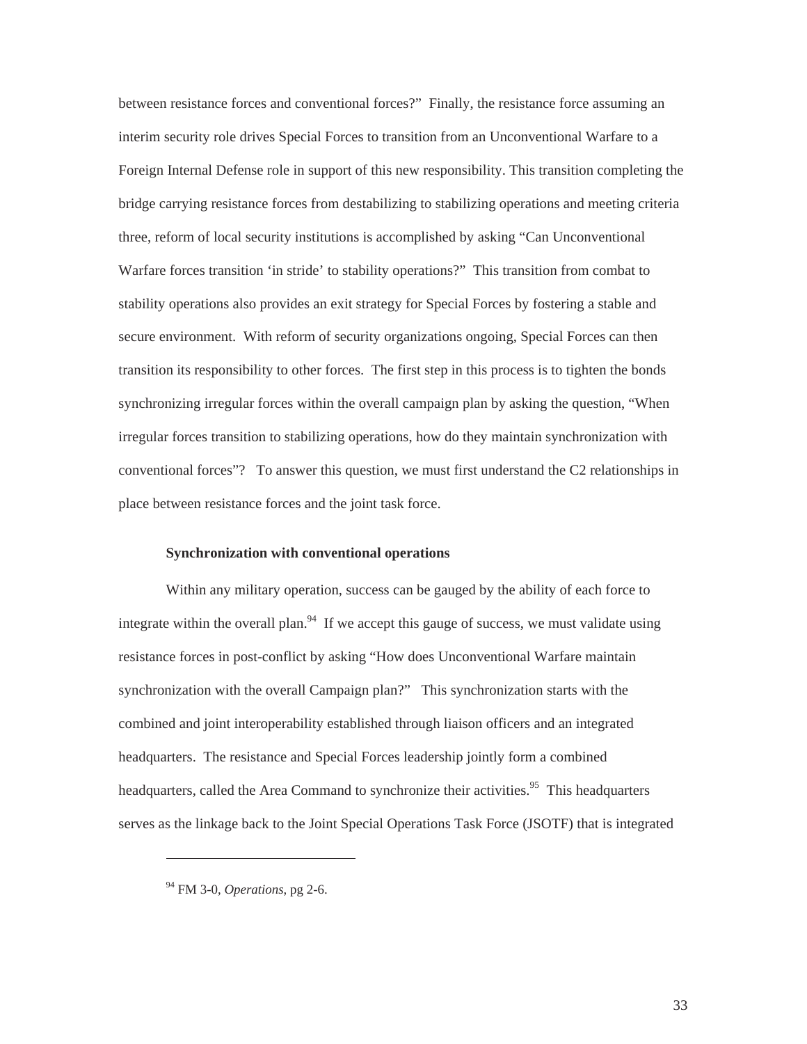between resistance forces and conventional forces?" Finally, the resistance force assuming an interim security role drives Special Forces to transition from an Unconventional Warfare to a Foreign Internal Defense role in support of this new responsibility. This transition completing the bridge carrying resistance forces from destabilizing to stabilizing operations and meeting criteria three, reform of local security institutions is accomplished by asking "Can Unconventional Warfare forces transition 'in stride' to stability operations?" This transition from combat to stability operations also provides an exit strategy for Special Forces by fostering a stable and secure environment. With reform of security organizations ongoing, Special Forces can then transition its responsibility to other forces. The first step in this process is to tighten the bonds synchronizing irregular forces within the overall campaign plan by asking the question, "When irregular forces transition to stabilizing operations, how do they maintain synchronization with conventional forces"? To answer this question, we must first understand the C2 relationships in place between resistance forces and the joint task force.

**Synchronization with conventional operations**

Within any military operation, success can be gauged by the ability of each force to integrate within the overall plan.[94] If we accept this gauge of success, we must validate using resistance forces in post-conflict by asking "How does Unconventional Warfare maintain synchronization with the overall Campaign plan?" This synchronization starts with the combined and joint interoperability established through liaison officers and an integrated headquarters. The resistance and Special Forces leadership jointly form a combined headquarters, called the Area Command to synchronize their activities.[95] This headquarters serves as the linkage back to the Joint Special Operations Task Force (JSOTF) that is integrated

---

[94] FM 3-0, *Operations*, pg 2-6.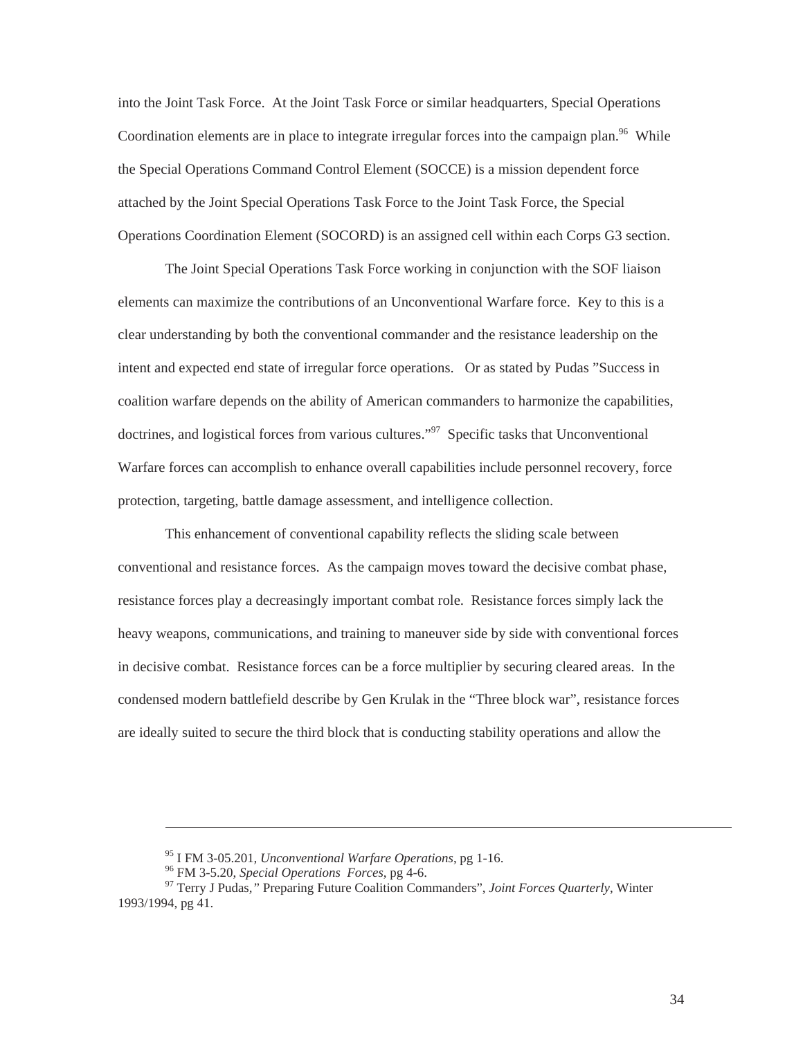into the Joint Task Force. At the Joint Task Force or similar headquarters, Special Operations Coordination elements are in place to integrate irregular forces into the campaign plan.[96] While the Special Operations Command Control Element (SOCCE) is a mission dependent force attached by the Joint Special Operations Task Force to the Joint Task Force, the Special Operations Coordination Element (SOCORD) is an assigned cell within each Corps G3 section.

The Joint Special Operations Task Force working in conjunction with the SOF liaison elements can maximize the contributions of an Unconventional Warfare force. Key to this is a clear understanding by both the conventional commander and the resistance leadership on the intent and expected end state of irregular force operations. Or as stated by Pudas "Success in coalition warfare depends on the ability of American commanders to harmonize the capabilities, doctrines, and logistical forces from various cultures."[97] Specific tasks that Unconventional Warfare forces can accomplish to enhance overall capabilities include personnel recovery, force protection, targeting, battle damage assessment, and intelligence collection.

This enhancement of conventional capability reflects the sliding scale between conventional and resistance forces. As the campaign moves toward the decisive combat phase, resistance forces play a decreasingly important combat role. Resistance forces simply lack the heavy weapons, communications, and training to maneuver side by side with conventional forces in decisive combat. Resistance forces can be a force multiplier by securing cleared areas. In the condensed modern battlefield describe by Gen Krulak in the "Three block war", resistance forces are ideally suited to secure the third block that is conducting stability operations and allow the

---

[95] I FM 3-05.201, *Unconventional Warfare Operations*, pg 1-16.

[96] FM 3-5.20, *Special Operations Forces*, pg 4-6.

[97] Terry J Pudas," Preparing Future Coalition Commanders", *Joint Forces Quarterly*, Winter 1993/1994, pg 41.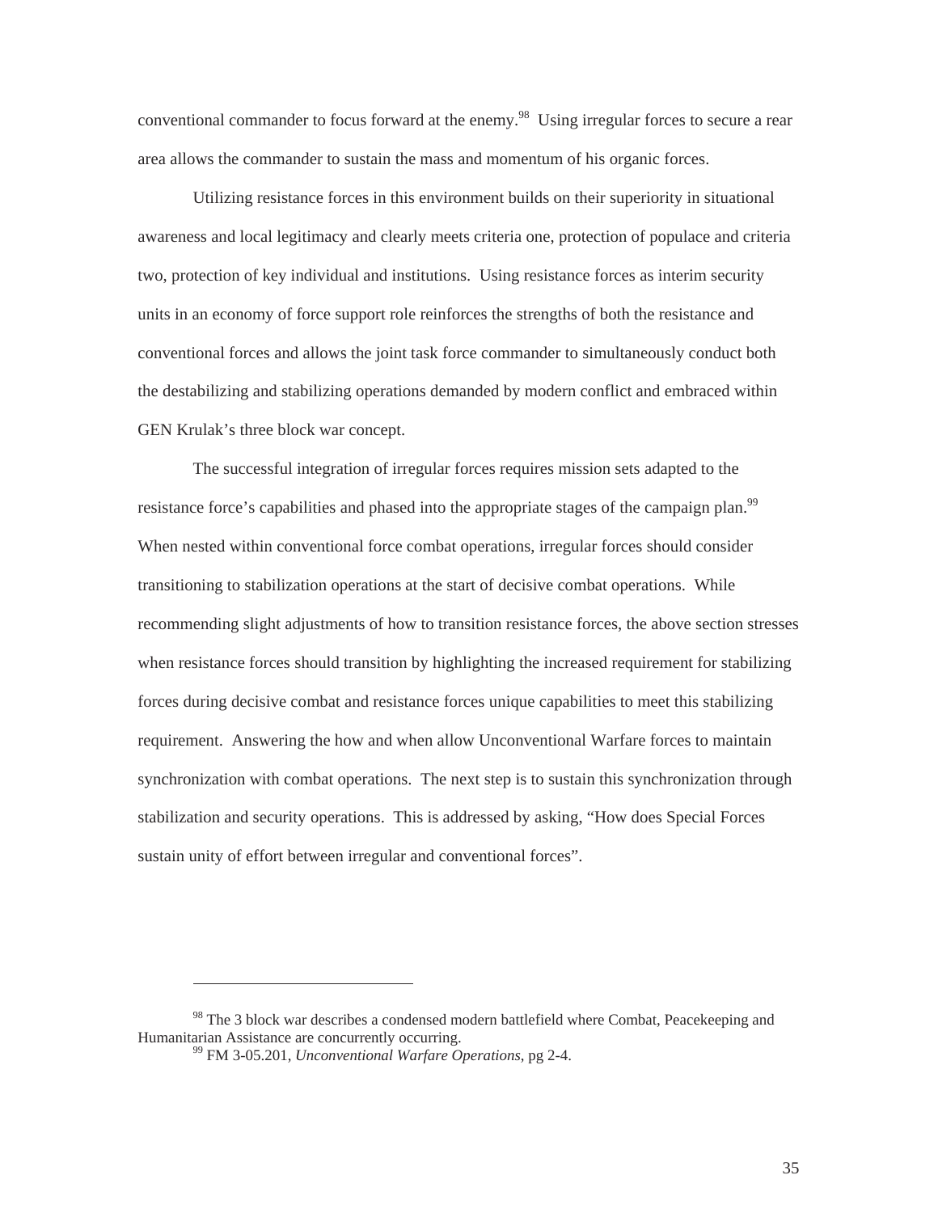conventional commander to focus forward at the enemy.[98] Using irregular forces to secure a rear area allows the commander to sustain the mass and momentum of his organic forces.

Utilizing resistance forces in this environment builds on their superiority in situational awareness and local legitimacy and clearly meets criteria one, protection of populace and criteria two, protection of key individual and institutions. Using resistance forces as interim security units in an economy of force support role reinforces the strengths of both the resistance and conventional forces and allows the joint task force commander to simultaneously conduct both the destabilizing and stabilizing operations demanded by modern conflict and embraced within GEN Krulak's three block war concept.

The successful integration of irregular forces requires mission sets adapted to the resistance force's capabilities and phased into the appropriate stages of the campaign plan.[99] When nested within conventional force combat operations, irregular forces should consider transitioning to stabilization operations at the start of decisive combat operations. While recommending slight adjustments of how to transition resistance forces, the above section stresses when resistance forces should transition by highlighting the increased requirement for stabilizing forces during decisive combat and resistance forces unique capabilities to meet this stabilizing requirement. Answering the how and when allow Unconventional Warfare forces to maintain synchronization with combat operations. The next step is to sustain this synchronization through stabilization and security operations. This is addressed by asking, "How does Special Forces sustain unity of effort between irregular and conventional forces".

---

[98] The 3 block war describes a condensed modern battlefield where Combat, Peacekeeping and Humanitarian Assistance are concurrently occurring.

[99] FM 3-05.201, *Unconventional Warfare Operations*, pg 2-4.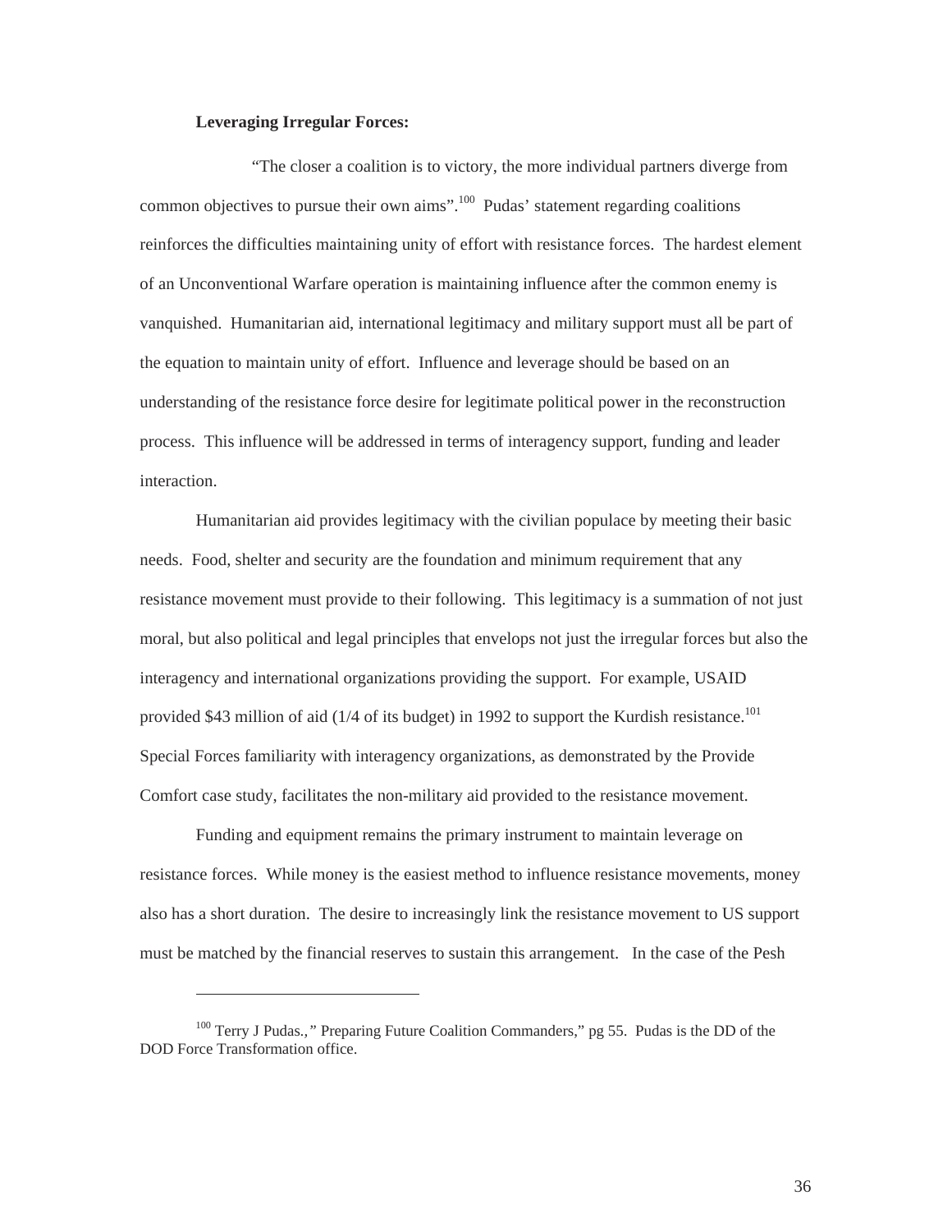**Leveraging Irregular Forces:**

"The closer a coalition is to victory, the more individual partners diverge from common objectives to pursue their own aims".[100] Pudas' statement regarding coalitions reinforces the difficulties maintaining unity of effort with resistance forces. The hardest element of an Unconventional Warfare operation is maintaining influence after the common enemy is vanquished. Humanitarian aid, international legitimacy and military support must all be part of the equation to maintain unity of effort. Influence and leverage should be based on an understanding of the resistance force desire for legitimate political power in the reconstruction process. This influence will be addressed in terms of interagency support, funding and leader interaction.

Humanitarian aid provides legitimacy with the civilian populace by meeting their basic needs. Food, shelter and security are the foundation and minimum requirement that any resistance movement must provide to their following. This legitimacy is a summation of not just moral, but also political and legal principles that envelops not just the irregular forces but also the interagency and international organizations providing the support. For example, USAID provided $43 million of aid (1/4 of its budget) in 1992 to support the Kurdish resistance.[101] Special Forces familiarity with interagency organizations, as demonstrated by the Provide Comfort case study, facilitates the non-military aid provided to the resistance movement.

Funding and equipment remains the primary instrument to maintain leverage on resistance forces. While money is the easiest method to influence resistance movements, money also has a short duration. The desire to increasingly link the resistance movement to US support must be matched by the financial reserves to sustain this arrangement. In the case of the Pesh

---

[100] Terry J Pudas.," Preparing Future Coalition Commanders," pg 55. Pudas is the DD of the DOD Force Transformation office.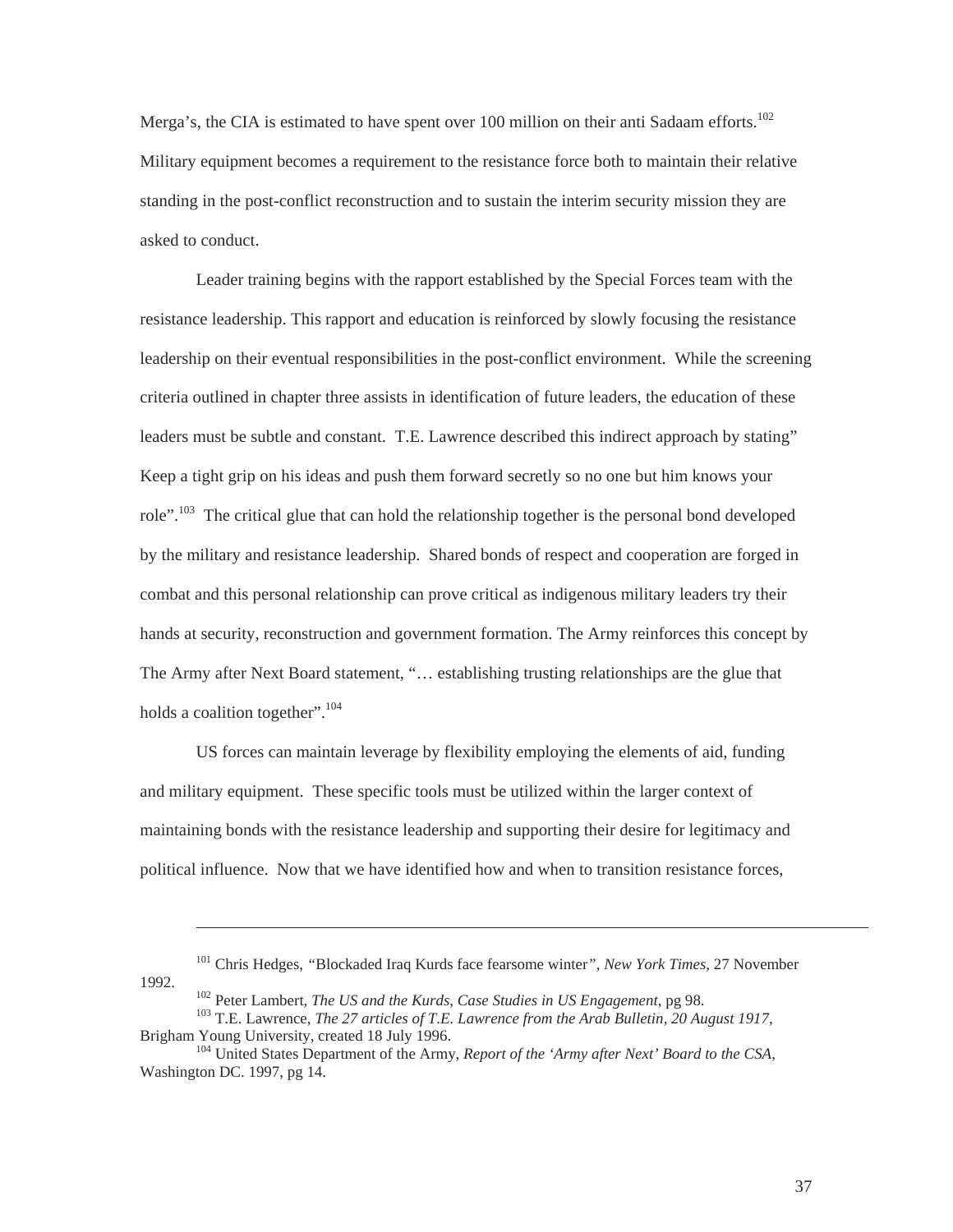Merga's, the CIA is estimated to have spent over 100 million on their anti Sadaam efforts.[102] Military equipment becomes a requirement to the resistance force both to maintain their relative standing in the post-conflict reconstruction and to sustain the interim security mission they are asked to conduct.

Leader training begins with the rapport established by the Special Forces team with the resistance leadership. This rapport and education is reinforced by slowly focusing the resistance leadership on their eventual responsibilities in the post-conflict environment. While the screening criteria outlined in chapter three assists in identification of future leaders, the education of these leaders must be subtle and constant. T.E. Lawrence described this indirect approach by stating" Keep a tight grip on his ideas and push them forward secretly so no one but him knows your role".[103] The critical glue that can hold the relationship together is the personal bond developed by the military and resistance leadership. Shared bonds of respect and cooperation are forged in combat and this personal relationship can prove critical as indigenous military leaders try their hands at security, reconstruction and government formation. The Army reinforces this concept by The Army after Next Board statement, "… establishing trusting relationships are the glue that holds a coalition together".[104]

US forces can maintain leverage by flexibility employing the elements of aid, funding and military equipment. These specific tools must be utilized within the larger context of maintaining bonds with the resistance leadership and supporting their desire for legitimacy and political influence. Now that we have identified how and when to transition resistance forces,

---

[101] Chris Hedges, "Blockaded Iraq Kurds face fearsome winter", *New York Times*, 27 November 1992.

[102] Peter Lambert, *The US and the Kurds, Case Studies in US Engagement*, pg 98.

[103] T.E. Lawrence, *The 27 articles of T.E. Lawrence from the Arab Bulletin, 20 August 1917*, Brigham Young University, created 18 July 1996.

[104] United States Department of the Army, *Report of the 'Army after Next' Board to the CSA*, Washington DC. 1997, pg 14.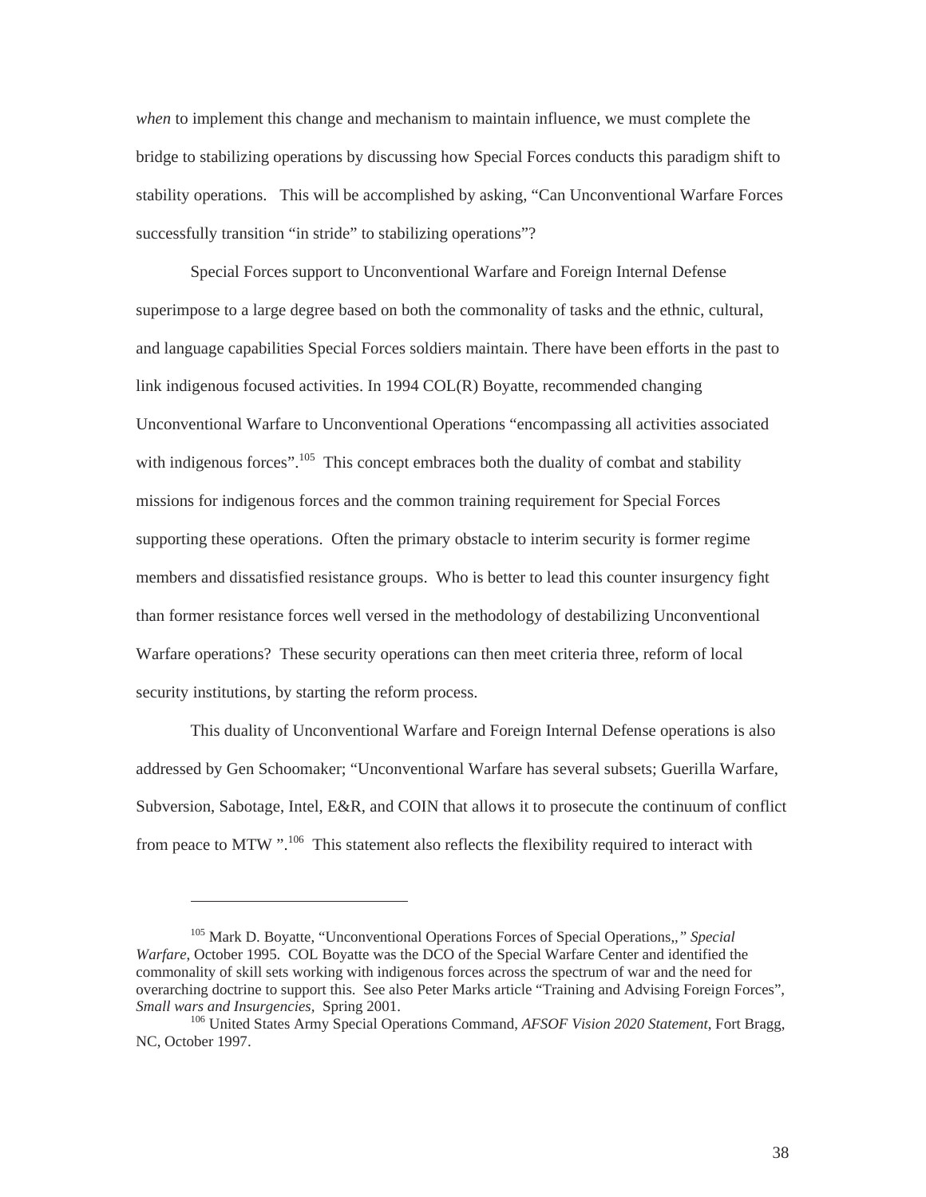*when* to implement this change and mechanism to maintain influence, we must complete the bridge to stabilizing operations by discussing how Special Forces conducts this paradigm shift to stability operations. This will be accomplished by asking, "Can Unconventional Warfare Forces successfully transition "in stride" to stabilizing operations"?

Special Forces support to Unconventional Warfare and Foreign Internal Defense superimpose to a large degree based on both the commonality of tasks and the ethnic, cultural, and language capabilities Special Forces soldiers maintain. There have been efforts in the past to link indigenous focused activities. In 1994 COL(R) Boyatte, recommended changing Unconventional Warfare to Unconventional Operations "encompassing all activities associated with indigenous forces".[105] This concept embraces both the duality of combat and stability missions for indigenous forces and the common training requirement for Special Forces supporting these operations. Often the primary obstacle to interim security is former regime members and dissatisfied resistance groups. Who is better to lead this counter insurgency fight than former resistance forces well versed in the methodology of destabilizing Unconventional Warfare operations? These security operations can then meet criteria three, reform of local security institutions, by starting the reform process.

This duality of Unconventional Warfare and Foreign Internal Defense operations is also addressed by Gen Schoomaker; "Unconventional Warfare has several subsets; Guerilla Warfare, Subversion, Sabotage, Intel, E&R, and COIN that allows it to prosecute the continuum of conflict from peace to MTW ".[106] This statement also reflects the flexibility required to interact with

---

[105] Mark D. Boyatte, "Unconventional Operations Forces of Special Operations,," *Special Warfare*, October 1995. COL Boyatte was the DCO of the Special Warfare Center and identified the commonality of skill sets working with indigenous forces across the spectrum of war and the need for overarching doctrine to support this. See also Peter Marks article "Training and Advising Foreign Forces", *Small wars and Insurgencies*, Spring 2001.

[106] United States Army Special Operations Command, *AFSOF Vision 2020 Statement*, Fort Bragg, NC, October 1997.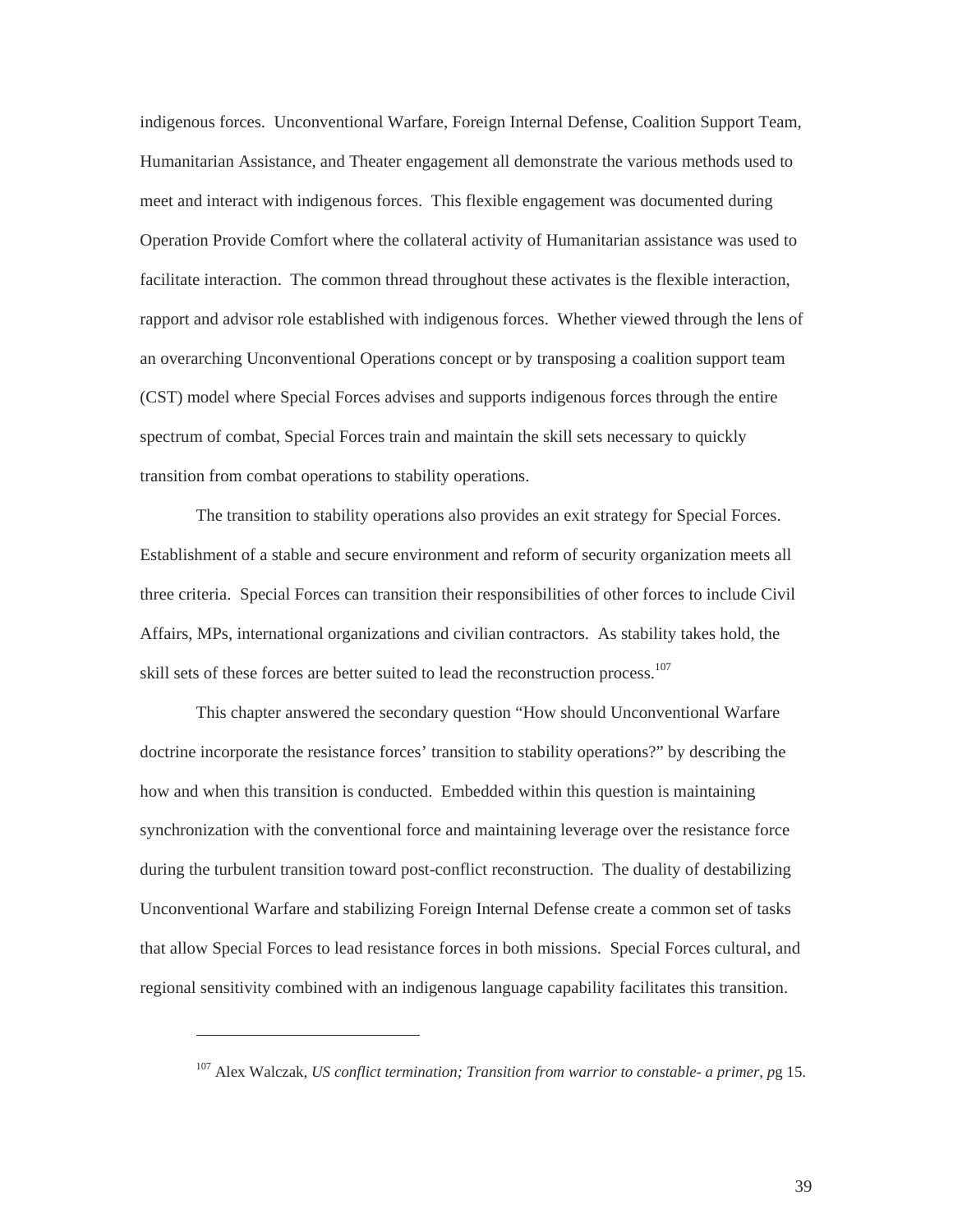indigenous forces. Unconventional Warfare, Foreign Internal Defense, Coalition Support Team, Humanitarian Assistance, and Theater engagement all demonstrate the various methods used to meet and interact with indigenous forces. This flexible engagement was documented during Operation Provide Comfort where the collateral activity of Humanitarian assistance was used to facilitate interaction. The common thread throughout these activates is the flexible interaction, rapport and advisor role established with indigenous forces. Whether viewed through the lens of an overarching Unconventional Operations concept or by transposing a coalition support team (CST) model where Special Forces advises and supports indigenous forces through the entire spectrum of combat, Special Forces train and maintain the skill sets necessary to quickly transition from combat operations to stability operations.

The transition to stability operations also provides an exit strategy for Special Forces. Establishment of a stable and secure environment and reform of security organization meets all three criteria. Special Forces can transition their responsibilities of other forces to include Civil Affairs, MPs, international organizations and civilian contractors. As stability takes hold, the skill sets of these forces are better suited to lead the reconstruction process.[107]

This chapter answered the secondary question "How should Unconventional Warfare doctrine incorporate the resistance forces' transition to stability operations?" by describing the how and when this transition is conducted. Embedded within this question is maintaining synchronization with the conventional force and maintaining leverage over the resistance force during the turbulent transition toward post-conflict reconstruction. The duality of destabilizing Unconventional Warfare and stabilizing Foreign Internal Defense create a common set of tasks that allow Special Forces to lead resistance forces in both missions. Special Forces cultural, and regional sensitivity combined with an indigenous language capability facilitates this transition.

---

[107] Alex Walczak, *US conflict termination; Transition from warrior to constable- a primer, p*g 15.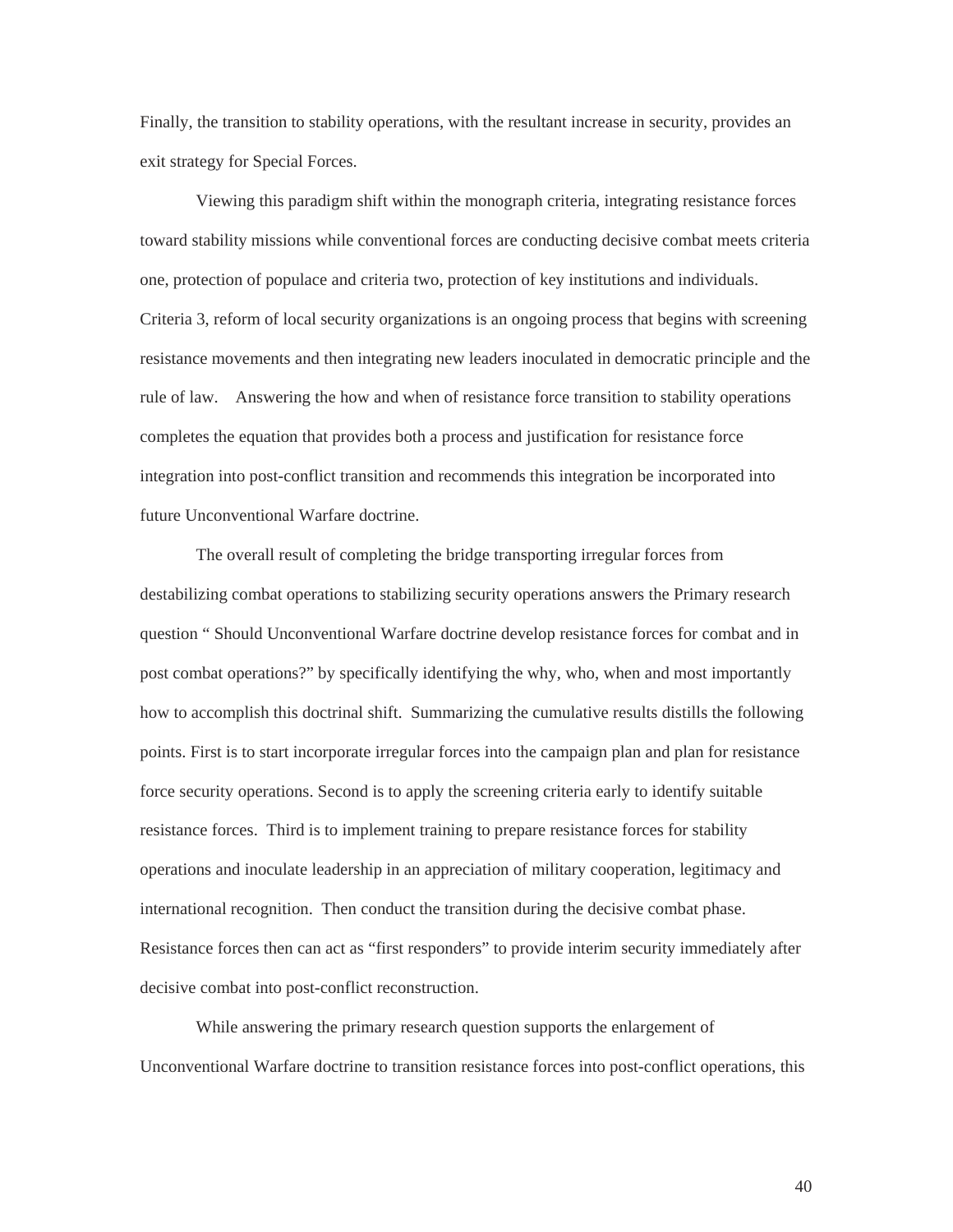Finally, the transition to stability operations, with the resultant increase in security, provides an exit strategy for Special Forces.

Viewing this paradigm shift within the monograph criteria, integrating resistance forces toward stability missions while conventional forces are conducting decisive combat meets criteria one, protection of populace and criteria two, protection of key institutions and individuals. Criteria 3, reform of local security organizations is an ongoing process that begins with screening resistance movements and then integrating new leaders inoculated in democratic principle and the rule of law. Answering the how and when of resistance force transition to stability operations completes the equation that provides both a process and justification for resistance force integration into post-conflict transition and recommends this integration be incorporated into future Unconventional Warfare doctrine.

The overall result of completing the bridge transporting irregular forces from destabilizing combat operations to stabilizing security operations answers the Primary research question " Should Unconventional Warfare doctrine develop resistance forces for combat and in post combat operations?" by specifically identifying the why, who, when and most importantly how to accomplish this doctrinal shift. Summarizing the cumulative results distills the following points. First is to start incorporate irregular forces into the campaign plan and plan for resistance force security operations. Second is to apply the screening criteria early to identify suitable resistance forces. Third is to implement training to prepare resistance forces for stability operations and inoculate leadership in an appreciation of military cooperation, legitimacy and international recognition. Then conduct the transition during the decisive combat phase. Resistance forces then can act as "first responders" to provide interim security immediately after decisive combat into post-conflict reconstruction.

While answering the primary research question supports the enlargement of Unconventional Warfare doctrine to transition resistance forces into post-conflict operations, this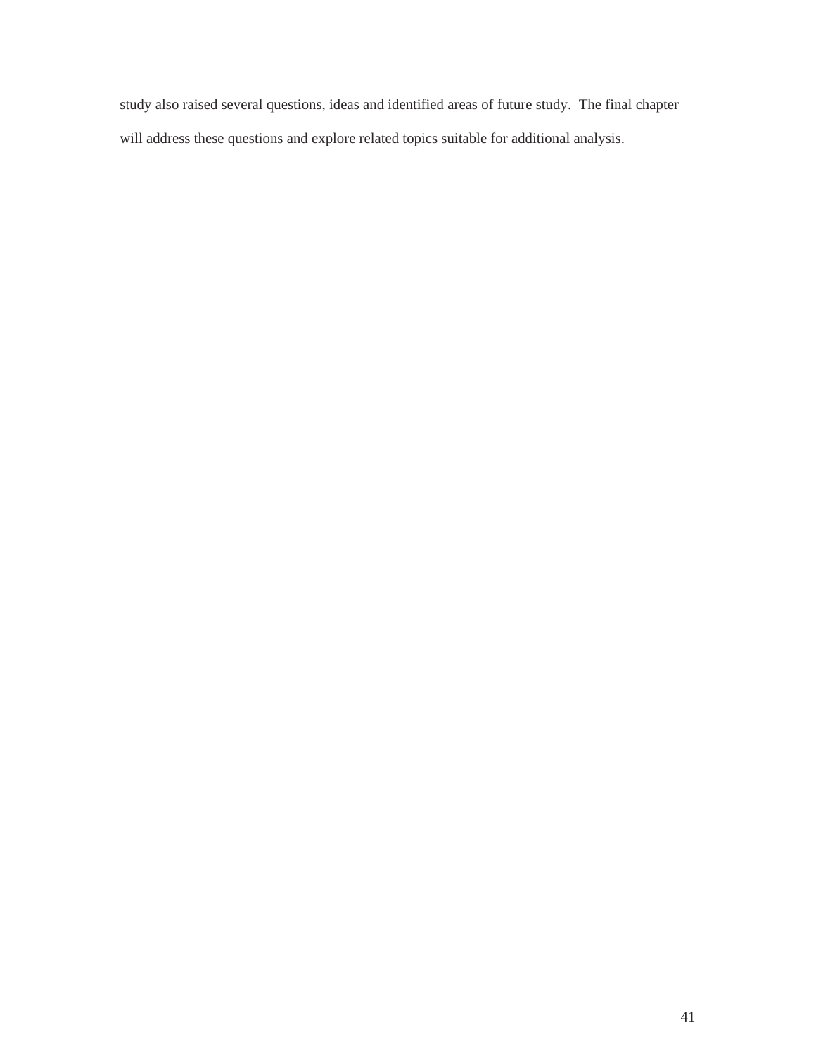study also raised several questions, ideas and identified areas of future study. The final chapter will address these questions and explore related topics suitable for additional analysis.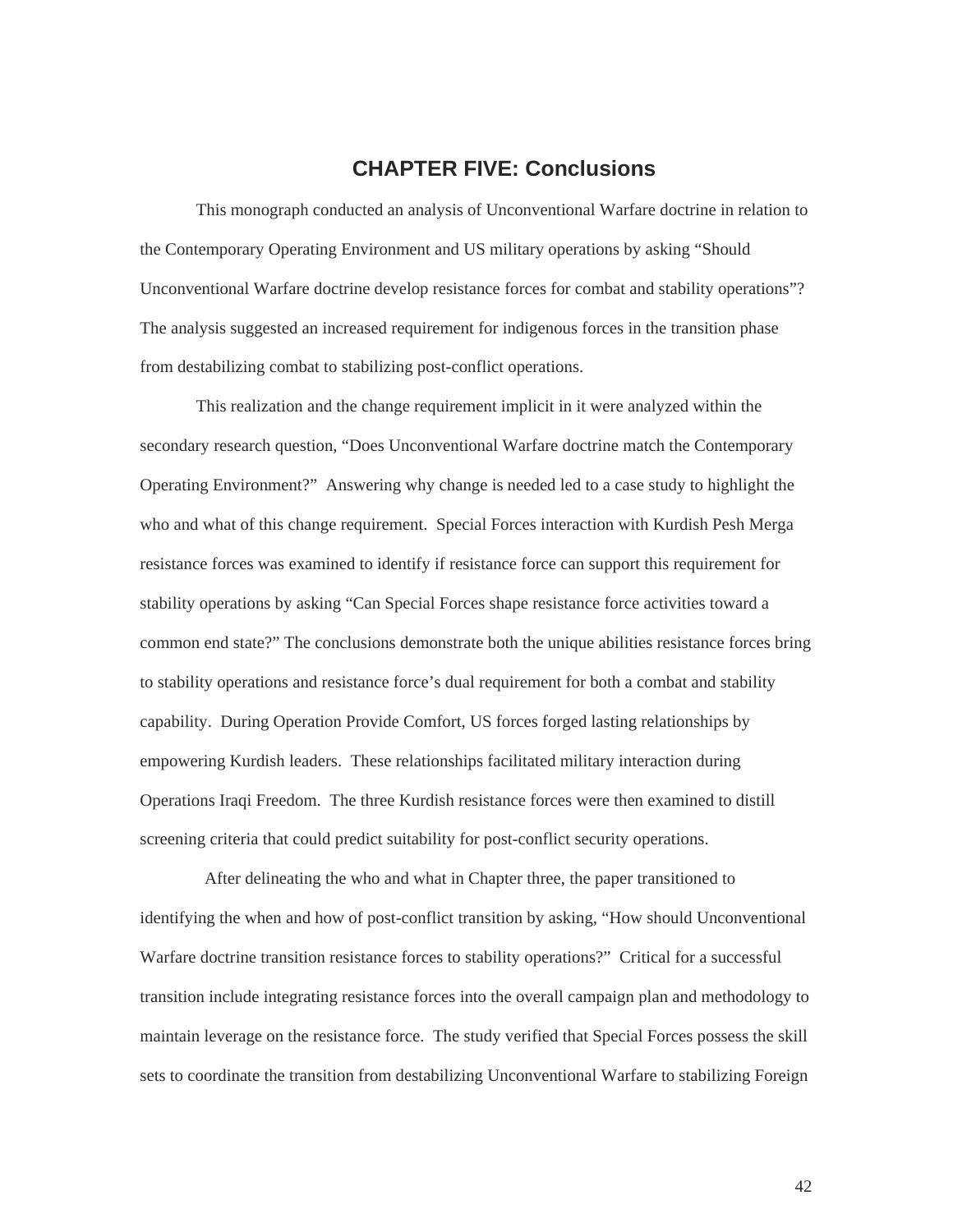# CHAPTER FIVE: Conclusions

This monograph conducted an analysis of Unconventional Warfare doctrine in relation to the Contemporary Operating Environment and US military operations by asking "Should Unconventional Warfare doctrine develop resistance forces for combat and stability operations"? The analysis suggested an increased requirement for indigenous forces in the transition phase from destabilizing combat to stabilizing post-conflict operations.

This realization and the change requirement implicit in it were analyzed within the secondary research question, "Does Unconventional Warfare doctrine match the Contemporary Operating Environment?" Answering why change is needed led to a case study to highlight the who and what of this change requirement. Special Forces interaction with Kurdish Pesh Merga resistance forces was examined to identify if resistance force can support this requirement for stability operations by asking "Can Special Forces shape resistance force activities toward a common end state?" The conclusions demonstrate both the unique abilities resistance forces bring to stability operations and resistance force's dual requirement for both a combat and stability capability. During Operation Provide Comfort, US forces forged lasting relationships by empowering Kurdish leaders. These relationships facilitated military interaction during Operations Iraqi Freedom. The three Kurdish resistance forces were then examined to distill screening criteria that could predict suitability for post-conflict security operations.

After delineating the who and what in Chapter three, the paper transitioned to identifying the when and how of post-conflict transition by asking, "How should Unconventional Warfare doctrine transition resistance forces to stability operations?" Critical for a successful transition include integrating resistance forces into the overall campaign plan and methodology to maintain leverage on the resistance force. The study verified that Special Forces possess the skill sets to coordinate the transition from destabilizing Unconventional Warfare to stabilizing Foreign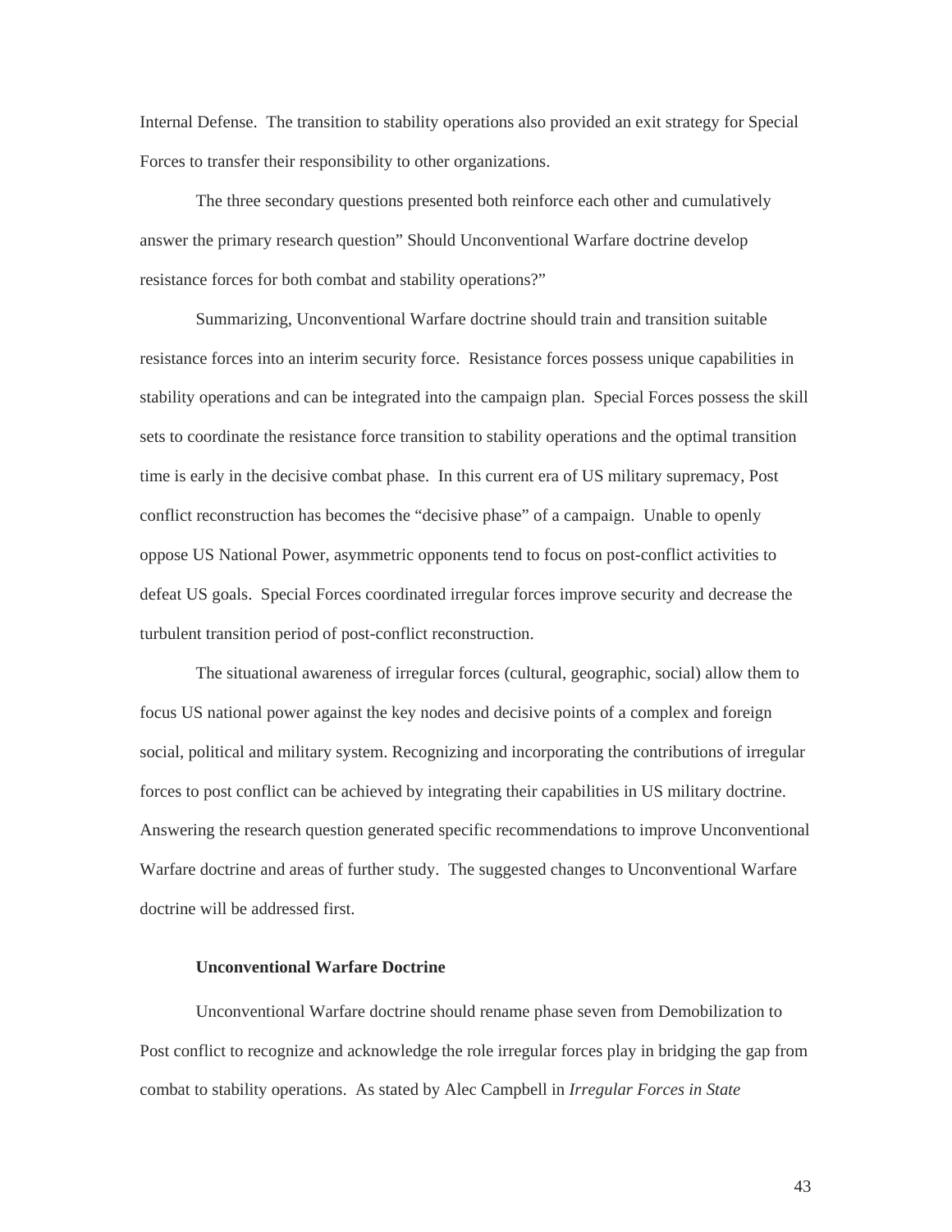Internal Defense. The transition to stability operations also provided an exit strategy for Special Forces to transfer their responsibility to other organizations.

The three secondary questions presented both reinforce each other and cumulatively answer the primary research question" Should Unconventional Warfare doctrine develop resistance forces for both combat and stability operations?"

Summarizing, Unconventional Warfare doctrine should train and transition suitable resistance forces into an interim security force. Resistance forces possess unique capabilities in stability operations and can be integrated into the campaign plan. Special Forces possess the skill sets to coordinate the resistance force transition to stability operations and the optimal transition time is early in the decisive combat phase. In this current era of US military supremacy, Post conflict reconstruction has becomes the "decisive phase" of a campaign. Unable to openly oppose US National Power, asymmetric opponents tend to focus on post-conflict activities to defeat US goals. Special Forces coordinated irregular forces improve security and decrease the turbulent transition period of post-conflict reconstruction.

The situational awareness of irregular forces (cultural, geographic, social) allow them to focus US national power against the key nodes and decisive points of a complex and foreign social, political and military system. Recognizing and incorporating the contributions of irregular forces to post conflict can be achieved by integrating their capabilities in US military doctrine. Answering the research question generated specific recommendations to improve Unconventional Warfare doctrine and areas of further study. The suggested changes to Unconventional Warfare doctrine will be addressed first.

### Unconventional Warfare Doctrine

Unconventional Warfare doctrine should rename phase seven from Demobilization to Post conflict to recognize and acknowledge the role irregular forces play in bridging the gap from combat to stability operations. As stated by Alec Campbell in *Irregular Forces in State*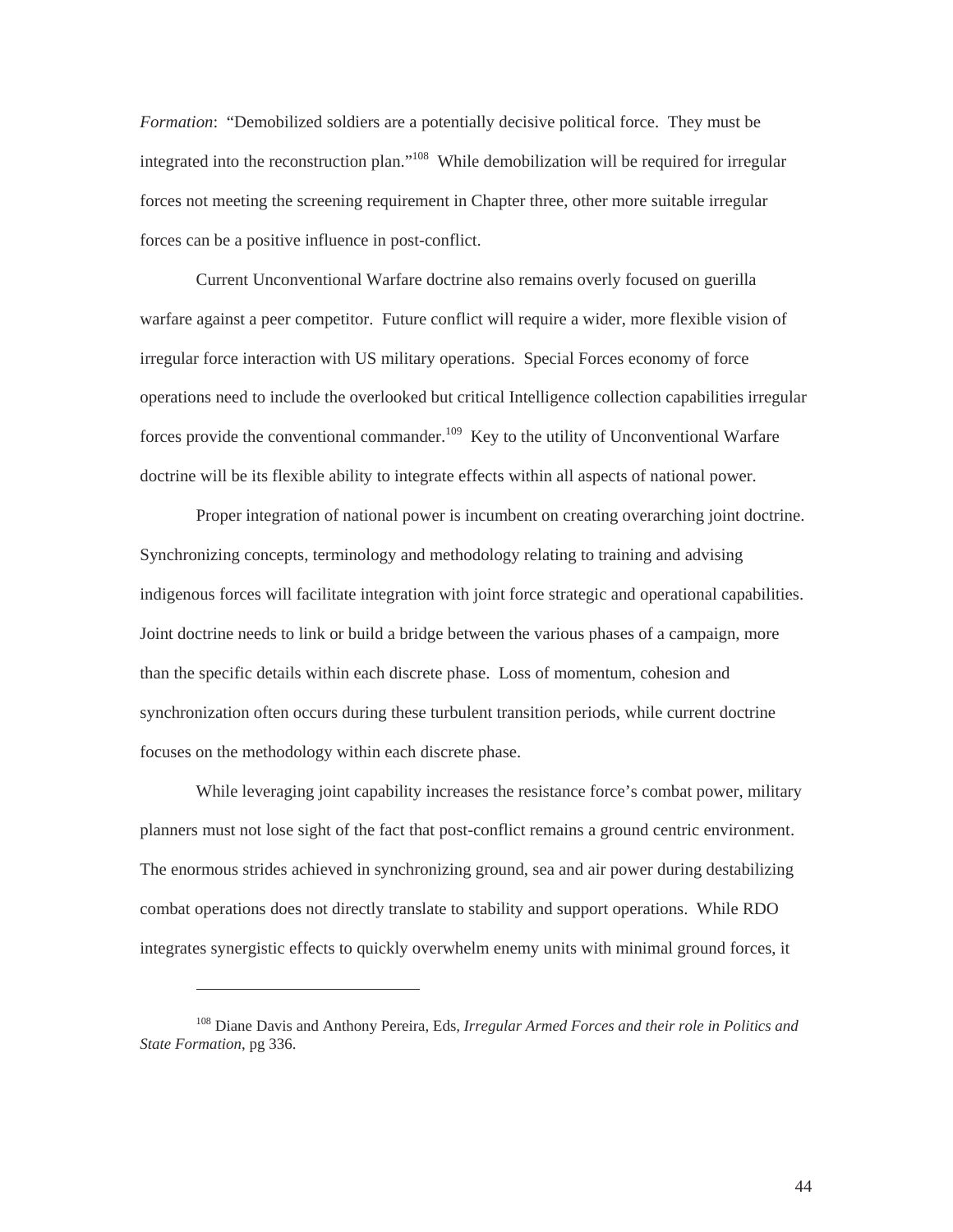*Formation*: "Demobilized soldiers are a potentially decisive political force. They must be integrated into the reconstruction plan."[108] While demobilization will be required for irregular forces not meeting the screening requirement in Chapter three, other more suitable irregular forces can be a positive influence in post-conflict.

Current Unconventional Warfare doctrine also remains overly focused on guerilla warfare against a peer competitor. Future conflict will require a wider, more flexible vision of irregular force interaction with US military operations. Special Forces economy of force operations need to include the overlooked but critical Intelligence collection capabilities irregular forces provide the conventional commander.[109] Key to the utility of Unconventional Warfare doctrine will be its flexible ability to integrate effects within all aspects of national power.

Proper integration of national power is incumbent on creating overarching joint doctrine. Synchronizing concepts, terminology and methodology relating to training and advising indigenous forces will facilitate integration with joint force strategic and operational capabilities. Joint doctrine needs to link or build a bridge between the various phases of a campaign, more than the specific details within each discrete phase. Loss of momentum, cohesion and synchronization often occurs during these turbulent transition periods, while current doctrine focuses on the methodology within each discrete phase.

While leveraging joint capability increases the resistance force's combat power, military planners must not lose sight of the fact that post-conflict remains a ground centric environment. The enormous strides achieved in synchronizing ground, sea and air power during destabilizing combat operations does not directly translate to stability and support operations. While RDO integrates synergistic effects to quickly overwhelm enemy units with minimal ground forces, it

---

[108] Diane Davis and Anthony Pereira, Eds, *Irregular Armed Forces and their role in Politics and State Formation*, pg 336.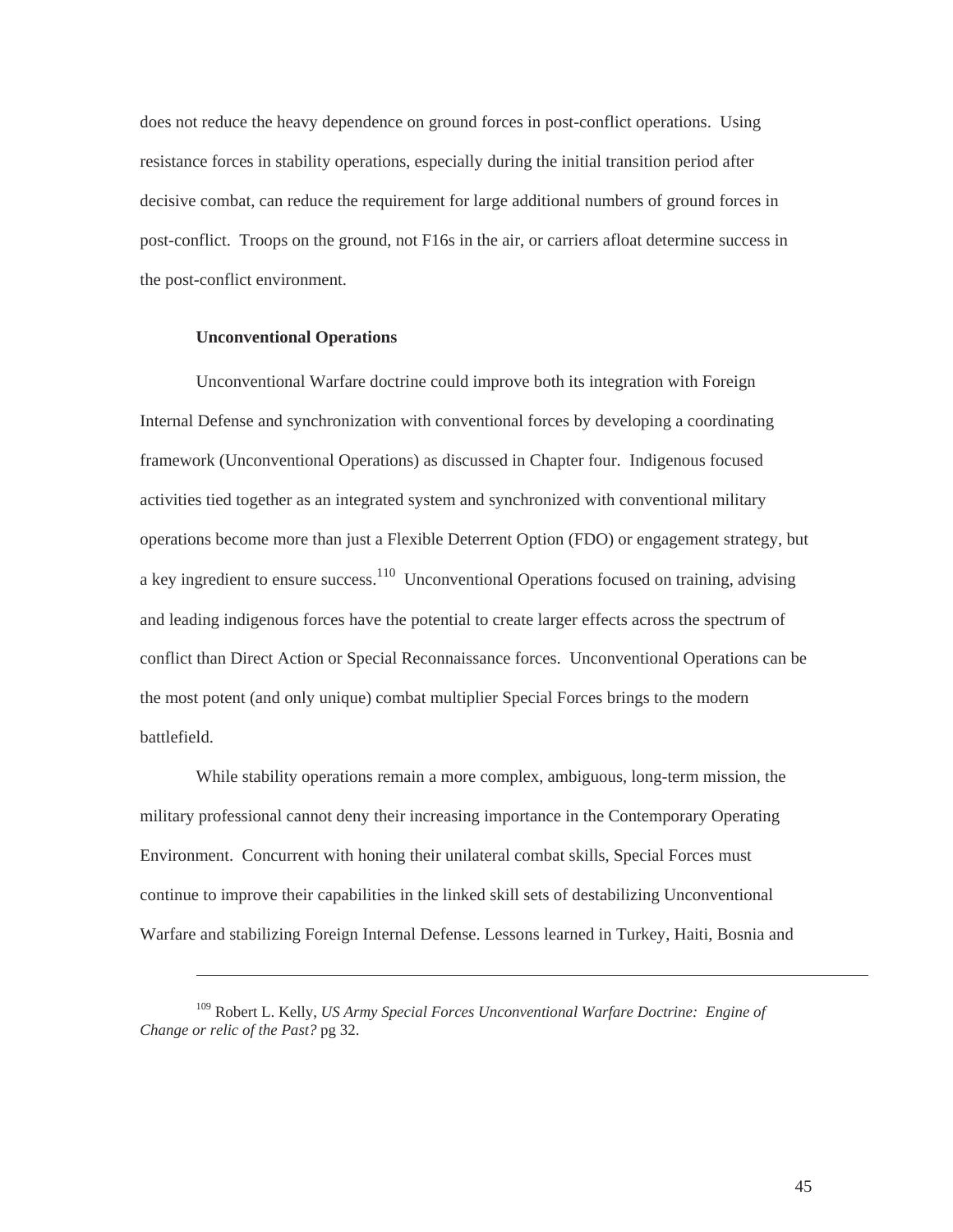does not reduce the heavy dependence on ground forces in post-conflict operations. Using resistance forces in stability operations, especially during the initial transition period after decisive combat, can reduce the requirement for large additional numbers of ground forces in post-conflict. Troops on the ground, not F16s in the air, or carriers afloat determine success in the post-conflict environment.

**Unconventional Operations**

Unconventional Warfare doctrine could improve both its integration with Foreign Internal Defense and synchronization with conventional forces by developing a coordinating framework (Unconventional Operations) as discussed in Chapter four. Indigenous focused activities tied together as an integrated system and synchronized with conventional military operations become more than just a Flexible Deterrent Option (FDO) or engagement strategy, but a key ingredient to ensure success.[110] Unconventional Operations focused on training, advising and leading indigenous forces have the potential to create larger effects across the spectrum of conflict than Direct Action or Special Reconnaissance forces. Unconventional Operations can be the most potent (and only unique) combat multiplier Special Forces brings to the modern battlefield.

While stability operations remain a more complex, ambiguous, long-term mission, the military professional cannot deny their increasing importance in the Contemporary Operating Environment. Concurrent with honing their unilateral combat skills, Special Forces must continue to improve their capabilities in the linked skill sets of destabilizing Unconventional Warfare and stabilizing Foreign Internal Defense. Lessons learned in Turkey, Haiti, Bosnia and

---

[109] Robert L. Kelly, *US Army Special Forces Unconventional Warfare Doctrine: Engine of Change or relic of the Past?* pg 32.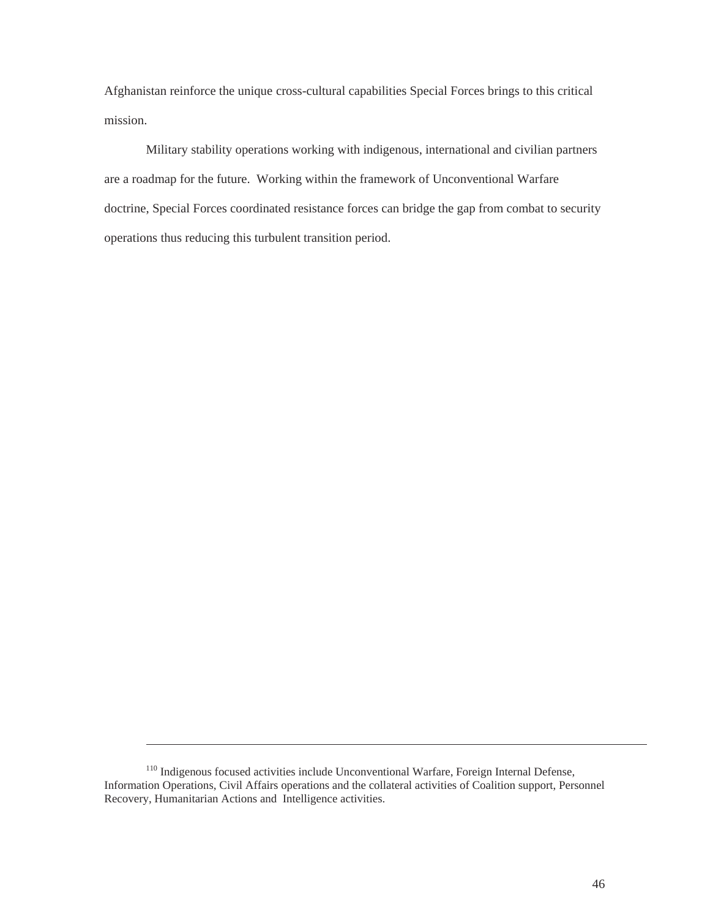Afghanistan reinforce the unique cross-cultural capabilities Special Forces brings to this critical mission.

Military stability operations working with indigenous, international and civilian partners are a roadmap for the future. Working within the framework of Unconventional Warfare doctrine, Special Forces coordinated resistance forces can bridge the gap from combat to security operations thus reducing this turbulent transition period.

---

[110] Indigenous focused activities include Unconventional Warfare, Foreign Internal Defense, Information Operations, Civil Affairs operations and the collateral activities of Coalition support, Personnel Recovery, Humanitarian Actions and Intelligence activities.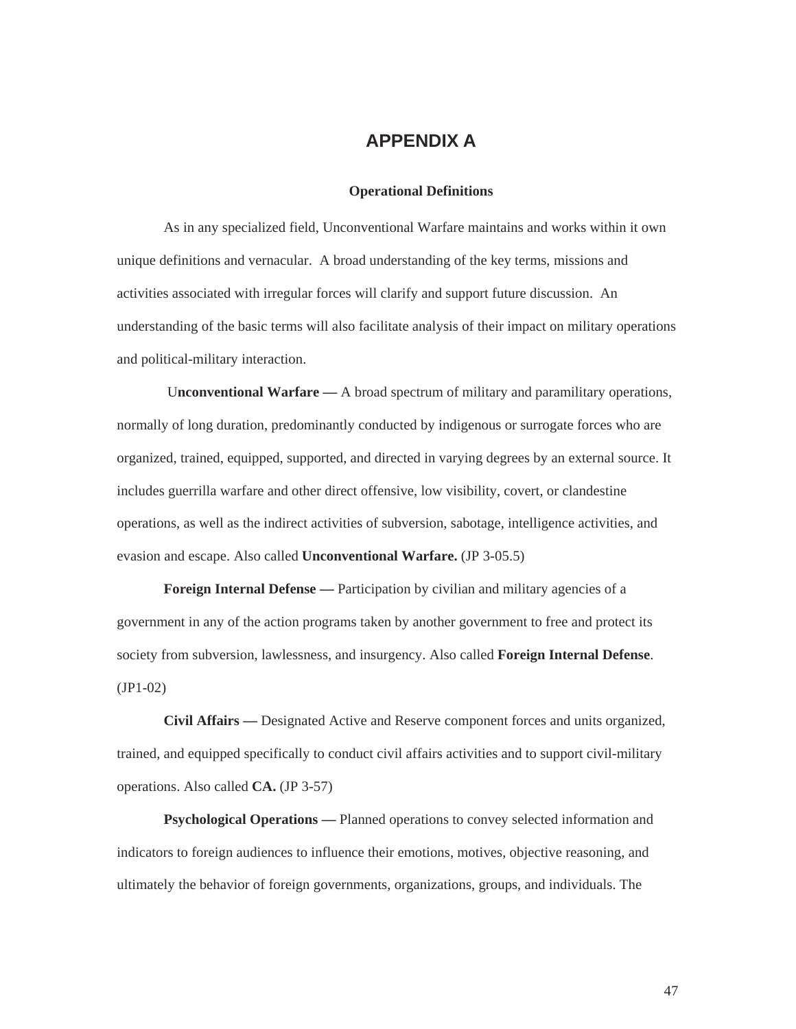# APPENDIX A

**Operational Definitions**

As in any specialized field, Unconventional Warfare maintains and works within it own unique definitions and vernacular. A broad understanding of the key terms, missions and activities associated with irregular forces will clarify and support future discussion. An understanding of the basic terms will also facilitate analysis of their impact on military operations and political-military interaction.

U**nconventional Warfare —** A broad spectrum of military and paramilitary operations, normally of long duration, predominantly conducted by indigenous or surrogate forces who are organized, trained, equipped, supported, and directed in varying degrees by an external source. It includes guerrilla warfare and other direct offensive, low visibility, covert, or clandestine operations, as well as the indirect activities of subversion, sabotage, intelligence activities, and evasion and escape. Also called **Unconventional Warfare.** (JP 3-05.5)

**Foreign Internal Defense —** Participation by civilian and military agencies of a government in any of the action programs taken by another government to free and protect its society from subversion, lawlessness, and insurgency. Also called **Foreign Internal Defense**. (JP1-02)

**Civil Affairs —** Designated Active and Reserve component forces and units organized, trained, and equipped specifically to conduct civil affairs activities and to support civil-military operations. Also called **CA.** (JP 3-57)

**Psychological Operations —** Planned operations to convey selected information and indicators to foreign audiences to influence their emotions, motives, objective reasoning, and ultimately the behavior of foreign governments, organizations, groups, and individuals. The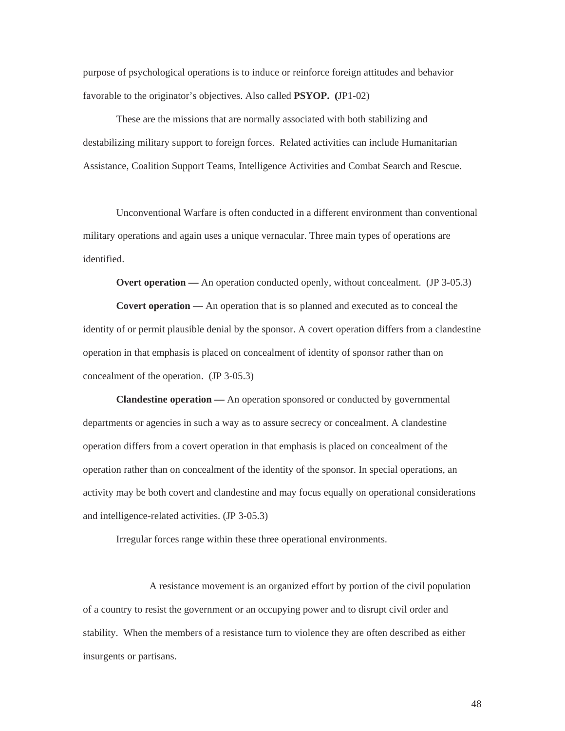purpose of psychological operations is to induce or reinforce foreign attitudes and behavior favorable to the originator's objectives. Also called **PSYOP. (**JP1-02)

These are the missions that are normally associated with both stabilizing and destabilizing military support to foreign forces. Related activities can include Humanitarian Assistance, Coalition Support Teams, Intelligence Activities and Combat Search and Rescue.

Unconventional Warfare is often conducted in a different environment than conventional military operations and again uses a unique vernacular. Three main types of operations are identified.

**Overt operation —** An operation conducted openly, without concealment. (JP 3-05.3)

**Covert operation —** An operation that is so planned and executed as to conceal the identity of or permit plausible denial by the sponsor. A covert operation differs from a clandestine operation in that emphasis is placed on concealment of identity of sponsor rather than on concealment of the operation. (JP 3-05.3)

**Clandestine operation —** An operation sponsored or conducted by governmental departments or agencies in such a way as to assure secrecy or concealment. A clandestine operation differs from a covert operation in that emphasis is placed on concealment of the operation rather than on concealment of the identity of the sponsor. In special operations, an activity may be both covert and clandestine and may focus equally on operational considerations and intelligence-related activities. (JP 3-05.3)

Irregular forces range within these three operational environments.

A resistance movement is an organized effort by portion of the civil population of a country to resist the government or an occupying power and to disrupt civil order and stability. When the members of a resistance turn to violence they are often described as either insurgents or partisans.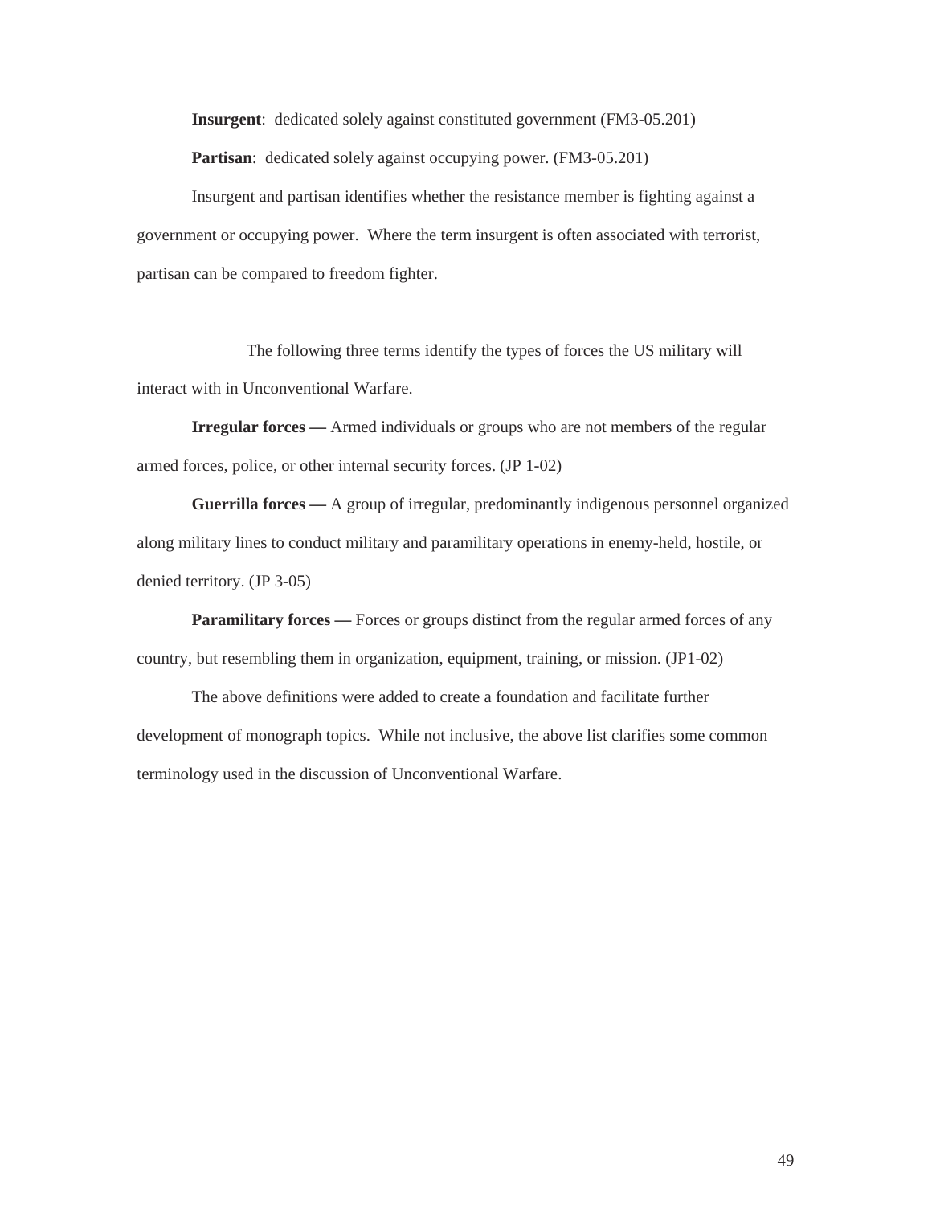**Insurgent**: dedicated solely against constituted government (FM3-05.201)

**Partisan**: dedicated solely against occupying power. (FM3-05.201)

Insurgent and partisan identifies whether the resistance member is fighting against a government or occupying power. Where the term insurgent is often associated with terrorist, partisan can be compared to freedom fighter.

The following three terms identify the types of forces the US military will interact with in Unconventional Warfare.

**Irregular forces —** Armed individuals or groups who are not members of the regular armed forces, police, or other internal security forces. (JP 1-02)

**Guerrilla forces —** A group of irregular, predominantly indigenous personnel organized along military lines to conduct military and paramilitary operations in enemy-held, hostile, or denied territory. (JP 3-05)

**Paramilitary forces —** Forces or groups distinct from the regular armed forces of any country, but resembling them in organization, equipment, training, or mission. (JP1-02)

The above definitions were added to create a foundation and facilitate further development of monograph topics. While not inclusive, the above list clarifies some common terminology used in the discussion of Unconventional Warfare.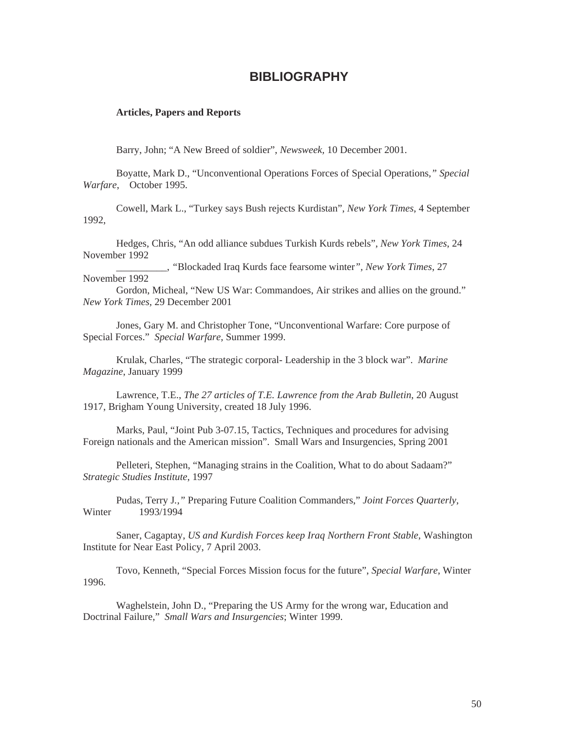# BIBLIOGRAPHY

**Articles, Papers and Reports**

Barry, John; "A New Breed of soldier", *Newsweek,* 10 December 2001.

Boyatte, Mark D., "Unconventional Operations Forces of Special Operations,*" Special Warfare*, October 1995.

Cowell, Mark L., "Turkey says Bush rejects Kurdistan", *New York Times*, 4 September 1992,

Hedges, Chris, "An odd alliance subdues Turkish Kurds rebels", *New York Times*, 24 November 1992

__________, "Blockaded Iraq Kurds face fearsome winter*", New York Times*, 27 November 1992

Gordon, Micheal, "New US War: Commandoes, Air strikes and allies on the ground." *New York Times*, 29 December 2001

Jones, Gary M. and Christopher Tone, "Unconventional Warfare: Core purpose of Special Forces." *Special Warfare*, Summer 1999.

Krulak, Charles, "The strategic corporal- Leadership in the 3 block war". *Marine Magazine*, January 1999

Lawrence, T.E., *The 27 articles of T.E. Lawrence from the Arab Bulletin*, 20 August 1917, Brigham Young University, created 18 July 1996.

Marks, Paul, "Joint Pub 3-07.15, Tactics, Techniques and procedures for advising Foreign nationals and the American mission". Small Wars and Insurgencies, Spring 2001

Pelleteri, Stephen, "Managing strains in the Coalition, What to do about Sadaam?" *Strategic Studies Institute*, 1997

Pudas, Terry J.,*"* Preparing Future Coalition Commanders," *Joint Forces Quarterly*, Winter 1993/1994

Saner, Cagaptay, *US and Kurdish Forces keep Iraq Northern Front Stable*, Washington Institute for Near East Policy, 7 April 2003.

Tovo, Kenneth, "Special Forces Mission focus for the future", *Special Warfare*, Winter 1996.

Waghelstein, John D., "Preparing the US Army for the wrong war, Education and Doctrinal Failure," *Small Wars and Insurgencies*; Winter 1999.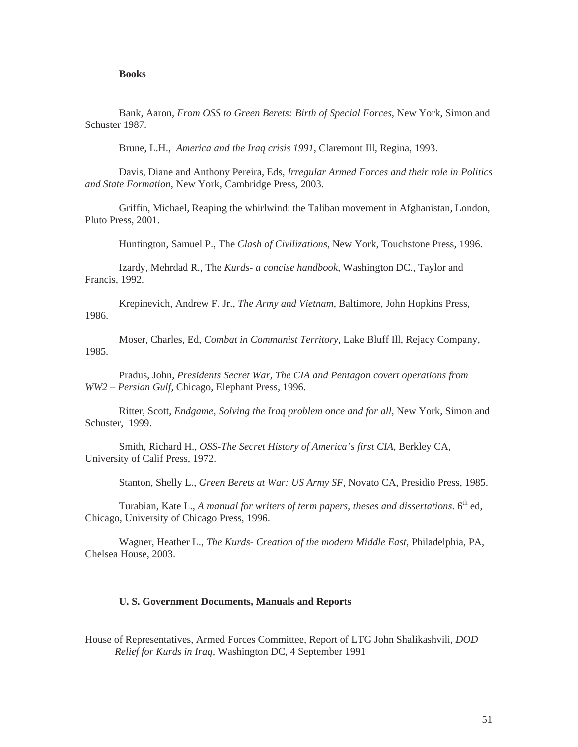**Books**

Bank, Aaron, *From OSS to Green Berets: Birth of Special Forces*, New York, Simon and Schuster 1987.

Brune, L.H., *America and the Iraq crisis 1991*, Claremont Ill, Regina, 1993.

Davis, Diane and Anthony Pereira, Eds, *Irregular Armed Forces and their role in Politics and State Formation*, New York, Cambridge Press, 2003.

Griffin, Michael, Reaping the whirlwind: the Taliban movement in Afghanistan, London, Pluto Press, 2001.

Huntington, Samuel P., The *Clash of Civilizations*, New York, Touchstone Press, 1996.

Izardy, Mehrdad R., The *Kurds- a concise handbook*, Washington DC., Taylor and Francis, 1992.

Krepinevich, Andrew F. Jr., *The Army and Vietnam*, Baltimore, John Hopkins Press, 1986.

Moser, Charles, Ed, *Combat in Communist Territory*, Lake Bluff Ill, Rejacy Company, 1985.

Pradus, John, *Presidents Secret War, The CIA and Pentagon covert operations from WW2 – Persian Gulf*, Chicago, Elephant Press, 1996.

Ritter, Scott, *Endgame, Solving the Iraq problem once and for all*, New York, Simon and Schuster, 1999.

Smith, Richard H., *OSS-The Secret History of America's first CIA*, Berkley CA, University of Calif Press, 1972.

Stanton, Shelly L., *Green Berets at War: US Army SF*, Novato CA, Presidio Press, 1985.

Turabian, Kate L., *A manual for writers of term papers, theses and dissertations*. 6th ed, Chicago, University of Chicago Press, 1996.

Wagner, Heather L., *The Kurds- Creation of the modern Middle East*, Philadelphia, PA, Chelsea House, 2003.

**U. S. Government Documents, Manuals and Reports**

House of Representatives, Armed Forces Committee, Report of LTG John Shalikashvili, *DOD Relief for Kurds in Iraq*, Washington DC, 4 September 1991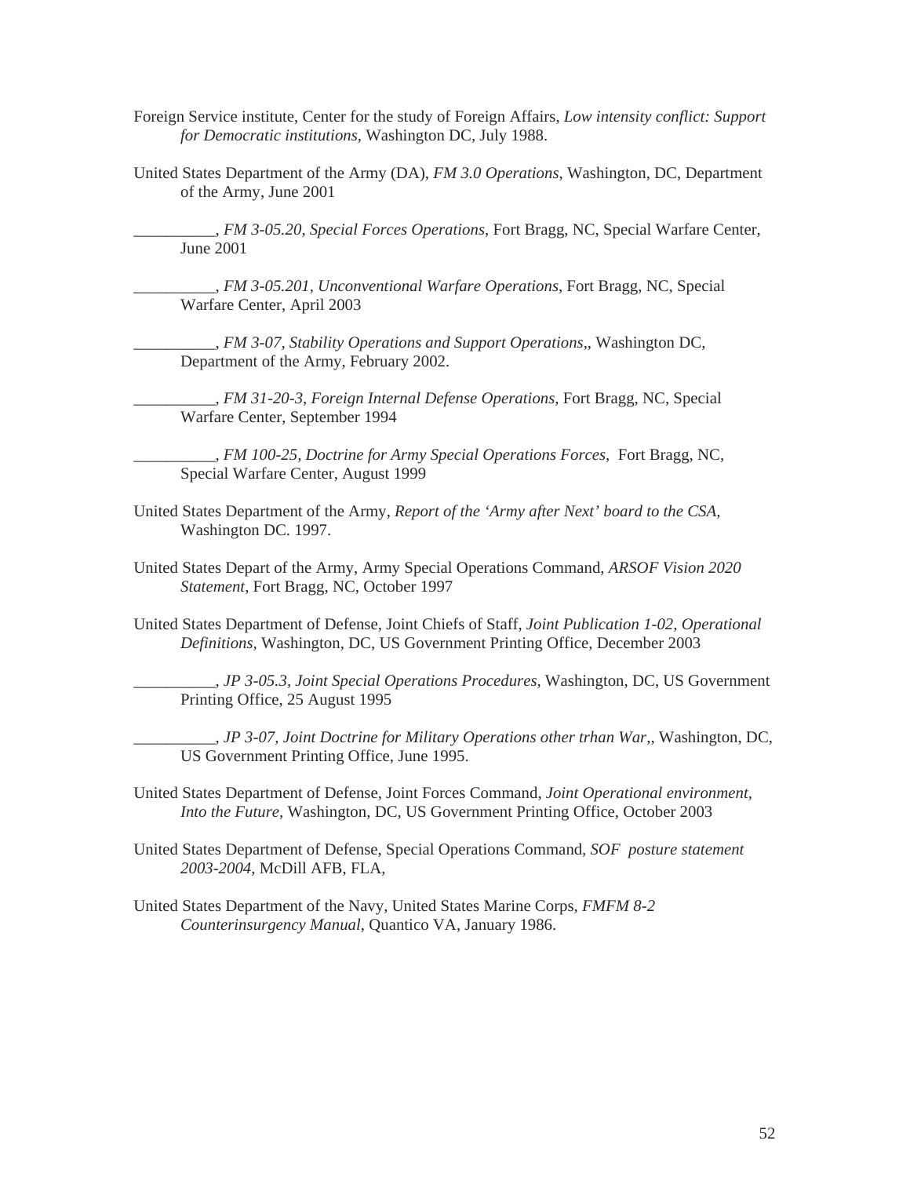Foreign Service institute, Center for the study of Foreign Affairs, *Low intensity conflict: Support for Democratic institutions*, Washington DC, July 1988.

United States Department of the Army (DA), *FM 3.0 Operations*, Washington, DC, Department of the Army, June 2001

__________, *FM 3-05.20, Special Forces Operations*, Fort Bragg, NC, Special Warfare Center, June 2001

__________, *FM 3-05.201, Unconventional Warfare Operations*, Fort Bragg, NC, Special Warfare Center, April 2003

__________, *FM 3-07, Stability Operations and Support Operations*,, Washington DC, Department of the Army, February 2002.

__________, *FM 31-20-3, Foreign Internal Defense Operations*, Fort Bragg, NC, Special Warfare Center, September 1994

__________, *FM 100-25, Doctrine for Army Special Operations Forces*, Fort Bragg, NC, Special Warfare Center, August 1999

United States Department of the Army, *Report of the 'Army after Next' board to the CSA*, Washington DC. 1997.

United States Depart of the Army, Army Special Operations Command, *ARSOF Vision 2020 Statement*, Fort Bragg, NC, October 1997

United States Department of Defense, Joint Chiefs of Staff, *Joint Publication 1-02, Operational Definitions*, Washington, DC, US Government Printing Office, December 2003

__________, *JP 3-05.3, Joint Special Operations Procedures*, Washington, DC, US Government Printing Office, 25 August 1995

__________, *JP 3-07, Joint Doctrine for Military Operations other trhan War*,, Washington, DC, US Government Printing Office, June 1995.

United States Department of Defense, Joint Forces Command, *Joint Operational environment, Into the Future*, Washington, DC, US Government Printing Office, October 2003

United States Department of Defense, Special Operations Command, *SOF posture statement 2003-2004*, McDill AFB, FLA,

United States Department of the Navy, United States Marine Corps, *FMFM 8-2 Counterinsurgency Manual*, Quantico VA, January 1986.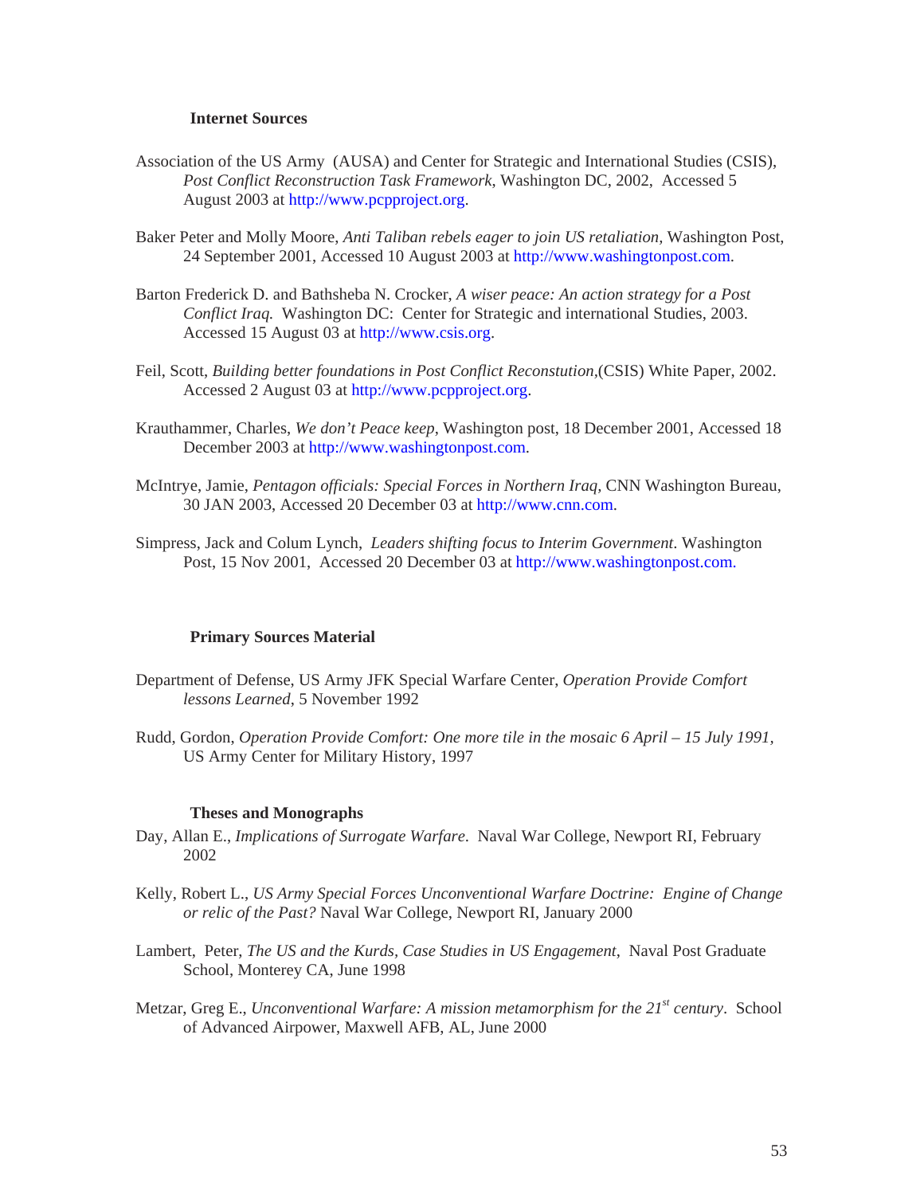### Internet Sources

Association of the US Army (AUSA) and Center for Strategic and International Studies (CSIS), *Post Conflict Reconstruction Task Framework*, Washington DC, 2002, Accessed 5 August 2003 at http://www.pcpproject.org.

Baker Peter and Molly Moore, *Anti Taliban rebels eager to join US retaliation*, Washington Post, 24 September 2001, Accessed 10 August 2003 at http://www.washingtonpost.com.

Barton Frederick D. and Bathsheba N. Crocker, *A wiser peace: An action strategy for a Post Conflict Iraq.* Washington DC: Center for Strategic and international Studies, 2003. Accessed 15 August 03 at http://www.csis.org.

Feil, Scott, *Building better foundations in Post Conflict Reconstution*,(CSIS) White Paper, 2002. Accessed 2 August 03 at http://www.pcpproject.org.

Krauthammer, Charles, *We don't Peace keep*, Washington post, 18 December 2001, Accessed 18 December 2003 at http://www.washingtonpost.com.

McIntrye, Jamie, *Pentagon officials: Special Forces in Northern Iraq*, CNN Washington Bureau, 30 JAN 2003, Accessed 20 December 03 at http://www.cnn.com.

Simpress, Jack and Colum Lynch, *Leaders shifting focus to Interim Government*. Washington Post, 15 Nov 2001, Accessed 20 December 03 at http://www.washingtonpost.com.

### Primary Sources Material

Department of Defense, US Army JFK Special Warfare Center, *Operation Provide Comfort lessons Learned*, 5 November 1992

Rudd, Gordon, *Operation Provide Comfort: One more tile in the mosaic 6 April – 15 July 1991*, US Army Center for Military History, 1997

### Theses and Monographs

Day, Allan E., *Implications of Surrogate Warfare*. Naval War College, Newport RI, February 2002

Kelly, Robert L., *US Army Special Forces Unconventional Warfare Doctrine: Engine of Change or relic of the Past?* Naval War College, Newport RI, January 2000

Lambert, Peter, *The US and the Kurds, Case Studies in US Engagement*, Naval Post Graduate School, Monterey CA, June 1998

Metzar, Greg E., *Unconventional Warfare: A mission metamorphism for the 21st century*. School of Advanced Airpower, Maxwell AFB, AL, June 2000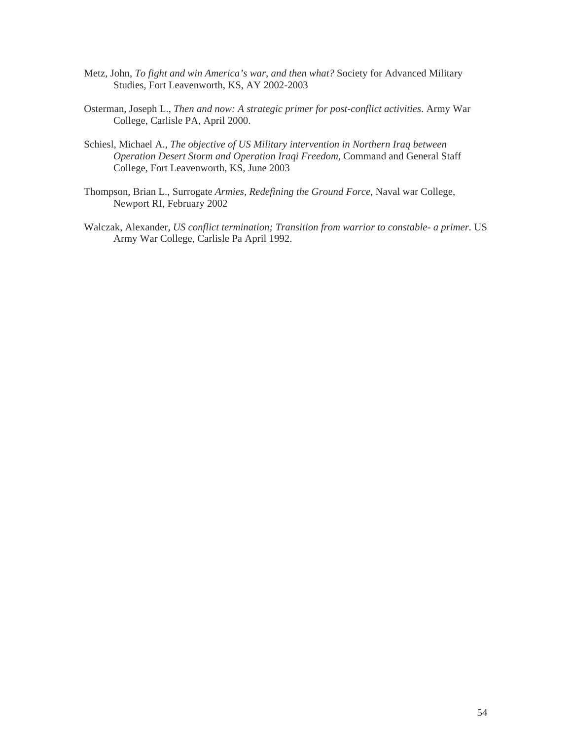Metz, John, *To fight and win America's war, and then what?* Society for Advanced Military Studies, Fort Leavenworth, KS, AY 2002-2003

Osterman, Joseph L., *Then and now: A strategic primer for post-conflict activities*. Army War College, Carlisle PA, April 2000.

Schiesl, Michael A., *The objective of US Military intervention in Northern Iraq between Operation Desert Storm and Operation Iraqi Freedom*, Command and General Staff College, Fort Leavenworth, KS, June 2003

Thompson, Brian L., Surrogate *Armies, Redefining the Ground Force*, Naval war College, Newport RI, February 2002

Walczak, Alexander, *US conflict termination; Transition from warrior to constable- a primer*. US Army War College, Carlisle Pa April 1992.